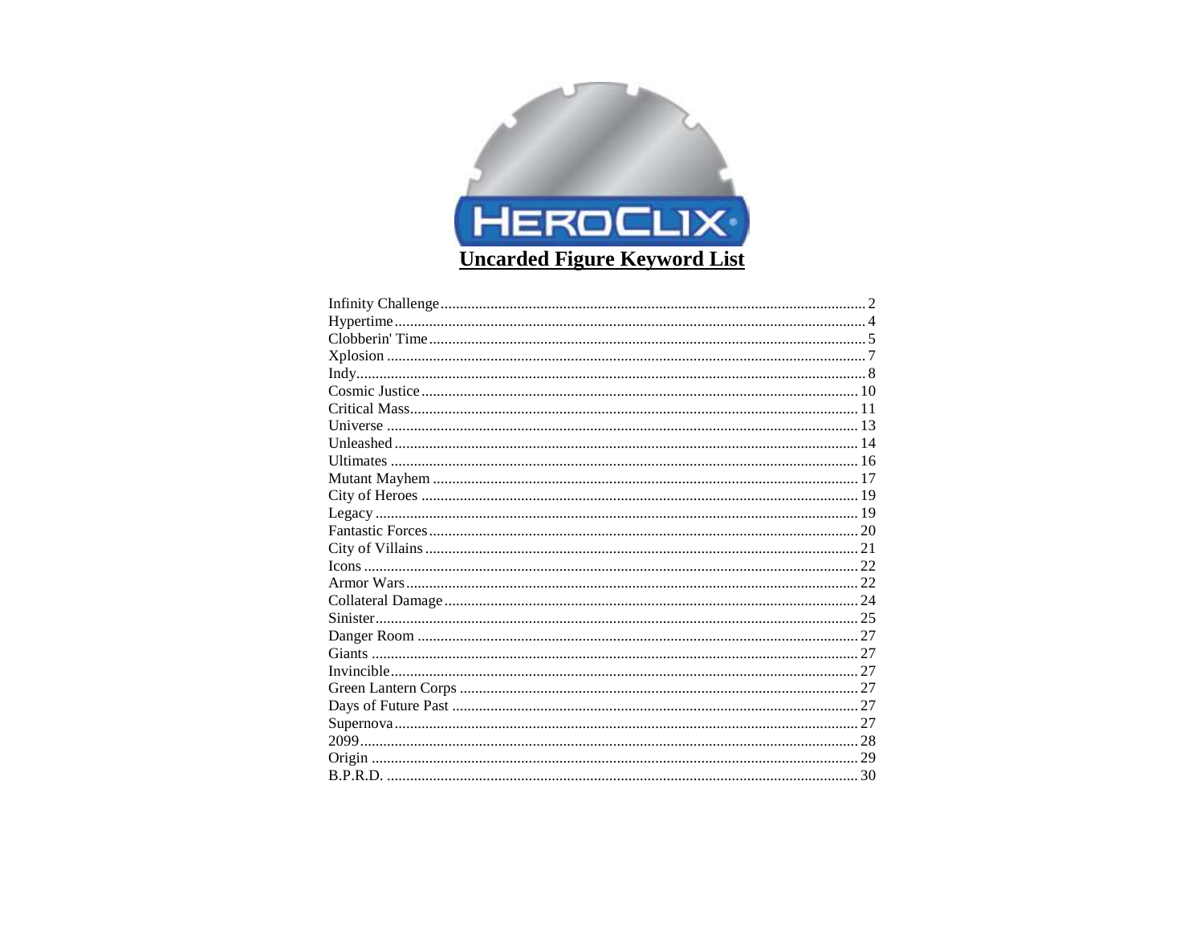HEROCLIX

# Uncarded Figure Keyword List

| | |
|---|---|
| Infinity Challenge | 2 |
| Hypertime | 4 |
| Clobberin' Time | 5 |
| Xplosion | 7 |
| Indy | 8 |
| Cosmic Justice | 10 |
| Critical Mass | 11 |
| Universe | 13 |
| Unleashed | 14 |
| Ultimates | 16 |
| Mutant Mayhem | 17 |
| City of Heroes | 19 |
| Legacy | 19 |
| Fantastic Forces | 20 |
| City of Villains | 21 |
| Icons | 22 |
| Armor Wars | 22 |
| Collateral Damage | 24 |
| Sinister | 25 |
| Danger Room | 27 |
| Giants | 27 |
| Invincible | 27 |
| Green Lantern Corps | 27 |
| Days of Future Past | 27 |
| Supernova | 27 |
| 2099 | 28 |
| Origin | 29 |
| B.P.R.D. | 30 |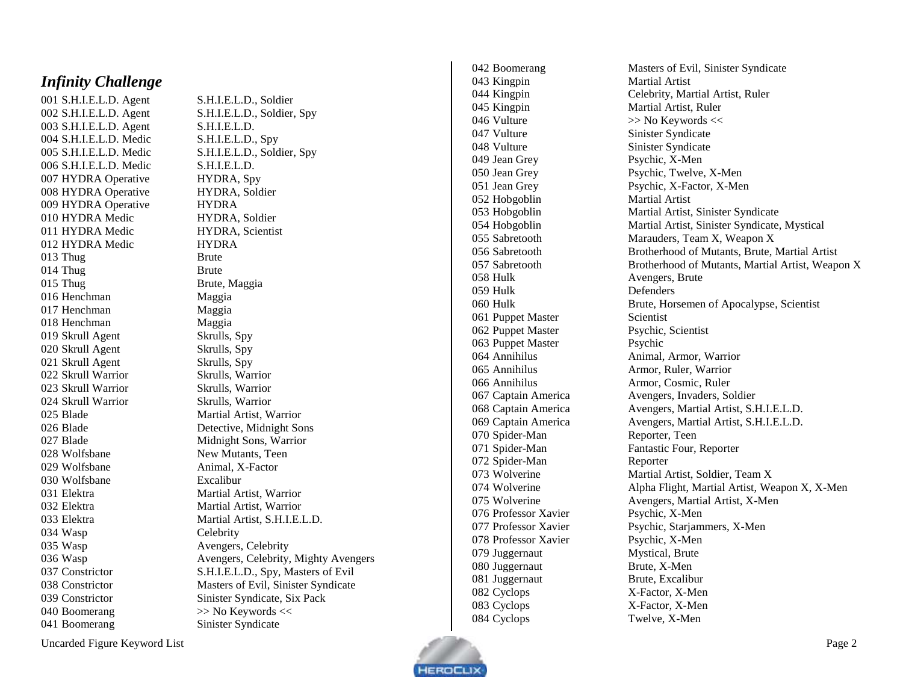## *Infinity Challenge*

| Figure | Keywords |
|---|---|
| 001 S.H.I.E.L.D. Agent | S.H.I.E.L.D., Soldier |
| 002 S.H.I.E.L.D. Agent | S.H.I.E.L.D., Soldier, Spy |
| 003 S.H.I.E.L.D. Agent | S.H.I.E.L.D. |
| 004 S.H.I.E.L.D. Medic | S.H.I.E.L.D., Spy |
| 005 S.H.I.E.L.D. Medic | S.H.I.E.L.D., Soldier, Spy |
| 006 S.H.I.E.L.D. Medic | S.H.I.E.L.D. |
| 007 HYDRA Operative | HYDRA, Spy |
| 008 HYDRA Operative | HYDRA, Soldier |
| 009 HYDRA Operative | HYDRA |
| 010 HYDRA Medic | HYDRA, Soldier |
| 011 HYDRA Medic | HYDRA, Scientist |
| 012 HYDRA Medic | HYDRA |
| 013 Thug | Brute |
| 014 Thug | Brute |
| 015 Thug | Brute, Maggia |
| 016 Henchman | Maggia |
| 017 Henchman | Maggia |
| 018 Henchman | Maggia |
| 019 Skrull Agent | Skrulls, Spy |
| 020 Skrull Agent | Skrulls, Spy |
| 021 Skrull Agent | Skrulls, Spy |
| 022 Skrull Warrior | Skrulls, Warrior |
| 023 Skrull Warrior | Skrulls, Warrior |
| 024 Skrull Warrior | Skrulls, Warrior |
| 025 Blade | Martial Artist, Warrior |
| 026 Blade | Detective, Midnight Sons |
| 027 Blade | Midnight Sons, Warrior |
| 028 Wolfsbane | New Mutants, Teen |
| 029 Wolfsbane | Animal, X-Factor |
| 030 Wolfsbane | Excalibur |
| 031 Elektra | Martial Artist, Warrior |
| 032 Elektra | Martial Artist, Warrior |
| 033 Elektra | Martial Artist, S.H.I.E.L.D. |
| 034 Wasp | Celebrity |
| 035 Wasp | Avengers, Celebrity |
| 036 Wasp | Avengers, Celebrity, Mighty Avengers |
| 037 Constrictor | S.H.I.E.L.D., Spy, Masters of Evil |
| 038 Constrictor | Masters of Evil, Sinister Syndicate |
| 039 Constrictor | Sinister Syndicate, Six Pack |
| 040 Boomerang | >> No Keywords << |
| 041 Boomerang | Sinister Syndicate |
| 042 Boomerang | Masters of Evil, Sinister Syndicate |
| 043 Kingpin | Martial Artist |
| 044 Kingpin | Celebrity, Martial Artist, Ruler |
| 045 Kingpin | Martial Artist, Ruler |
| 046 Vulture | >> No Keywords << |
| 047 Vulture | Sinister Syndicate |
| 048 Vulture | Sinister Syndicate |
| 049 Jean Grey | Psychic, X-Men |
| 050 Jean Grey | Psychic, Twelve, X-Men |
| 051 Jean Grey | Psychic, X-Factor, X-Men |
| 052 Hobgoblin | Martial Artist |
| 053 Hobgoblin | Martial Artist, Sinister Syndicate |
| 054 Hobgoblin | Martial Artist, Sinister Syndicate, Mystical |
| 055 Sabretooth | Marauders, Team X, Weapon X |
| 056 Sabretooth | Brotherhood of Mutants, Brute, Martial Artist |
| 057 Sabretooth | Brotherhood of Mutants, Martial Artist, Weapon X |
| 058 Hulk | Avengers, Brute |
| 059 Hulk | Defenders |
| 060 Hulk | Brute, Horsemen of Apocalypse, Scientist |
| 061 Puppet Master | Scientist |
| 062 Puppet Master | Psychic, Scientist |
| 063 Puppet Master | Psychic |
| 064 Annihilus | Animal, Armor, Warrior |
| 065 Annihilus | Armor, Ruler, Warrior |
| 066 Annihilus | Armor, Cosmic, Ruler |
| 067 Captain America | Avengers, Invaders, Soldier |
| 068 Captain America | Avengers, Martial Artist, S.H.I.E.L.D. |
| 069 Captain America | Avengers, Martial Artist, S.H.I.E.L.D. |
| 070 Spider-Man | Reporter, Teen |
| 071 Spider-Man | Fantastic Four, Reporter |
| 072 Spider-Man | Reporter |
| 073 Wolverine | Martial Artist, Soldier, Team X |
| 074 Wolverine | Alpha Flight, Martial Artist, Weapon X, X-Men |
| 075 Wolverine | Avengers, Martial Artist, X-Men |
| 076 Professor Xavier | Psychic, X-Men |
| 077 Professor Xavier | Psychic, Starjammers, X-Men |
| 078 Professor Xavier | Psychic, X-Men |
| 079 Juggernaut | Mystical, Brute |
| 080 Juggernaut | Brute, X-Men |
| 081 Juggernaut | Brute, Excalibur |
| 082 Cyclops | X-Factor, X-Men |
| 083 Cyclops | X-Factor, X-Men |
| 084 Cyclops | Twelve, X-Men |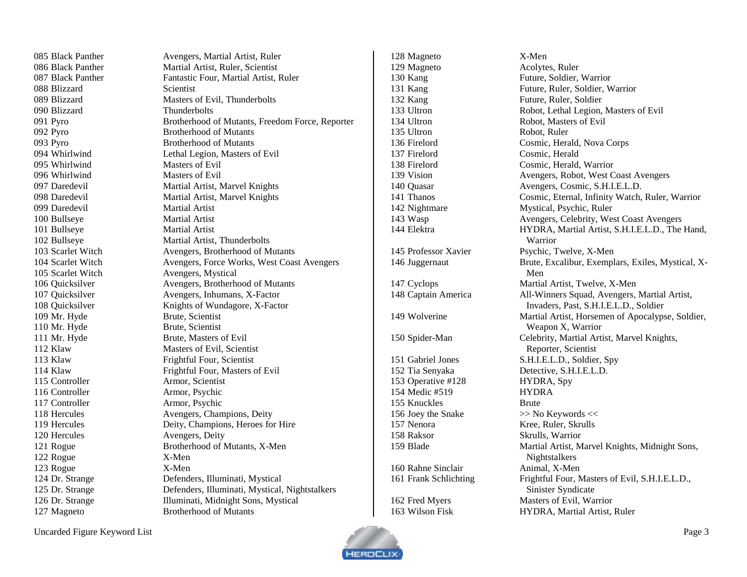| Figure | Keywords |
|---|---|
| 085 Black Panther | Avengers, Martial Artist, Ruler |
| 086 Black Panther | Martial Artist, Ruler, Scientist |
| 087 Black Panther | Fantastic Four, Martial Artist, Ruler |
| 088 Blizzard | Scientist |
| 089 Blizzard | Masters of Evil, Thunderbolts |
| 090 Blizzard | Thunderbolts |
| 091 Pyro | Brotherhood of Mutants, Freedom Force, Reporter |
| 092 Pyro | Brotherhood of Mutants |
| 093 Pyro | Brotherhood of Mutants |
| 094 Whirlwind | Lethal Legion, Masters of Evil |
| 095 Whirlwind | Masters of Evil |
| 096 Whirlwind | Masters of Evil |
| 097 Daredevil | Martial Artist, Marvel Knights |
| 098 Daredevil | Martial Artist, Marvel Knights |
| 099 Daredevil | Martial Artist |
| 100 Bullseye | Martial Artist |
| 101 Bullseye | Martial Artist |
| 102 Bullseye | Martial Artist, Thunderbolts |
| 103 Scarlet Witch | Avengers, Brotherhood of Mutants |
| 104 Scarlet Witch | Avengers, Force Works, West Coast Avengers |
| 105 Scarlet Witch | Avengers, Mystical |
| 106 Quicksilver | Avengers, Brotherhood of Mutants |
| 107 Quicksilver | Avengers, Inhumans, X-Factor |
| 108 Quicksilver | Knights of Wundagore, X-Factor |
| 109 Mr. Hyde | Brute, Scientist |
| 110 Mr. Hyde | Brute, Scientist |
| 111 Mr. Hyde | Brute, Masters of Evil |
| 112 Klaw | Masters of Evil, Scientist |
| 113 Klaw | Frightful Four, Scientist |
| 114 Klaw | Frightful Four, Masters of Evil |
| 115 Controller | Armor, Scientist |
| 116 Controller | Armor, Psychic |
| 117 Controller | Armor, Psychic |
| 118 Hercules | Avengers, Champions, Deity |
| 119 Hercules | Deity, Champions, Heroes for Hire |
| 120 Hercules | Avengers, Deity |
| 121 Rogue | Brotherhood of Mutants, X-Men |
| 122 Rogue | X-Men |
| 123 Rogue | X-Men |
| 124 Dr. Strange | Defenders, Illuminati, Mystical |
| 125 Dr. Strange | Defenders, Illuminati, Mystical, Nightstalkers |
| 126 Dr. Strange | Illuminati, Midnight Sons, Mystical |
| 127 Magneto | Brotherhood of Mutants |
| 128 Magneto | X-Men |
| 129 Magneto | Acolytes, Ruler |
| 130 Kang | Future, Soldier, Warrior |
| 131 Kang | Future, Ruler, Soldier, Warrior |
| 132 Kang | Future, Ruler, Soldier |
| 133 Ultron | Robot, Lethal Legion, Masters of Evil |
| 134 Ultron | Robot, Masters of Evil |
| 135 Ultron | Robot, Ruler |
| 136 Firelord | Cosmic, Herald, Nova Corps |
| 137 Firelord | Cosmic, Herald |
| 138 Firelord | Cosmic, Herald, Warrior |
| 139 Vision | Avengers, Robot, West Coast Avengers |
| 140 Quasar | Avengers, Cosmic, S.H.I.E.L.D. |
| 141 Thanos | Cosmic, Eternal, Infinity Watch, Ruler, Warrior |
| 142 Nightmare | Mystical, Psychic, Ruler |
| 143 Wasp | Avengers, Celebrity, West Coast Avengers |
| 144 Elektra | HYDRA, Martial Artist, S.H.I.E.L.D., The Hand, Warrior |
| 145 Professor Xavier | Psychic, Twelve, X-Men |
| 146 Juggernaut | Brute, Excalibur, Exemplars, Exiles, Mystical, X-Men |
| 147 Cyclops | Martial Artist, Twelve, X-Men |
| 148 Captain America | All-Winners Squad, Avengers, Martial Artist, Invaders, Past, S.H.I.E.L.D., Soldier |
| 149 Wolverine | Martial Artist, Horsemen of Apocalypse, Soldier, Weapon X, Warrior |
| 150 Spider-Man | Celebrity, Martial Artist, Marvel Knights, Reporter, Scientist |
| 151 Gabriel Jones | S.H.I.E.L.D., Soldier, Spy |
| 152 Tia Senyaka | Detective, S.H.I.E.L.D. |
| 153 Operative #128 | HYDRA, Spy |
| 154 Medic #519 | HYDRA |
| 155 Knuckles | Brute |
| 156 Joey the Snake | >> No Keywords << |
| 157 Nenora | Kree, Ruler, Skrulls |
| 158 Raksor | Skrulls, Warrior |
| 159 Blade | Martial Artist, Marvel Knights, Midnight Sons, Nightstalkers |
| 160 Rahne Sinclair | Animal, X-Men |
| 161 Frank Schlichting | Frightful Four, Masters of Evil, S.H.I.E.L.D., Sinister Syndicate |
| 162 Fred Myers | Masters of Evil, Warrior |
| 163 Wilson Fisk | HYDRA, Martial Artist, Ruler |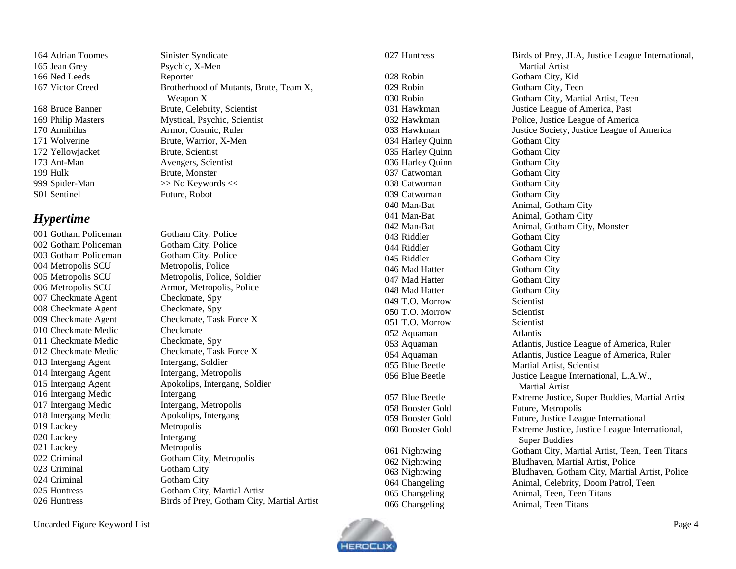| | |
|---|---|
| 164 Adrian Toomes | Sinister Syndicate |
| 165 Jean Grey | Psychic, X-Men |
| 166 Ned Leeds | Reporter |
| 167 Victor Creed | Brotherhood of Mutants, Brute, Team X, Weapon X |
| 168 Bruce Banner | Brute, Celebrity, Scientist |
| 169 Philip Masters | Mystical, Psychic, Scientist |
| 170 Annihilus | Armor, Cosmic, Ruler |
| 171 Wolverine | Brute, Warrior, X-Men |
| 172 Yellowjacket | Brute, Scientist |
| 173 Ant-Man | Avengers, Scientist |
| 199 Hulk | Brute, Monster |
| 999 Spider-Man | >> No Keywords << |
| S01 Sentinel | Future, Robot |

## *Hypertime*

| | |
|---|---|
| 001 Gotham Policeman | Gotham City, Police |
| 002 Gotham Policeman | Gotham City, Police |
| 003 Gotham Policeman | Gotham City, Police |
| 004 Metropolis SCU | Metropolis, Police |
| 005 Metropolis SCU | Metropolis, Police, Soldier |
| 006 Metropolis SCU | Armor, Metropolis, Police |
| 007 Checkmate Agent | Checkmate, Spy |
| 008 Checkmate Agent | Checkmate, Spy |
| 009 Checkmate Agent | Checkmate, Task Force X |
| 010 Checkmate Medic | Checkmate |
| 011 Checkmate Medic | Checkmate, Spy |
| 012 Checkmate Medic | Checkmate, Task Force X |
| 013 Intergang Agent | Intergang, Soldier |
| 014 Intergang Agent | Intergang, Metropolis |
| 015 Intergang Agent | Apokolips, Intergang, Soldier |
| 016 Intergang Medic | Intergang |
| 017 Intergang Medic | Intergang, Metropolis |
| 018 Intergang Medic | Apokolips, Intergang |
| 019 Lackey | Metropolis |
| 020 Lackey | Intergang |
| 021 Lackey | Metropolis |
| 022 Criminal | Gotham City, Metropolis |
| 023 Criminal | Gotham City |
| 024 Criminal | Gotham City |
| 025 Huntress | Gotham City, Martial Artist |
| 026 Huntress | Birds of Prey, Gotham City, Martial Artist |
| 027 Huntress | Birds of Prey, JLA, Justice League International, Martial Artist |
| 028 Robin | Gotham City, Kid |
| 029 Robin | Gotham City, Teen |
| 030 Robin | Gotham City, Martial Artist, Teen |
| 031 Hawkman | Justice League of America, Past |
| 032 Hawkman | Police, Justice League of America |
| 033 Hawkman | Justice Society, Justice League of America |
| 034 Harley Quinn | Gotham City |
| 035 Harley Quinn | Gotham City |
| 036 Harley Quinn | Gotham City |
| 037 Catwoman | Gotham City |
| 038 Catwoman | Gotham City |
| 039 Catwoman | Gotham City |
| 040 Man-Bat | Animal, Gotham City |
| 041 Man-Bat | Animal, Gotham City |
| 042 Man-Bat | Animal, Gotham City, Monster |
| 043 Riddler | Gotham City |
| 044 Riddler | Gotham City |
| 045 Riddler | Gotham City |
| 046 Mad Hatter | Gotham City |
| 047 Mad Hatter | Gotham City |
| 048 Mad Hatter | Gotham City |
| 049 T.O. Morrow | Scientist |
| 050 T.O. Morrow | Scientist |
| 051 T.O. Morrow | Scientist |
| 052 Aquaman | Atlantis |
| 053 Aquaman | Atlantis, Justice League of America, Ruler |
| 054 Aquaman | Atlantis, Justice League of America, Ruler |
| 055 Blue Beetle | Martial Artist, Scientist |
| 056 Blue Beetle | Justice League International, L.A.W., Martial Artist |
| 057 Blue Beetle | Extreme Justice, Super Buddies, Martial Artist |
| 058 Booster Gold | Future, Metropolis |
| 059 Booster Gold | Future, Justice League International |
| 060 Booster Gold | Extreme Justice, Justice League International, Super Buddies |
| 061 Nightwing | Gotham City, Martial Artist, Teen, Teen Titans |
| 062 Nightwing | Bludhaven, Martial Artist, Police |
| 063 Nightwing | Bludhaven, Gotham City, Martial Artist, Police |
| 064 Changeling | Animal, Celebrity, Doom Patrol, Teen |
| 065 Changeling | Animal, Teen, Teen Titans |
| 066 Changeling | Animal, Teen Titans |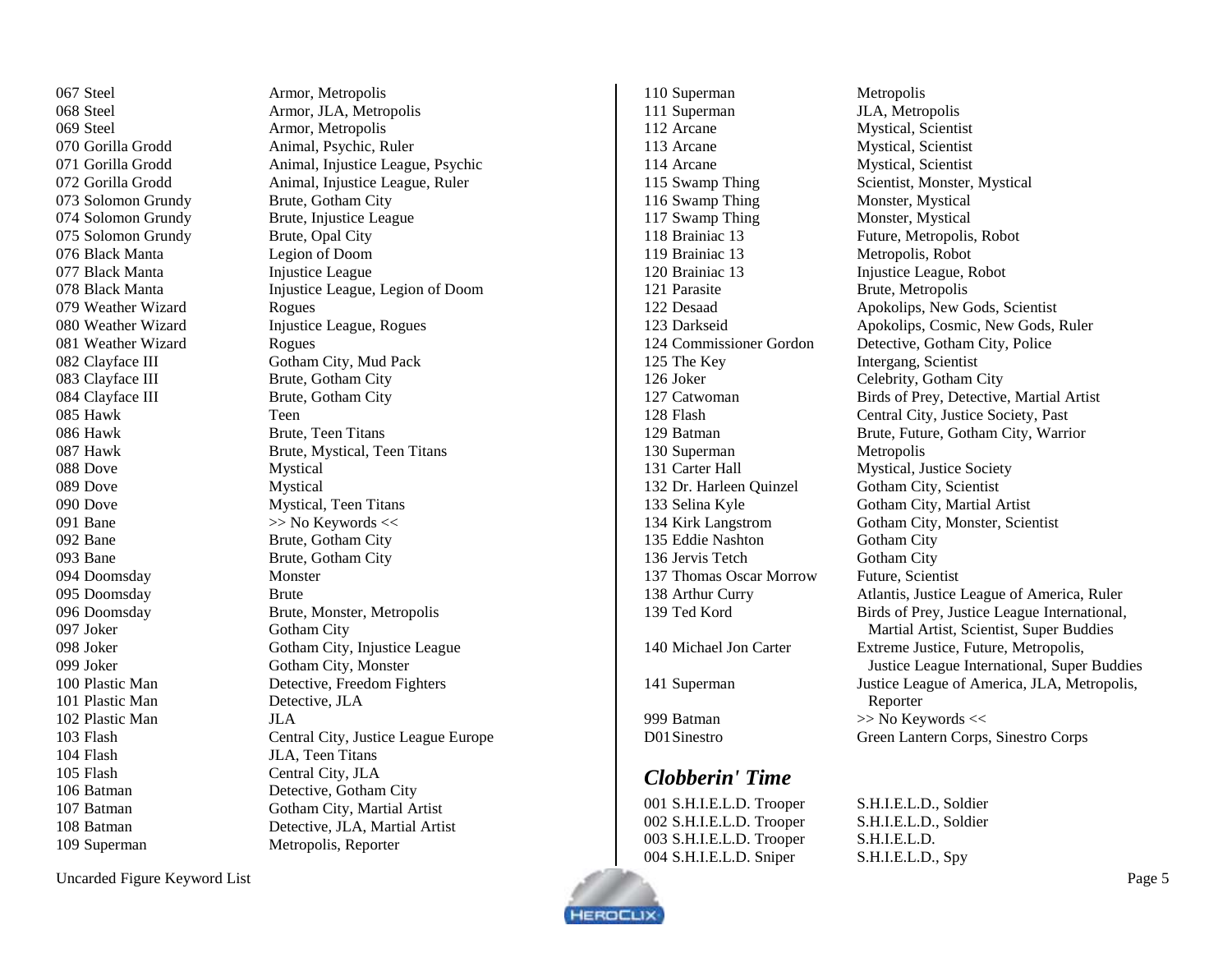| | |
|---|---|
| 067 Steel | Armor, Metropolis |
| 068 Steel | Armor, JLA, Metropolis |
| 069 Steel | Armor, Metropolis |
| 070 Gorilla Grodd | Animal, Psychic, Ruler |
| 071 Gorilla Grodd | Animal, Injustice League, Psychic |
| 072 Gorilla Grodd | Animal, Injustice League, Ruler |
| 073 Solomon Grundy | Brute, Gotham City |
| 074 Solomon Grundy | Brute, Injustice League |
| 075 Solomon Grundy | Brute, Opal City |
| 076 Black Manta | Legion of Doom |
| 077 Black Manta | Injustice League |
| 078 Black Manta | Injustice League, Legion of Doom |
| 079 Weather Wizard | Rogues |
| 080 Weather Wizard | Injustice League, Rogues |
| 081 Weather Wizard | Rogues |
| 082 Clayface III | Gotham City, Mud Pack |
| 083 Clayface III | Brute, Gotham City |
| 084 Clayface III | Brute, Gotham City |
| 085 Hawk | Teen |
| 086 Hawk | Brute, Teen Titans |
| 087 Hawk | Brute, Mystical, Teen Titans |
| 088 Dove | Mystical |
| 089 Dove | Mystical |
| 090 Dove | Mystical, Teen Titans |
| 091 Bane | >> No Keywords << |
| 092 Bane | Brute, Gotham City |
| 093 Bane | Brute, Gotham City |
| 094 Doomsday | Monster |
| 095 Doomsday | Brute |
| 096 Doomsday | Brute, Monster, Metropolis |
| 097 Joker | Gotham City |
| 098 Joker | Gotham City, Injustice League |
| 099 Joker | Gotham City, Monster |
| 100 Plastic Man | Detective, Freedom Fighters |
| 101 Plastic Man | Detective, JLA |
| 102 Plastic Man | JLA |
| 103 Flash | Central City, Justice League Europe |
| 104 Flash | JLA, Teen Titans |
| 105 Flash | Central City, JLA |
| 106 Batman | Detective, Gotham City |
| 107 Batman | Gotham City, Martial Artist |
| 108 Batman | Detective, JLA, Martial Artist |
| 109 Superman | Metropolis, Reporter |
| 110 Superman | Metropolis |
| 111 Superman | JLA, Metropolis |
| 112 Arcane | Mystical, Scientist |
| 113 Arcane | Mystical, Scientist |
| 114 Arcane | Mystical, Scientist |
| 115 Swamp Thing | Scientist, Monster, Mystical |
| 116 Swamp Thing | Monster, Mystical |
| 117 Swamp Thing | Monster, Mystical |
| 118 Brainiac 13 | Future, Metropolis, Robot |
| 119 Brainiac 13 | Metropolis, Robot |
| 120 Brainiac 13 | Injustice League, Robot |
| 121 Parasite | Brute, Metropolis |
| 122 Desaad | Apokolips, New Gods, Scientist |
| 123 Darkseid | Apokolips, Cosmic, New Gods, Ruler |
| 124 Commissioner Gordon | Detective, Gotham City, Police |
| 125 The Key | Intergang, Scientist |
| 126 Joker | Celebrity, Gotham City |
| 127 Catwoman | Birds of Prey, Detective, Martial Artist |
| 128 Flash | Central City, Justice Society, Past |
| 129 Batman | Brute, Future, Gotham City, Warrior |
| 130 Superman | Metropolis |
| 131 Carter Hall | Mystical, Justice Society |
| 132 Dr. Harleen Quinzel | Gotham City, Scientist |
| 133 Selina Kyle | Gotham City, Martial Artist |
| 134 Kirk Langstrom | Gotham City, Monster, Scientist |
| 135 Eddie Nashton | Gotham City |
| 136 Jervis Tetch | Gotham City |
| 137 Thomas Oscar Morrow | Future, Scientist |
| 138 Arthur Curry | Atlantis, Justice League of America, Ruler |
| 139 Ted Kord | Birds of Prey, Justice League International, Martial Artist, Scientist, Super Buddies |
| 140 Michael Jon Carter | Extreme Justice, Future, Metropolis, Justice League International, Super Buddies |
| 141 Superman | Justice League of America, JLA, Metropolis, Reporter |
| 999 Batman | >> No Keywords << |
| D01 Sinestro | Green Lantern Corps, Sinestro Corps |

## *Clobberin' Time*

| | |
|---|---|
| 001 S.H.I.E.L.D. Trooper | S.H.I.E.L.D., Soldier |
| 002 S.H.I.E.L.D. Trooper | S.H.I.E.L.D., Soldier |
| 003 S.H.I.E.L.D. Trooper | S.H.I.E.L.D. |
| 004 S.H.I.E.L.D. Sniper | S.H.I.E.L.D., Spy |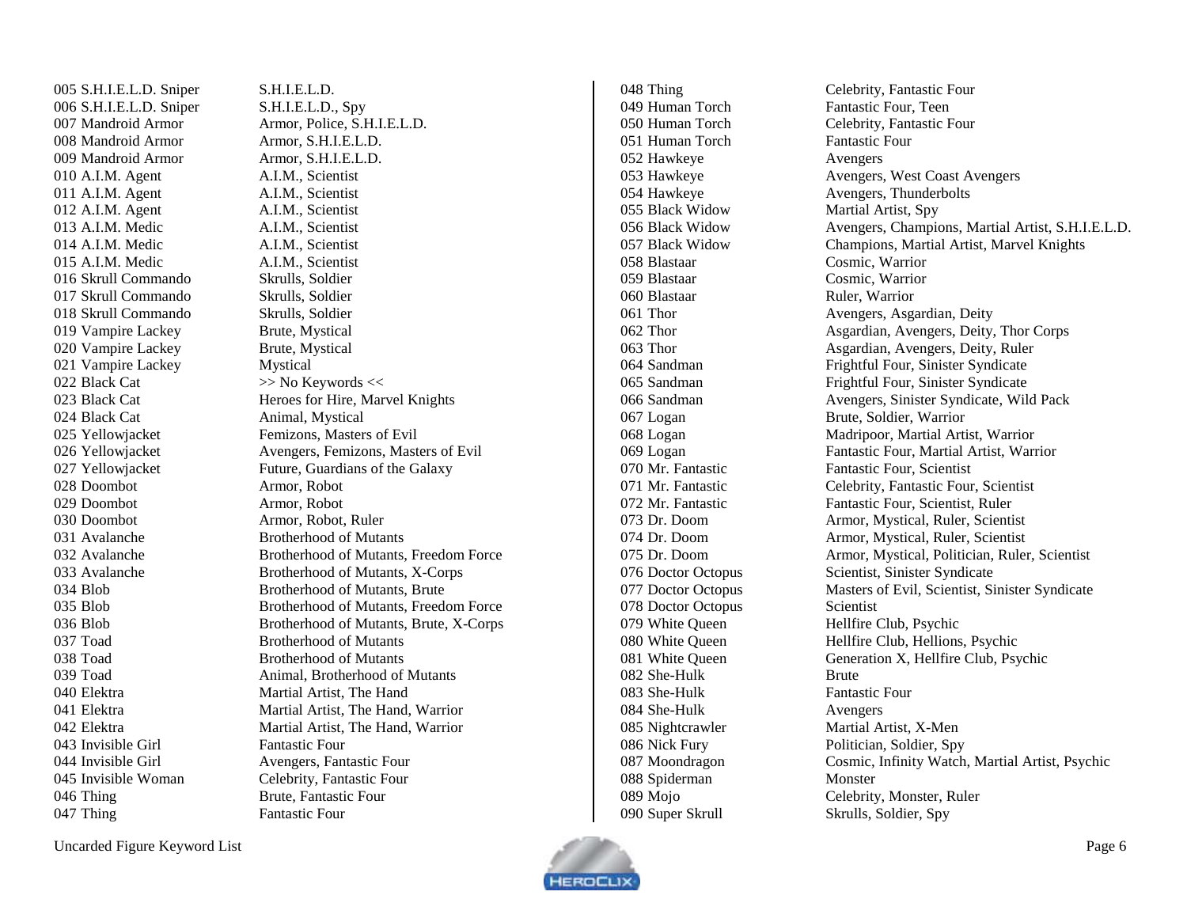| Figure | Keywords |
|---|---|
| 005 S.H.I.E.L.D. Sniper | S.H.I.E.L.D. |
| 006 S.H.I.E.L.D. Sniper | S.H.I.E.L.D., Spy |
| 007 Mandroid Armor | Armor, Police, S.H.I.E.L.D. |
| 008 Mandroid Armor | Armor, S.H.I.E.L.D. |
| 009 Mandroid Armor | Armor, S.H.I.E.L.D. |
| 010 A.I.M. Agent | A.I.M., Scientist |
| 011 A.I.M. Agent | A.I.M., Scientist |
| 012 A.I.M. Agent | A.I.M., Scientist |
| 013 A.I.M. Medic | A.I.M., Scientist |
| 014 A.I.M. Medic | A.I.M., Scientist |
| 015 A.I.M. Medic | A.I.M., Scientist |
| 016 Skrull Commando | Skrulls, Soldier |
| 017 Skrull Commando | Skrulls, Soldier |
| 018 Skrull Commando | Skrulls, Soldier |
| 019 Vampire Lackey | Brute, Mystical |
| 020 Vampire Lackey | Brute, Mystical |
| 021 Vampire Lackey | Mystical |
| 022 Black Cat | >> No Keywords << |
| 023 Black Cat | Heroes for Hire, Marvel Knights |
| 024 Black Cat | Animal, Mystical |
| 025 Yellowjacket | Femizons, Masters of Evil |
| 026 Yellowjacket | Avengers, Femizons, Masters of Evil |
| 027 Yellowjacket | Future, Guardians of the Galaxy |
| 028 Doombot | Armor, Robot |
| 029 Doombot | Armor, Robot |
| 030 Doombot | Armor, Robot, Ruler |
| 031 Avalanche | Brotherhood of Mutants |
| 032 Avalanche | Brotherhood of Mutants, Freedom Force |
| 033 Avalanche | Brotherhood of Mutants, X-Corps |
| 034 Blob | Brotherhood of Mutants, Brute |
| 035 Blob | Brotherhood of Mutants, Freedom Force |
| 036 Blob | Brotherhood of Mutants, Brute, X-Corps |
| 037 Toad | Brotherhood of Mutants |
| 038 Toad | Brotherhood of Mutants |
| 039 Toad | Animal, Brotherhood of Mutants |
| 040 Elektra | Martial Artist, The Hand |
| 041 Elektra | Martial Artist, The Hand, Warrior |
| 042 Elektra | Martial Artist, The Hand, Warrior |
| 043 Invisible Girl | Fantastic Four |
| 044 Invisible Girl | Avengers, Fantastic Four |
| 045 Invisible Woman | Celebrity, Fantastic Four |
| 046 Thing | Brute, Fantastic Four |
| 047 Thing | Fantastic Four |
| 048 Thing | Celebrity, Fantastic Four |
| 049 Human Torch | Fantastic Four, Teen |
| 050 Human Torch | Celebrity, Fantastic Four |
| 051 Human Torch | Fantastic Four |
| 052 Hawkeye | Avengers |
| 053 Hawkeye | Avengers, West Coast Avengers |
| 054 Hawkeye | Avengers, Thunderbolts |
| 055 Black Widow | Martial Artist, Spy |
| 056 Black Widow | Avengers, Champions, Martial Artist, S.H.I.E.L.D. |
| 057 Black Widow | Champions, Martial Artist, Marvel Knights |
| 058 Blastaar | Cosmic, Warrior |
| 059 Blastaar | Cosmic, Warrior |
| 060 Blastaar | Ruler, Warrior |
| 061 Thor | Avengers, Asgardian, Deity |
| 062 Thor | Asgardian, Avengers, Deity, Thor Corps |
| 063 Thor | Asgardian, Avengers, Deity, Ruler |
| 064 Sandman | Frightful Four, Sinister Syndicate |
| 065 Sandman | Frightful Four, Sinister Syndicate |
| 066 Sandman | Avengers, Sinister Syndicate, Wild Pack |
| 067 Logan | Brute, Soldier, Warrior |
| 068 Logan | Madripoor, Martial Artist, Warrior |
| 069 Logan | Fantastic Four, Martial Artist, Warrior |
| 070 Mr. Fantastic | Fantastic Four, Scientist |
| 071 Mr. Fantastic | Celebrity, Fantastic Four, Scientist |
| 072 Mr. Fantastic | Fantastic Four, Scientist, Ruler |
| 073 Dr. Doom | Armor, Mystical, Ruler, Scientist |
| 074 Dr. Doom | Armor, Mystical, Ruler, Scientist |
| 075 Dr. Doom | Armor, Mystical, Politician, Ruler, Scientist |
| 076 Doctor Octopus | Scientist, Sinister Syndicate |
| 077 Doctor Octopus | Masters of Evil, Scientist, Sinister Syndicate |
| 078 Doctor Octopus | Scientist |
| 079 White Queen | Hellfire Club, Psychic |
| 080 White Queen | Hellfire Club, Hellions, Psychic |
| 081 White Queen | Generation X, Hellfire Club, Psychic |
| 082 She-Hulk | Brute |
| 083 She-Hulk | Fantastic Four |
| 084 She-Hulk | Avengers |
| 085 Nightcrawler | Martial Artist, X-Men |
| 086 Nick Fury | Politician, Soldier, Spy |
| 087 Moondragon | Cosmic, Infinity Watch, Martial Artist, Psychic |
| 088 Spiderman | Monster |
| 089 Mojo | Celebrity, Monster, Ruler |
| 090 Super Skrull | Skrulls, Soldier, Spy |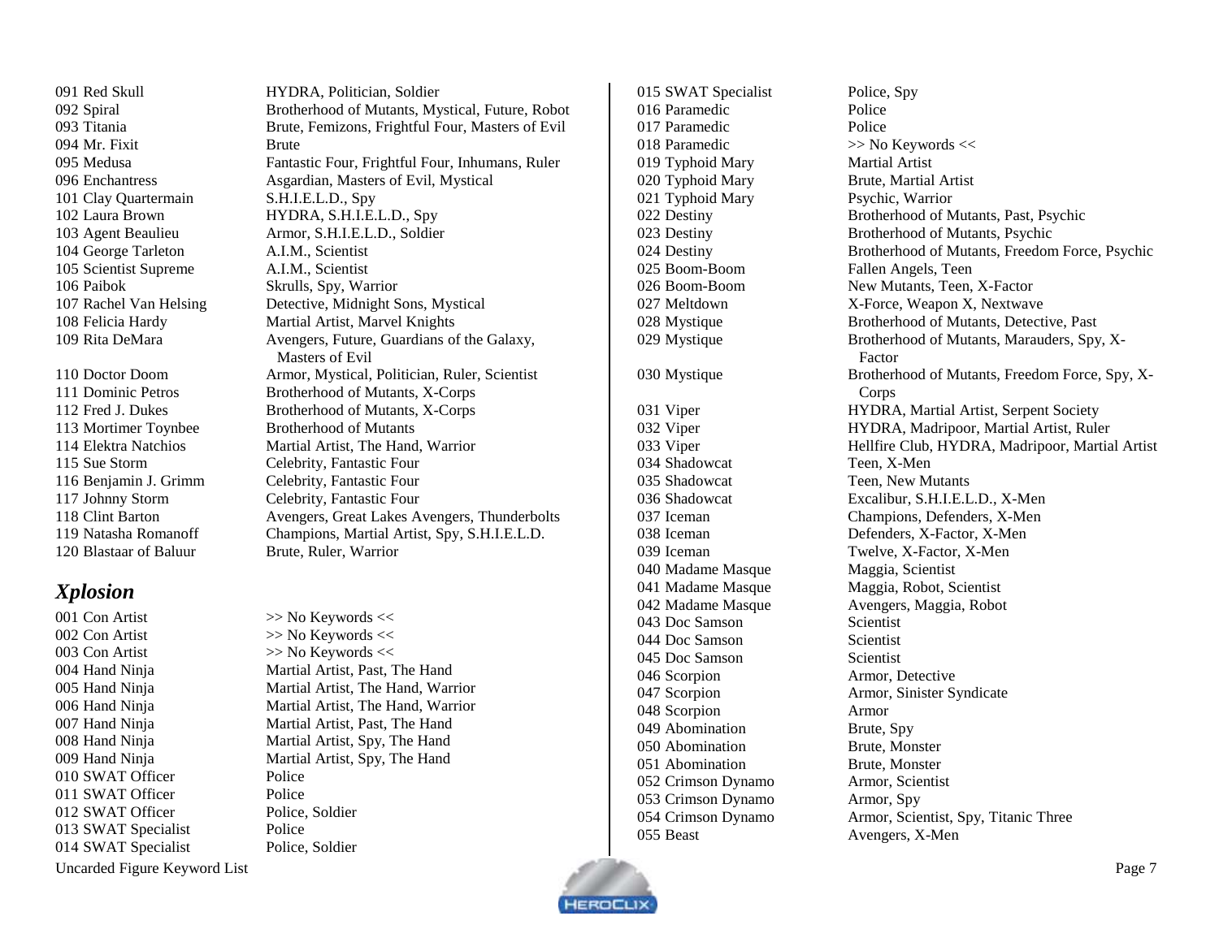091 Red Skull — HYDRA, Politician, Soldier
092 Spiral — Brotherhood of Mutants, Mystical, Future, Robot
093 Titania — Brute, Femizons, Frightful Four, Masters of Evil
094 Mr. Fixit — Brute
095 Medusa — Fantastic Four, Frightful Four, Inhumans, Ruler
096 Enchantress — Asgardian, Masters of Evil, Mystical
101 Clay Quartermain — S.H.I.E.L.D., Spy
102 Laura Brown — HYDRA, S.H.I.E.L.D., Spy
103 Agent Beaulieu — Armor, S.H.I.E.L.D., Soldier
104 George Tarleton — A.I.M., Scientist
105 Scientist Supreme — A.I.M., Scientist
106 Paibok — Skrulls, Spy, Warrior
107 Rachel Van Helsing — Detective, Midnight Sons, Mystical
108 Felicia Hardy — Martial Artist, Marvel Knights
109 Rita DeMara — Avengers, Future, Guardians of the Galaxy, Masters of Evil
110 Doctor Doom — Armor, Mystical, Politician, Ruler, Scientist
111 Dominic Petros — Brotherhood of Mutants, X-Corps
112 Fred J. Dukes — Brotherhood of Mutants, X-Corps
113 Mortimer Toynbee — Brotherhood of Mutants
114 Elektra Natchios — Martial Artist, The Hand, Warrior
115 Sue Storm — Celebrity, Fantastic Four
116 Benjamin J. Grimm — Celebrity, Fantastic Four
117 Johnny Storm — Celebrity, Fantastic Four
118 Clint Barton — Avengers, Great Lakes Avengers, Thunderbolts
119 Natasha Romanoff — Champions, Martial Artist, Spy, S.H.I.E.L.D.
120 Blastaar of Baluur — Brute, Ruler, Warrior

## *Xplosion*

001 Con Artist — >> No Keywords <<
002 Con Artist — >> No Keywords <<
003 Con Artist — >> No Keywords <<
004 Hand Ninja — Martial Artist, Past, The Hand
005 Hand Ninja — Martial Artist, The Hand, Warrior
006 Hand Ninja — Martial Artist, The Hand, Warrior
007 Hand Ninja — Martial Artist, Past, The Hand
008 Hand Ninja — Martial Artist, Spy, The Hand
009 Hand Ninja — Martial Artist, Spy, The Hand
010 SWAT Officer — Police
011 SWAT Officer — Police
012 SWAT Officer — Police, Soldier
013 SWAT Specialist — Police
014 SWAT Specialist — Police, Soldier
015 SWAT Specialist — Police, Spy
016 Paramedic — Police
017 Paramedic — Police
018 Paramedic — >> No Keywords <<
019 Typhoid Mary — Martial Artist
020 Typhoid Mary — Brute, Martial Artist
021 Typhoid Mary — Psychic, Warrior
022 Destiny — Brotherhood of Mutants, Past, Psychic
023 Destiny — Brotherhood of Mutants, Psychic
024 Destiny — Brotherhood of Mutants, Freedom Force, Psychic
025 Boom-Boom — Fallen Angels, Teen
026 Boom-Boom — New Mutants, Teen, X-Factor
027 Meltdown — X-Force, Weapon X, Nextwave
028 Mystique — Brotherhood of Mutants, Detective, Past
029 Mystique — Brotherhood of Mutants, Marauders, Spy, X-Factor
030 Mystique — Brotherhood of Mutants, Freedom Force, Spy, X-Corps
031 Viper — HYDRA, Martial Artist, Serpent Society
032 Viper — HYDRA, Madripoor, Martial Artist, Ruler
033 Viper — Hellfire Club, HYDRA, Madripoor, Martial Artist
034 Shadowcat — Teen, X-Men
035 Shadowcat — Teen, New Mutants
036 Shadowcat — Excalibur, S.H.I.E.L.D., X-Men
037 Iceman — Champions, Defenders, X-Men
038 Iceman — Defenders, X-Factor, X-Men
039 Iceman — Twelve, X-Factor, X-Men
040 Madame Masque — Maggia, Scientist
041 Madame Masque — Maggia, Robot, Scientist
042 Madame Masque — Avengers, Maggia, Robot
043 Doc Samson — Scientist
044 Doc Samson — Scientist
045 Doc Samson — Scientist
046 Scorpion — Armor, Detective
047 Scorpion — Armor, Sinister Syndicate
048 Scorpion — Armor
049 Abomination — Brute, Spy
050 Abomination — Brute, Monster
051 Abomination — Brute, Monster
052 Crimson Dynamo — Armor, Scientist
053 Crimson Dynamo — Armor, Spy
054 Crimson Dynamo — Armor, Scientist, Spy, Titanic Three
055 Beast — Avengers, X-Men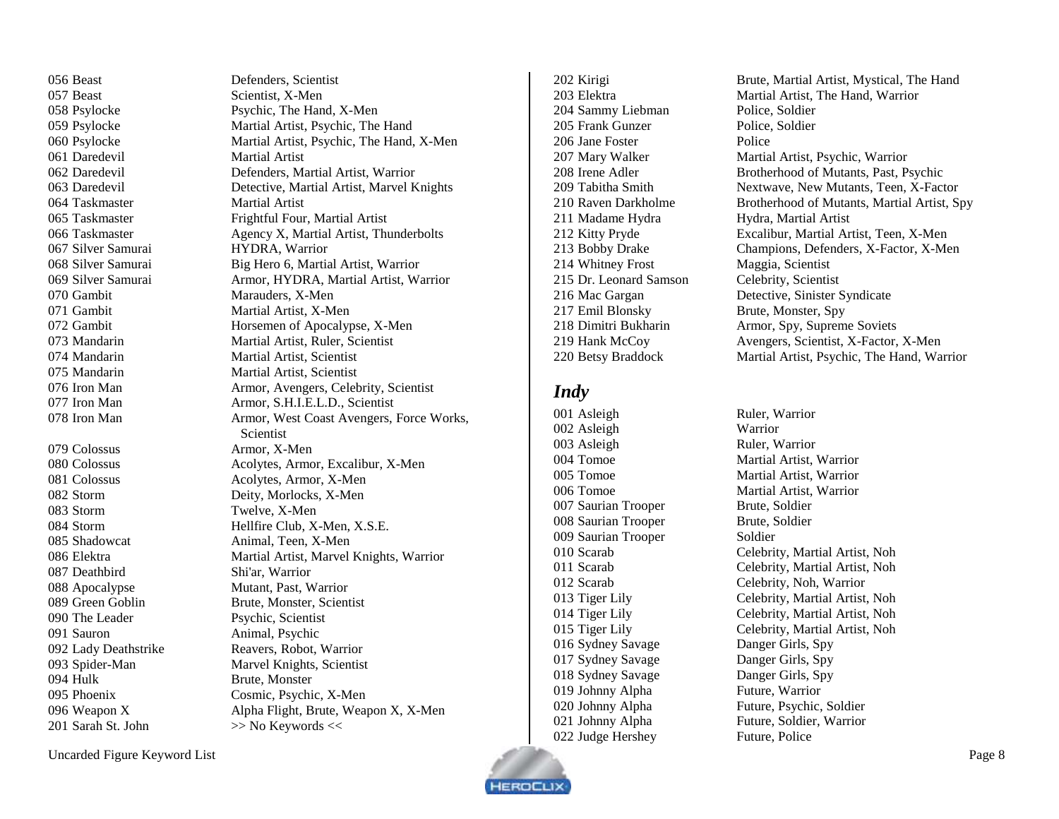| Figure | Keywords |
|---|---|
| 056 Beast | Defenders, Scientist |
| 057 Beast | Scientist, X-Men |
| 058 Psylocke | Psychic, The Hand, X-Men |
| 059 Psylocke | Martial Artist, Psychic, The Hand |
| 060 Psylocke | Martial Artist, Psychic, The Hand, X-Men |
| 061 Daredevil | Martial Artist |
| 062 Daredevil | Defenders, Martial Artist, Warrior |
| 063 Daredevil | Detective, Martial Artist, Marvel Knights |
| 064 Taskmaster | Martial Artist |
| 065 Taskmaster | Frightful Four, Martial Artist |
| 066 Taskmaster | Agency X, Martial Artist, Thunderbolts |
| 067 Silver Samurai | HYDRA, Warrior |
| 068 Silver Samurai | Big Hero 6, Martial Artist, Warrior |
| 069 Silver Samurai | Armor, HYDRA, Martial Artist, Warrior |
| 070 Gambit | Marauders, X-Men |
| 071 Gambit | Martial Artist, X-Men |
| 072 Gambit | Horsemen of Apocalypse, X-Men |
| 073 Mandarin | Martial Artist, Ruler, Scientist |
| 074 Mandarin | Martial Artist, Scientist |
| 075 Mandarin | Martial Artist, Scientist |
| 076 Iron Man | Armor, Avengers, Celebrity, Scientist |
| 077 Iron Man | Armor, S.H.I.E.L.D., Scientist |
| 078 Iron Man | Armor, West Coast Avengers, Force Works, Scientist |
| 079 Colossus | Armor, X-Men |
| 080 Colossus | Acolytes, Armor, Excalibur, X-Men |
| 081 Colossus | Acolytes, Armor, X-Men |
| 082 Storm | Deity, Morlocks, X-Men |
| 083 Storm | Twelve, X-Men |
| 084 Storm | Hellfire Club, X-Men, X.S.E. |
| 085 Shadowcat | Animal, Teen, X-Men |
| 086 Elektra | Martial Artist, Marvel Knights, Warrior |
| 087 Deathbird | Shi'ar, Warrior |
| 088 Apocalypse | Mutant, Past, Warrior |
| 089 Green Goblin | Brute, Monster, Scientist |
| 090 The Leader | Psychic, Scientist |
| 091 Sauron | Animal, Psychic |
| 092 Lady Deathstrike | Reavers, Robot, Warrior |
| 093 Spider-Man | Marvel Knights, Scientist |
| 094 Hulk | Brute, Monster |
| 095 Phoenix | Cosmic, Psychic, X-Men |
| 096 Weapon X | Alpha Flight, Brute, Weapon X, X-Men |
| 201 Sarah St. John | >> No Keywords << |
| 202 Kirigi | Brute, Martial Artist, Mystical, The Hand |
| 203 Elektra | Martial Artist, The Hand, Warrior |
| 204 Sammy Liebman | Police, Soldier |
| 205 Frank Gunzer | Police, Soldier |
| 206 Jane Foster | Police |
| 207 Mary Walker | Martial Artist, Psychic, Warrior |
| 208 Irene Adler | Brotherhood of Mutants, Past, Psychic |
| 209 Tabitha Smith | Nextwave, New Mutants, Teen, X-Factor |
| 210 Raven Darkholme | Brotherhood of Mutants, Martial Artist, Spy |
| 211 Madame Hydra | Hydra, Martial Artist |
| 212 Kitty Pryde | Excalibur, Martial Artist, Teen, X-Men |
| 213 Bobby Drake | Champions, Defenders, X-Factor, X-Men |
| 214 Whitney Frost | Maggia, Scientist |
| 215 Dr. Leonard Samson | Celebrity, Scientist |
| 216 Mac Gargan | Detective, Sinister Syndicate |
| 217 Emil Blonsky | Brute, Monster, Spy |
| 218 Dimitri Bukharin | Armor, Spy, Supreme Soviets |
| 219 Hank McCoy | Avengers, Scientist, X-Factor, X-Men |
| 220 Betsy Braddock | Martial Artist, Psychic, The Hand, Warrior |

## *Indy*

| Figure | Keywords |
|---|---|
| 001 Asleigh | Ruler, Warrior |
| 002 Asleigh | Warrior |
| 003 Asleigh | Ruler, Warrior |
| 004 Tomoe | Martial Artist, Warrior |
| 005 Tomoe | Martial Artist, Warrior |
| 006 Tomoe | Martial Artist, Warrior |
| 007 Saurian Trooper | Brute, Soldier |
| 008 Saurian Trooper | Brute, Soldier |
| 009 Saurian Trooper | Soldier |
| 010 Scarab | Celebrity, Martial Artist, Noh |
| 011 Scarab | Celebrity, Martial Artist, Noh |
| 012 Scarab | Celebrity, Noh, Warrior |
| 013 Tiger Lily | Celebrity, Martial Artist, Noh |
| 014 Tiger Lily | Celebrity, Martial Artist, Noh |
| 015 Tiger Lily | Celebrity, Martial Artist, Noh |
| 016 Sydney Savage | Danger Girls, Spy |
| 017 Sydney Savage | Danger Girls, Spy |
| 018 Sydney Savage | Danger Girls, Spy |
| 019 Johnny Alpha | Future, Warrior |
| 020 Johnny Alpha | Future, Psychic, Soldier |
| 021 Johnny Alpha | Future, Soldier, Warrior |
| 022 Judge Hershey | Future, Police |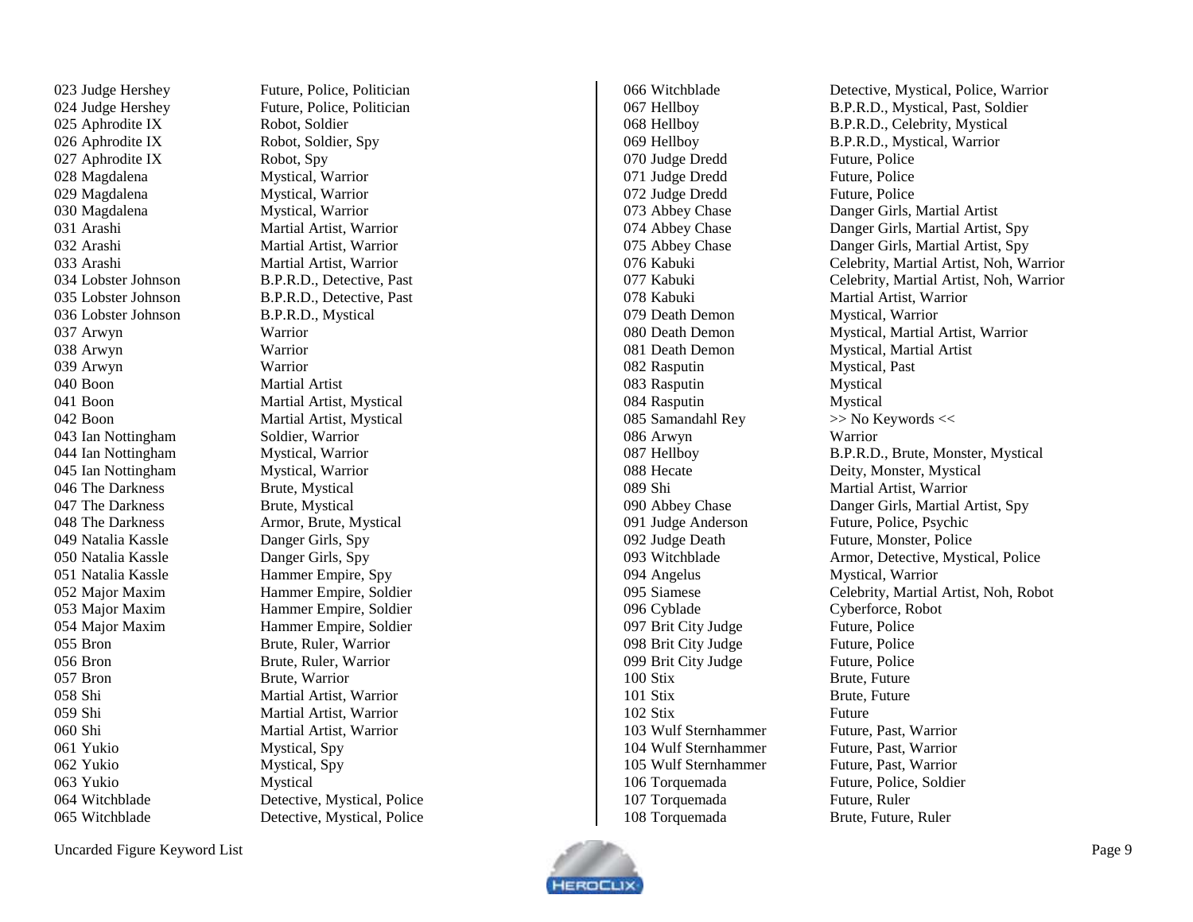| Figure | Keywords |
|---|---|
| 023 Judge Hershey | Future, Police, Politician |
| 024 Judge Hershey | Future, Police, Politician |
| 025 Aphrodite IX | Robot, Soldier |
| 026 Aphrodite IX | Robot, Soldier, Spy |
| 027 Aphrodite IX | Robot, Spy |
| 028 Magdalena | Mystical, Warrior |
| 029 Magdalena | Mystical, Warrior |
| 030 Magdalena | Mystical, Warrior |
| 031 Arashi | Martial Artist, Warrior |
| 032 Arashi | Martial Artist, Warrior |
| 033 Arashi | Martial Artist, Warrior |
| 034 Lobster Johnson | B.P.R.D., Detective, Past |
| 035 Lobster Johnson | B.P.R.D., Detective, Past |
| 036 Lobster Johnson | B.P.R.D., Mystical |
| 037 Arwyn | Warrior |
| 038 Arwyn | Warrior |
| 039 Arwyn | Warrior |
| 040 Boon | Martial Artist |
| 041 Boon | Martial Artist, Mystical |
| 042 Boon | Martial Artist, Mystical |
| 043 Ian Nottingham | Soldier, Warrior |
| 044 Ian Nottingham | Mystical, Warrior |
| 045 Ian Nottingham | Mystical, Warrior |
| 046 The Darkness | Brute, Mystical |
| 047 The Darkness | Brute, Mystical |
| 048 The Darkness | Armor, Brute, Mystical |
| 049 Natalia Kassle | Danger Girls, Spy |
| 050 Natalia Kassle | Danger Girls, Spy |
| 051 Natalia Kassle | Hammer Empire, Spy |
| 052 Major Maxim | Hammer Empire, Soldier |
| 053 Major Maxim | Hammer Empire, Soldier |
| 054 Major Maxim | Hammer Empire, Soldier |
| 055 Bron | Brute, Ruler, Warrior |
| 056 Bron | Brute, Ruler, Warrior |
| 057 Bron | Brute, Warrior |
| 058 Shi | Martial Artist, Warrior |
| 059 Shi | Martial Artist, Warrior |
| 060 Shi | Martial Artist, Warrior |
| 061 Yukio | Mystical, Spy |
| 062 Yukio | Mystical, Spy |
| 063 Yukio | Mystical |
| 064 Witchblade | Detective, Mystical, Police |
| 065 Witchblade | Detective, Mystical, Police |
| 066 Witchblade | Detective, Mystical, Police, Warrior |
| 067 Hellboy | B.P.R.D., Mystical, Past, Soldier |
| 068 Hellboy | B.P.R.D., Celebrity, Mystical |
| 069 Hellboy | B.P.R.D., Mystical, Warrior |
| 070 Judge Dredd | Future, Police |
| 071 Judge Dredd | Future, Police |
| 072 Judge Dredd | Future, Police |
| 073 Abbey Chase | Danger Girls, Martial Artist |
| 074 Abbey Chase | Danger Girls, Martial Artist, Spy |
| 075 Abbey Chase | Danger Girls, Martial Artist, Spy |
| 076 Kabuki | Celebrity, Martial Artist, Noh, Warrior |
| 077 Kabuki | Celebrity, Martial Artist, Noh, Warrior |
| 078 Kabuki | Martial Artist, Warrior |
| 079 Death Demon | Mystical, Warrior |
| 080 Death Demon | Mystical, Martial Artist, Warrior |
| 081 Death Demon | Mystical, Martial Artist |
| 082 Rasputin | Mystical, Past |
| 083 Rasputin | Mystical |
| 084 Rasputin | Mystical |
| 085 Samandahl Rey | >> No Keywords << |
| 086 Arwyn | Warrior |
| 087 Hellboy | B.P.R.D., Brute, Monster, Mystical |
| 088 Hecate | Deity, Monster, Mystical |
| 089 Shi | Martial Artist, Warrior |
| 090 Abbey Chase | Danger Girls, Martial Artist, Spy |
| 091 Judge Anderson | Future, Police, Psychic |
| 092 Judge Death | Future, Monster, Police |
| 093 Witchblade | Armor, Detective, Mystical, Police |
| 094 Angelus | Mystical, Warrior |
| 095 Siamese | Celebrity, Martial Artist, Noh, Robot |
| 096 Cyblade | Cyberforce, Robot |
| 097 Brit City Judge | Future, Police |
| 098 Brit City Judge | Future, Police |
| 099 Brit City Judge | Future, Police |
| 100 Stix | Brute, Future |
| 101 Stix | Brute, Future |
| 102 Stix | Future |
| 103 Wulf Sternhammer | Future, Past, Warrior |
| 104 Wulf Sternhammer | Future, Past, Warrior |
| 105 Wulf Sternhammer | Future, Past, Warrior |
| 106 Torquemada | Future, Police, Soldier |
| 107 Torquemada | Future, Ruler |
| 108 Torquemada | Brute, Future, Ruler |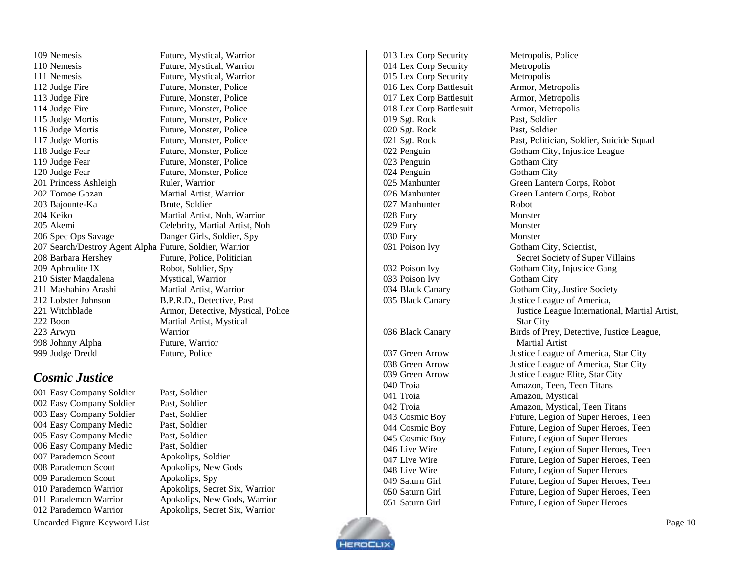| | |
|---|---|
| 109 Nemesis | Future, Mystical, Warrior |
| 110 Nemesis | Future, Mystical, Warrior |
| 111 Nemesis | Future, Mystical, Warrior |
| 112 Judge Fire | Future, Monster, Police |
| 113 Judge Fire | Future, Monster, Police |
| 114 Judge Fire | Future, Monster, Police |
| 115 Judge Mortis | Future, Monster, Police |
| 116 Judge Mortis | Future, Monster, Police |
| 117 Judge Mortis | Future, Monster, Police |
| 118 Judge Fear | Future, Monster, Police |
| 119 Judge Fear | Future, Monster, Police |
| 120 Judge Fear | Future, Monster, Police |
| 201 Princess Ashleigh | Ruler, Warrior |
| 202 Tomoe Gozan | Martial Artist, Warrior |
| 203 Bajounte-Ka | Brute, Soldier |
| 204 Keiko | Martial Artist, Noh, Warrior |
| 205 Akemi | Celebrity, Martial Artist, Noh |
| 206 Spec Ops Savage | Danger Girls, Soldier, Spy |
| 207 Search/Destroy Agent Alpha | Future, Soldier, Warrior |
| 208 Barbara Hershey | Future, Police, Politician |
| 209 Aphrodite IX | Robot, Soldier, Spy |
| 210 Sister Magdalena | Mystical, Warrior |
| 211 Mashahiro Arashi | Martial Artist, Warrior |
| 212 Lobster Johnson | B.P.R.D., Detective, Past |
| 221 Witchblade | Armor, Detective, Mystical, Police |
| 222 Boon | Martial Artist, Mystical |
| 223 Arwyn | Warrior |
| 998 Johnny Alpha | Future, Warrior |
| 999 Judge Dredd | Future, Police |

## *Cosmic Justice*

| | |
|---|---|
| 001 Easy Company Soldier | Past, Soldier |
| 002 Easy Company Soldier | Past, Soldier |
| 003 Easy Company Soldier | Past, Soldier |
| 004 Easy Company Medic | Past, Soldier |
| 005 Easy Company Medic | Past, Soldier |
| 006 Easy Company Medic | Past, Soldier |
| 007 Parademon Scout | Apokolips, Soldier |
| 008 Parademon Scout | Apokolips, New Gods |
| 009 Parademon Scout | Apokolips, Spy |
| 010 Parademon Warrior | Apokolips, Secret Six, Warrior |
| 011 Parademon Warrior | Apokolips, New Gods, Warrior |
| 012 Parademon Warrior | Apokolips, Secret Six, Warrior |
| 013 Lex Corp Security | Metropolis, Police |
| 014 Lex Corp Security | Metropolis |
| 015 Lex Corp Security | Metropolis |
| 016 Lex Corp Battlesuit | Armor, Metropolis |
| 017 Lex Corp Battlesuit | Armor, Metropolis |
| 018 Lex Corp Battlesuit | Armor, Metropolis |
| 019 Sgt. Rock | Past, Soldier |
| 020 Sgt. Rock | Past, Soldier |
| 021 Sgt. Rock | Past, Politician, Soldier, Suicide Squad |
| 022 Penguin | Gotham City, Injustice League |
| 023 Penguin | Gotham City |
| 024 Penguin | Gotham City |
| 025 Manhunter | Green Lantern Corps, Robot |
| 026 Manhunter | Green Lantern Corps, Robot |
| 027 Manhunter | Robot |
| 028 Fury | Monster |
| 029 Fury | Monster |
| 030 Fury | Monster |
| 031 Poison Ivy | Gotham City, Scientist, Secret Society of Super Villains |
| 032 Poison Ivy | Gotham City, Injustice Gang |
| 033 Poison Ivy | Gotham City |
| 034 Black Canary | Gotham City, Justice Society |
| 035 Black Canary | Justice League of America, Justice League International, Martial Artist, Star City |
| 036 Black Canary | Birds of Prey, Detective, Justice League, Martial Artist |
| 037 Green Arrow | Justice League of America, Star City |
| 038 Green Arrow | Justice League of America, Star City |
| 039 Green Arrow | Justice League Elite, Star City |
| 040 Troia | Amazon, Teen, Teen Titans |
| 041 Troia | Amazon, Mystical |
| 042 Troia | Amazon, Mystical, Teen Titans |
| 043 Cosmic Boy | Future, Legion of Super Heroes, Teen |
| 044 Cosmic Boy | Future, Legion of Super Heroes, Teen |
| 045 Cosmic Boy | Future, Legion of Super Heroes |
| 046 Live Wire | Future, Legion of Super Heroes, Teen |
| 047 Live Wire | Future, Legion of Super Heroes, Teen |
| 048 Live Wire | Future, Legion of Super Heroes |
| 049 Saturn Girl | Future, Legion of Super Heroes, Teen |
| 050 Saturn Girl | Future, Legion of Super Heroes, Teen |
| 051 Saturn Girl | Future, Legion of Super Heroes |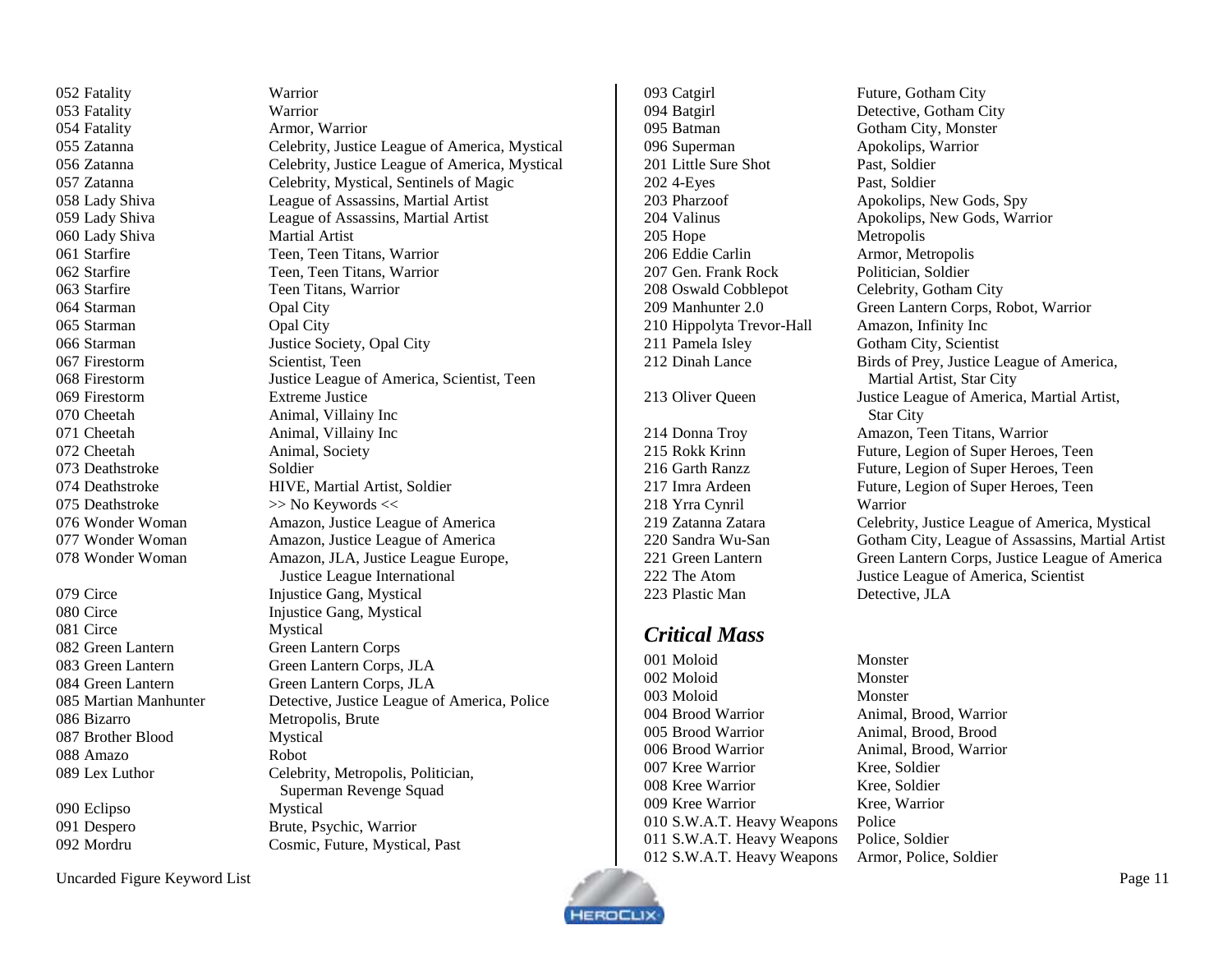| | |
|---|---|
| 052 Fatality | Warrior |
| 053 Fatality | Warrior |
| 054 Fatality | Armor, Warrior |
| 055 Zatanna | Celebrity, Justice League of America, Mystical |
| 056 Zatanna | Celebrity, Justice League of America, Mystical |
| 057 Zatanna | Celebrity, Mystical, Sentinels of Magic |
| 058 Lady Shiva | League of Assassins, Martial Artist |
| 059 Lady Shiva | League of Assassins, Martial Artist |
| 060 Lady Shiva | Martial Artist |
| 061 Starfire | Teen, Teen Titans, Warrior |
| 062 Starfire | Teen, Teen Titans, Warrior |
| 063 Starfire | Teen Titans, Warrior |
| 064 Starman | Opal City |
| 065 Starman | Opal City |
| 066 Starman | Justice Society, Opal City |
| 067 Firestorm | Scientist, Teen |
| 068 Firestorm | Justice League of America, Scientist, Teen |
| 069 Firestorm | Extreme Justice |
| 070 Cheetah | Animal, Villainy Inc |
| 071 Cheetah | Animal, Villainy Inc |
| 072 Cheetah | Animal, Society |
| 073 Deathstroke | Soldier |
| 074 Deathstroke | HIVE, Martial Artist, Soldier |
| 075 Deathstroke | >> No Keywords << |
| 076 Wonder Woman | Amazon, Justice League of America |
| 077 Wonder Woman | Amazon, Justice League of America |
| 078 Wonder Woman | Amazon, JLA, Justice League Europe, Justice League International |
| 079 Circe | Injustice Gang, Mystical |
| 080 Circe | Injustice Gang, Mystical |
| 081 Circe | Mystical |
| 082 Green Lantern | Green Lantern Corps |
| 083 Green Lantern | Green Lantern Corps, JLA |
| 084 Green Lantern | Green Lantern Corps, JLA |
| 085 Martian Manhunter | Detective, Justice League of America, Police |
| 086 Bizarro | Metropolis, Brute |
| 087 Brother Blood | Mystical |
| 088 Amazo | Robot |
| 089 Lex Luthor | Celebrity, Metropolis, Politician, Superman Revenge Squad |
| 090 Eclipso | Mystical |
| 091 Despero | Brute, Psychic, Warrior |
| 092 Mordru | Cosmic, Future, Mystical, Past |
| 093 Catgirl | Future, Gotham City |
| 094 Batgirl | Detective, Gotham City |
| 095 Batman | Gotham City, Monster |
| 096 Superman | Apokolips, Warrior |
| 201 Little Sure Shot | Past, Soldier |
| 202 4-Eyes | Past, Soldier |
| 203 Pharzoof | Apokolips, New Gods, Spy |
| 204 Valinus | Apokolips, New Gods, Warrior |
| 205 Hope | Metropolis |
| 206 Eddie Carlin | Armor, Metropolis |
| 207 Gen. Frank Rock | Politician, Soldier |
| 208 Oswald Cobblepot | Celebrity, Gotham City |
| 209 Manhunter 2.0 | Green Lantern Corps, Robot, Warrior |
| 210 Hippolyta Trevor-Hall | Amazon, Infinity Inc |
| 211 Pamela Isley | Gotham City, Scientist |
| 212 Dinah Lance | Birds of Prey, Justice League of America, Martial Artist, Star City |
| 213 Oliver Queen | Justice League of America, Martial Artist, Star City |
| 214 Donna Troy | Amazon, Teen Titans, Warrior |
| 215 Rokk Krinn | Future, Legion of Super Heroes, Teen |
| 216 Garth Ranzz | Future, Legion of Super Heroes, Teen |
| 217 Imra Ardeen | Future, Legion of Super Heroes, Teen |
| 218 Yrra Cynril | Warrior |
| 219 Zatanna Zatara | Celebrity, Justice League of America, Mystical |
| 220 Sandra Wu-San | Gotham City, League of Assassins, Martial Artist |
| 221 Green Lantern | Green Lantern Corps, Justice League of America |
| 222 The Atom | Justice League of America, Scientist |
| 223 Plastic Man | Detective, JLA |

## *Critical Mass*

| | |
|---|---|
| 001 Moloid | Monster |
| 002 Moloid | Monster |
| 003 Moloid | Monster |
| 004 Brood Warrior | Animal, Brood, Warrior |
| 005 Brood Warrior | Animal, Brood, Brood |
| 006 Brood Warrior | Animal, Brood, Warrior |
| 007 Kree Warrior | Kree, Soldier |
| 008 Kree Warrior | Kree, Soldier |
| 009 Kree Warrior | Kree, Warrior |
| 010 S.W.A.T. Heavy Weapons | Police |
| 011 S.W.A.T. Heavy Weapons | Police, Soldier |
| 012 S.W.A.T. Heavy Weapons | Armor, Police, Soldier |

Uncarded Figure Keyword List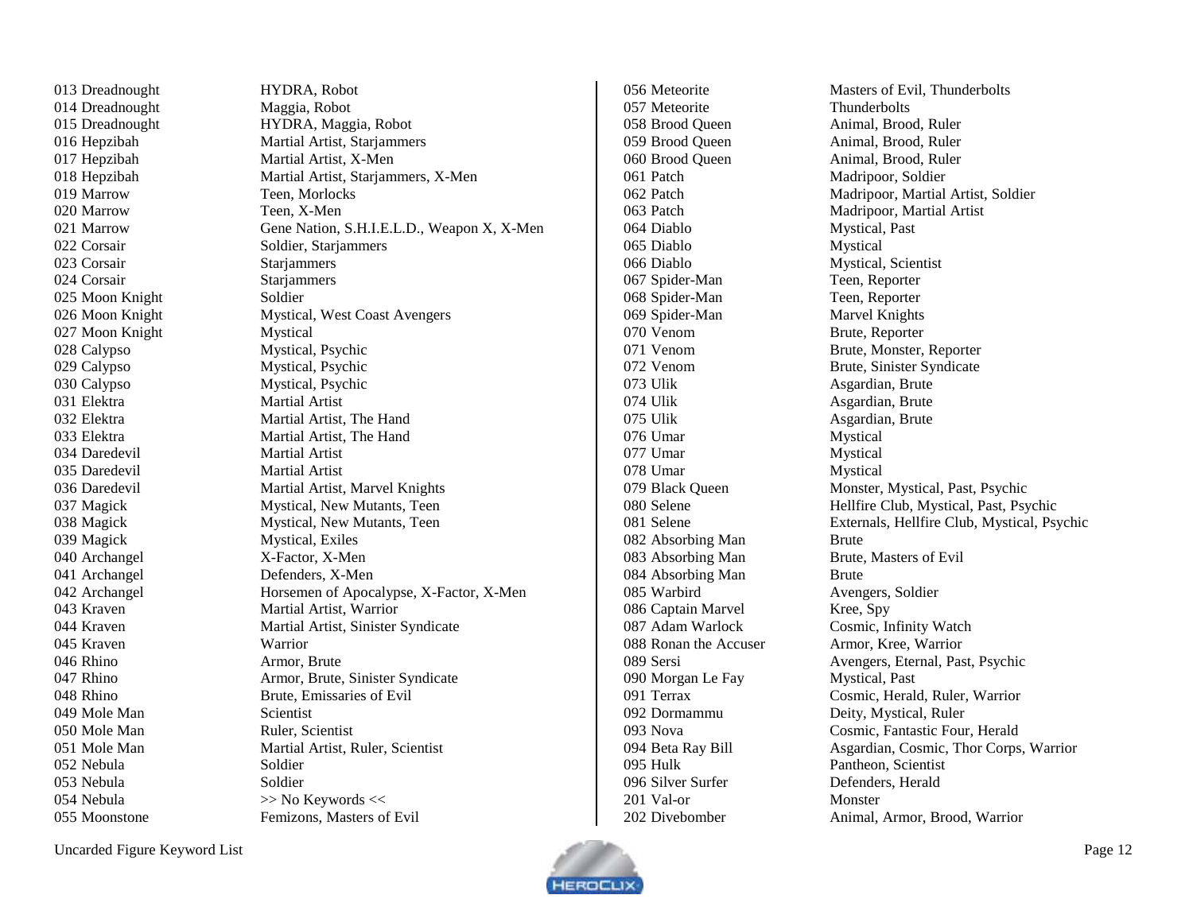| Figure | Keywords |
|---|---|
| 013 Dreadnought | HYDRA, Robot |
| 014 Dreadnought | Maggia, Robot |
| 015 Dreadnought | HYDRA, Maggia, Robot |
| 016 Hepzibah | Martial Artist, Starjammers |
| 017 Hepzibah | Martial Artist, X-Men |
| 018 Hepzibah | Martial Artist, Starjammers, X-Men |
| 019 Marrow | Teen, Morlocks |
| 020 Marrow | Teen, X-Men |
| 021 Marrow | Gene Nation, S.H.I.E.L.D., Weapon X, X-Men |
| 022 Corsair | Soldier, Starjammers |
| 023 Corsair | Starjammers |
| 024 Corsair | Starjammers |
| 025 Moon Knight | Soldier |
| 026 Moon Knight | Mystical, West Coast Avengers |
| 027 Moon Knight | Mystical |
| 028 Calypso | Mystical, Psychic |
| 029 Calypso | Mystical, Psychic |
| 030 Calypso | Mystical, Psychic |
| 031 Elektra | Martial Artist |
| 032 Elektra | Martial Artist, The Hand |
| 033 Elektra | Martial Artist, The Hand |
| 034 Daredevil | Martial Artist |
| 035 Daredevil | Martial Artist |
| 036 Daredevil | Martial Artist, Marvel Knights |
| 037 Magick | Mystical, New Mutants, Teen |
| 038 Magick | Mystical, New Mutants, Teen |
| 039 Magick | Mystical, Exiles |
| 040 Archangel | X-Factor, X-Men |
| 041 Archangel | Defenders, X-Men |
| 042 Archangel | Horsemen of Apocalypse, X-Factor, X-Men |
| 043 Kraven | Martial Artist, Warrior |
| 044 Kraven | Martial Artist, Sinister Syndicate |
| 045 Kraven | Warrior |
| 046 Rhino | Armor, Brute |
| 047 Rhino | Armor, Brute, Sinister Syndicate |
| 048 Rhino | Brute, Emissaries of Evil |
| 049 Mole Man | Scientist |
| 050 Mole Man | Ruler, Scientist |
| 051 Mole Man | Martial Artist, Ruler, Scientist |
| 052 Nebula | Soldier |
| 053 Nebula | Soldier |
| 054 Nebula | >> No Keywords << |
| 055 Moonstone | Femizons, Masters of Evil |
| 056 Meteorite | Masters of Evil, Thunderbolts |
| 057 Meteorite | Thunderbolts |
| 058 Brood Queen | Animal, Brood, Ruler |
| 059 Brood Queen | Animal, Brood, Ruler |
| 060 Brood Queen | Animal, Brood, Ruler |
| 061 Patch | Madripoor, Soldier |
| 062 Patch | Madripoor, Martial Artist, Soldier |
| 063 Patch | Madripoor, Martial Artist |
| 064 Diablo | Mystical, Past |
| 065 Diablo | Mystical |
| 066 Diablo | Mystical, Scientist |
| 067 Spider-Man | Teen, Reporter |
| 068 Spider-Man | Teen, Reporter |
| 069 Spider-Man | Marvel Knights |
| 070 Venom | Brute, Reporter |
| 071 Venom | Brute, Monster, Reporter |
| 072 Venom | Brute, Sinister Syndicate |
| 073 Ulik | Asgardian, Brute |
| 074 Ulik | Asgardian, Brute |
| 075 Ulik | Asgardian, Brute |
| 076 Umar | Mystical |
| 077 Umar | Mystical |
| 078 Umar | Mystical |
| 079 Black Queen | Monster, Mystical, Past, Psychic |
| 080 Selene | Hellfire Club, Mystical, Past, Psychic |
| 081 Selene | Externals, Hellfire Club, Mystical, Psychic |
| 082 Absorbing Man | Brute |
| 083 Absorbing Man | Brute, Masters of Evil |
| 084 Absorbing Man | Brute |
| 085 Warbird | Avengers, Soldier |
| 086 Captain Marvel | Kree, Spy |
| 087 Adam Warlock | Cosmic, Infinity Watch |
| 088 Ronan the Accuser | Armor, Kree, Warrior |
| 089 Sersi | Avengers, Eternal, Past, Psychic |
| 090 Morgan Le Fay | Mystical, Past |
| 091 Terrax | Cosmic, Herald, Ruler, Warrior |
| 092 Dormammu | Deity, Mystical, Ruler |
| 093 Nova | Cosmic, Fantastic Four, Herald |
| 094 Beta Ray Bill | Asgardian, Cosmic, Thor Corps, Warrior |
| 095 Hulk | Pantheon, Scientist |
| 096 Silver Surfer | Defenders, Herald |
| 201 Val-or | Monster |
| 202 Divebomber | Animal, Armor, Brood, Warrior |

Uncarded Figure Keyword List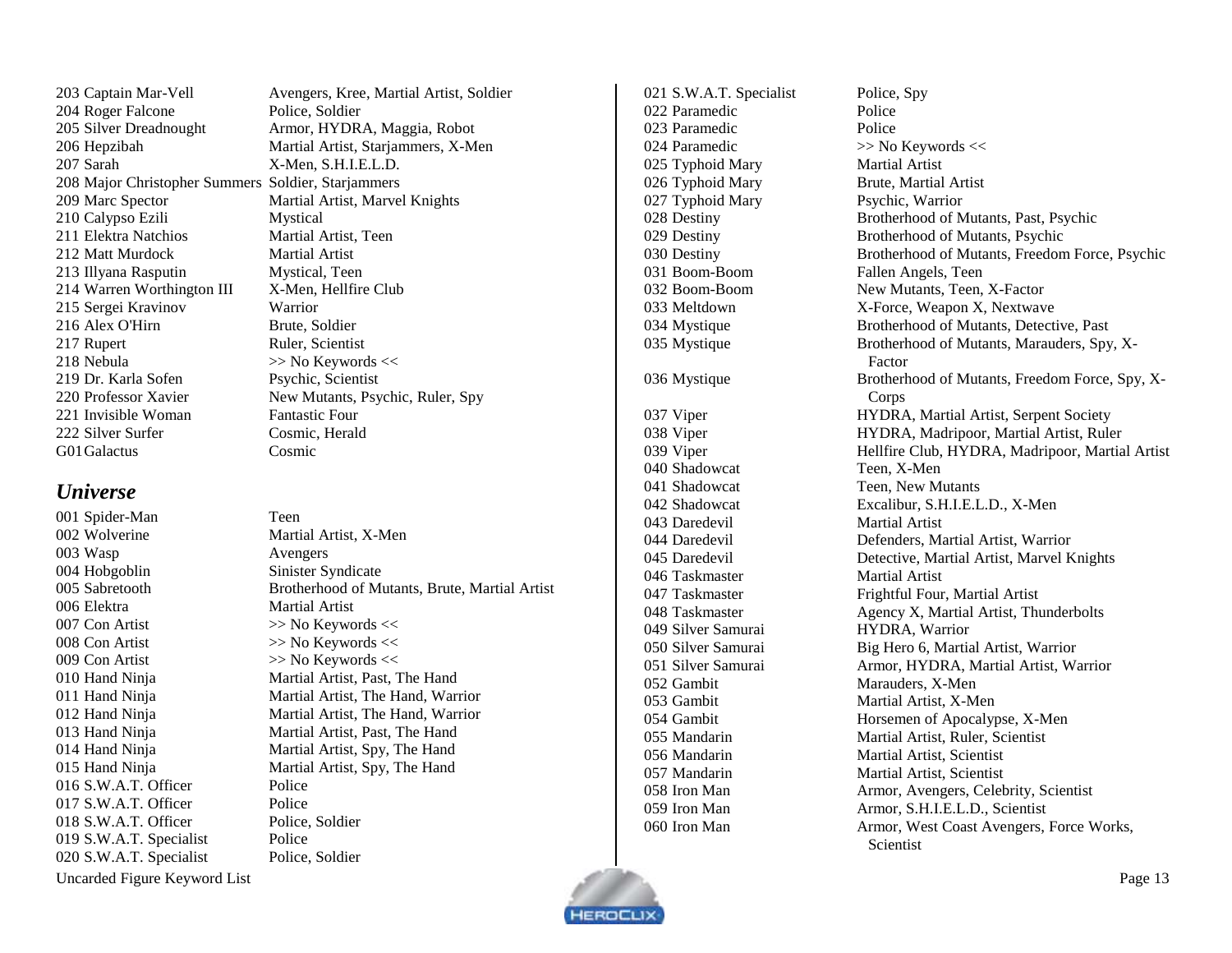| | |
|---|---|
| 203 Captain Mar-Vell | Avengers, Kree, Martial Artist, Soldier |
| 204 Roger Falcone | Police, Soldier |
| 205 Silver Dreadnought | Armor, HYDRA, Maggia, Robot |
| 206 Hepzibah | Martial Artist, Starjammers, X-Men |
| 207 Sarah | X-Men, S.H.I.E.L.D. |
| 208 Major Christopher Summers | Soldier, Starjammers |
| 209 Marc Spector | Martial Artist, Marvel Knights |
| 210 Calypso Ezili | Mystical |
| 211 Elektra Natchios | Martial Artist, Teen |
| 212 Matt Murdock | Martial Artist |
| 213 Illyana Rasputin | Mystical, Teen |
| 214 Warren Worthington III | X-Men, Hellfire Club |
| 215 Sergei Kravinov | Warrior |
| 216 Alex O'Hirn | Brute, Soldier |
| 217 Rupert | Ruler, Scientist |
| 218 Nebula | >> No Keywords << |
| 219 Dr. Karla Sofen | Psychic, Scientist |
| 220 Professor Xavier | New Mutants, Psychic, Ruler, Spy |
| 221 Invisible Woman | Fantastic Four |
| 222 Silver Surfer | Cosmic, Herald |
| G01 Galactus | Cosmic |

## *Universe*

| | |
|---|---|
| 001 Spider-Man | Teen |
| 002 Wolverine | Martial Artist, X-Men |
| 003 Wasp | Avengers |
| 004 Hobgoblin | Sinister Syndicate |
| 005 Sabretooth | Brotherhood of Mutants, Brute, Martial Artist |
| 006 Elektra | Martial Artist |
| 007 Con Artist | >> No Keywords << |
| 008 Con Artist | >> No Keywords << |
| 009 Con Artist | >> No Keywords << |
| 010 Hand Ninja | Martial Artist, Past, The Hand |
| 011 Hand Ninja | Martial Artist, The Hand, Warrior |
| 012 Hand Ninja | Martial Artist, The Hand, Warrior |
| 013 Hand Ninja | Martial Artist, Past, The Hand |
| 014 Hand Ninja | Martial Artist, Spy, The Hand |
| 015 Hand Ninja | Martial Artist, Spy, The Hand |
| 016 S.W.A.T. Officer | Police |
| 017 S.W.A.T. Officer | Police |
| 018 S.W.A.T. Officer | Police, Soldier |
| 019 S.W.A.T. Specialist | Police |
| 020 S.W.A.T. Specialist | Police, Soldier |
| 021 S.W.A.T. Specialist | Police, Spy |
| 022 Paramedic | Police |
| 023 Paramedic | Police |
| 024 Paramedic | >> No Keywords << |
| 025 Typhoid Mary | Martial Artist |
| 026 Typhoid Mary | Brute, Martial Artist |
| 027 Typhoid Mary | Psychic, Warrior |
| 028 Destiny | Brotherhood of Mutants, Past, Psychic |
| 029 Destiny | Brotherhood of Mutants, Psychic |
| 030 Destiny | Brotherhood of Mutants, Freedom Force, Psychic |
| 031 Boom-Boom | Fallen Angels, Teen |
| 032 Boom-Boom | New Mutants, Teen, X-Factor |
| 033 Meltdown | X-Force, Weapon X, Nextwave |
| 034 Mystique | Brotherhood of Mutants, Detective, Past |
| 035 Mystique | Brotherhood of Mutants, Marauders, Spy, X-Factor |
| 036 Mystique | Brotherhood of Mutants, Freedom Force, Spy, X-Corps |
| 037 Viper | HYDRA, Martial Artist, Serpent Society |
| 038 Viper | HYDRA, Madripoor, Martial Artist, Ruler |
| 039 Viper | Hellfire Club, HYDRA, Madripoor, Martial Artist |
| 040 Shadowcat | Teen, X-Men |
| 041 Shadowcat | Teen, New Mutants |
| 042 Shadowcat | Excalibur, S.H.I.E.L.D., X-Men |
| 043 Daredevil | Martial Artist |
| 044 Daredevil | Defenders, Martial Artist, Warrior |
| 045 Daredevil | Detective, Martial Artist, Marvel Knights |
| 046 Taskmaster | Martial Artist |
| 047 Taskmaster | Frightful Four, Martial Artist |
| 048 Taskmaster | Agency X, Martial Artist, Thunderbolts |
| 049 Silver Samurai | HYDRA, Warrior |
| 050 Silver Samurai | Big Hero 6, Martial Artist, Warrior |
| 051 Silver Samurai | Armor, HYDRA, Martial Artist, Warrior |
| 052 Gambit | Marauders, X-Men |
| 053 Gambit | Martial Artist, X-Men |
| 054 Gambit | Horsemen of Apocalypse, X-Men |
| 055 Mandarin | Martial Artist, Ruler, Scientist |
| 056 Mandarin | Martial Artist, Scientist |
| 057 Mandarin | Martial Artist, Scientist |
| 058 Iron Man | Armor, Avengers, Celebrity, Scientist |
| 059 Iron Man | Armor, S.H.I.E.L.D., Scientist |
| 060 Iron Man | Armor, West Coast Avengers, Force Works, Scientist |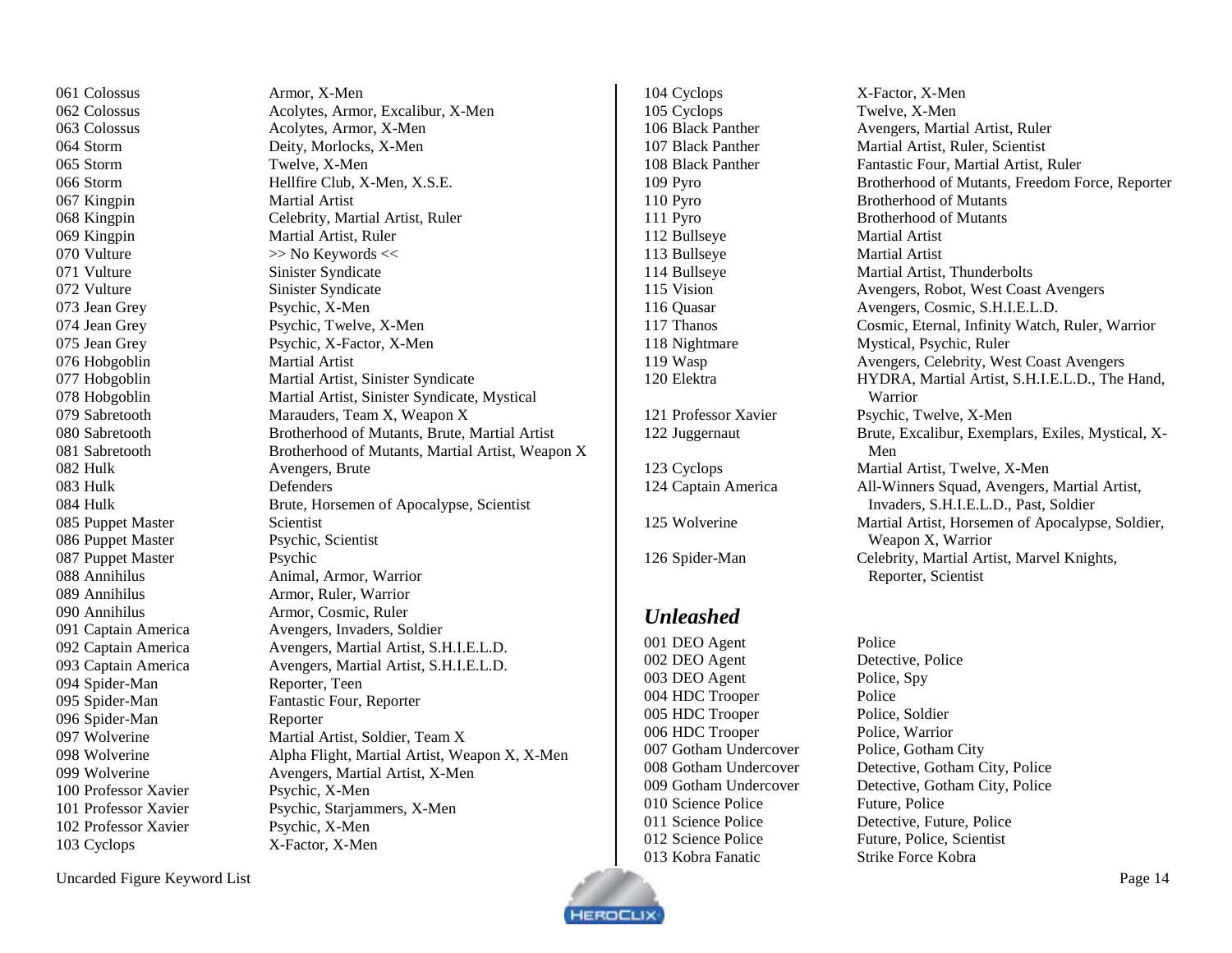| Figure | Keywords |
|---|---|
| 061 Colossus | Armor, X-Men |
| 062 Colossus | Acolytes, Armor, Excalibur, X-Men |
| 063 Colossus | Acolytes, Armor, X-Men |
| 064 Storm | Deity, Morlocks, X-Men |
| 065 Storm | Twelve, X-Men |
| 066 Storm | Hellfire Club, X-Men, X.S.E. |
| 067 Kingpin | Martial Artist |
| 068 Kingpin | Celebrity, Martial Artist, Ruler |
| 069 Kingpin | Martial Artist, Ruler |
| 070 Vulture | >> No Keywords << |
| 071 Vulture | Sinister Syndicate |
| 072 Vulture | Sinister Syndicate |
| 073 Jean Grey | Psychic, X-Men |
| 074 Jean Grey | Psychic, Twelve, X-Men |
| 075 Jean Grey | Psychic, X-Factor, X-Men |
| 076 Hobgoblin | Martial Artist |
| 077 Hobgoblin | Martial Artist, Sinister Syndicate |
| 078 Hobgoblin | Martial Artist, Sinister Syndicate, Mystical |
| 079 Sabretooth | Marauders, Team X, Weapon X |
| 080 Sabretooth | Brotherhood of Mutants, Brute, Martial Artist |
| 081 Sabretooth | Brotherhood of Mutants, Martial Artist, Weapon X |
| 082 Hulk | Avengers, Brute |
| 083 Hulk | Defenders |
| 084 Hulk | Brute, Horsemen of Apocalypse, Scientist |
| 085 Puppet Master | Scientist |
| 086 Puppet Master | Psychic, Scientist |
| 087 Puppet Master | Psychic |
| 088 Annihilus | Animal, Armor, Warrior |
| 089 Annihilus | Armor, Ruler, Warrior |
| 090 Annihilus | Armor, Cosmic, Ruler |
| 091 Captain America | Avengers, Invaders, Soldier |
| 092 Captain America | Avengers, Martial Artist, S.H.I.E.L.D. |
| 093 Captain America | Avengers, Martial Artist, S.H.I.E.L.D. |
| 094 Spider-Man | Reporter, Teen |
| 095 Spider-Man | Fantastic Four, Reporter |
| 096 Spider-Man | Reporter |
| 097 Wolverine | Martial Artist, Soldier, Team X |
| 098 Wolverine | Alpha Flight, Martial Artist, Weapon X, X-Men |
| 099 Wolverine | Avengers, Martial Artist, X-Men |
| 100 Professor Xavier | Psychic, X-Men |
| 101 Professor Xavier | Psychic, Starjammers, X-Men |
| 102 Professor Xavier | Psychic, X-Men |
| 103 Cyclops | X-Factor, X-Men |
| 104 Cyclops | X-Factor, X-Men |
| 105 Cyclops | Twelve, X-Men |
| 106 Black Panther | Avengers, Martial Artist, Ruler |
| 107 Black Panther | Martial Artist, Ruler, Scientist |
| 108 Black Panther | Fantastic Four, Martial Artist, Ruler |
| 109 Pyro | Brotherhood of Mutants, Freedom Force, Reporter |
| 110 Pyro | Brotherhood of Mutants |
| 111 Pyro | Brotherhood of Mutants |
| 112 Bullseye | Martial Artist |
| 113 Bullseye | Martial Artist |
| 114 Bullseye | Martial Artist, Thunderbolts |
| 115 Vision | Avengers, Robot, West Coast Avengers |
| 116 Quasar | Avengers, Cosmic, S.H.I.E.L.D. |
| 117 Thanos | Cosmic, Eternal, Infinity Watch, Ruler, Warrior |
| 118 Nightmare | Mystical, Psychic, Ruler |
| 119 Wasp | Avengers, Celebrity, West Coast Avengers |
| 120 Elektra | HYDRA, Martial Artist, S.H.I.E.L.D., The Hand, Warrior |
| 121 Professor Xavier | Psychic, Twelve, X-Men |
| 122 Juggernaut | Brute, Excalibur, Exemplars, Exiles, Mystical, X-Men |
| 123 Cyclops | Martial Artist, Twelve, X-Men |
| 124 Captain America | All-Winners Squad, Avengers, Martial Artist, Invaders, S.H.I.E.L.D., Past, Soldier |
| 125 Wolverine | Martial Artist, Horsemen of Apocalypse, Soldier, Weapon X, Warrior |
| 126 Spider-Man | Celebrity, Martial Artist, Marvel Knights, Reporter, Scientist |

## *Unleashed*

| Figure | Keywords |
|---|---|
| 001 DEO Agent | Police |
| 002 DEO Agent | Detective, Police |
| 003 DEO Agent | Police, Spy |
| 004 HDC Trooper | Police |
| 005 HDC Trooper | Police, Soldier |
| 006 HDC Trooper | Police, Warrior |
| 007 Gotham Undercover | Police, Gotham City |
| 008 Gotham Undercover | Detective, Gotham City, Police |
| 009 Gotham Undercover | Detective, Gotham City, Police |
| 010 Science Police | Future, Police |
| 011 Science Police | Detective, Future, Police |
| 012 Science Police | Future, Police, Scientist |
| 013 Kobra Fanatic | Strike Force Kobra |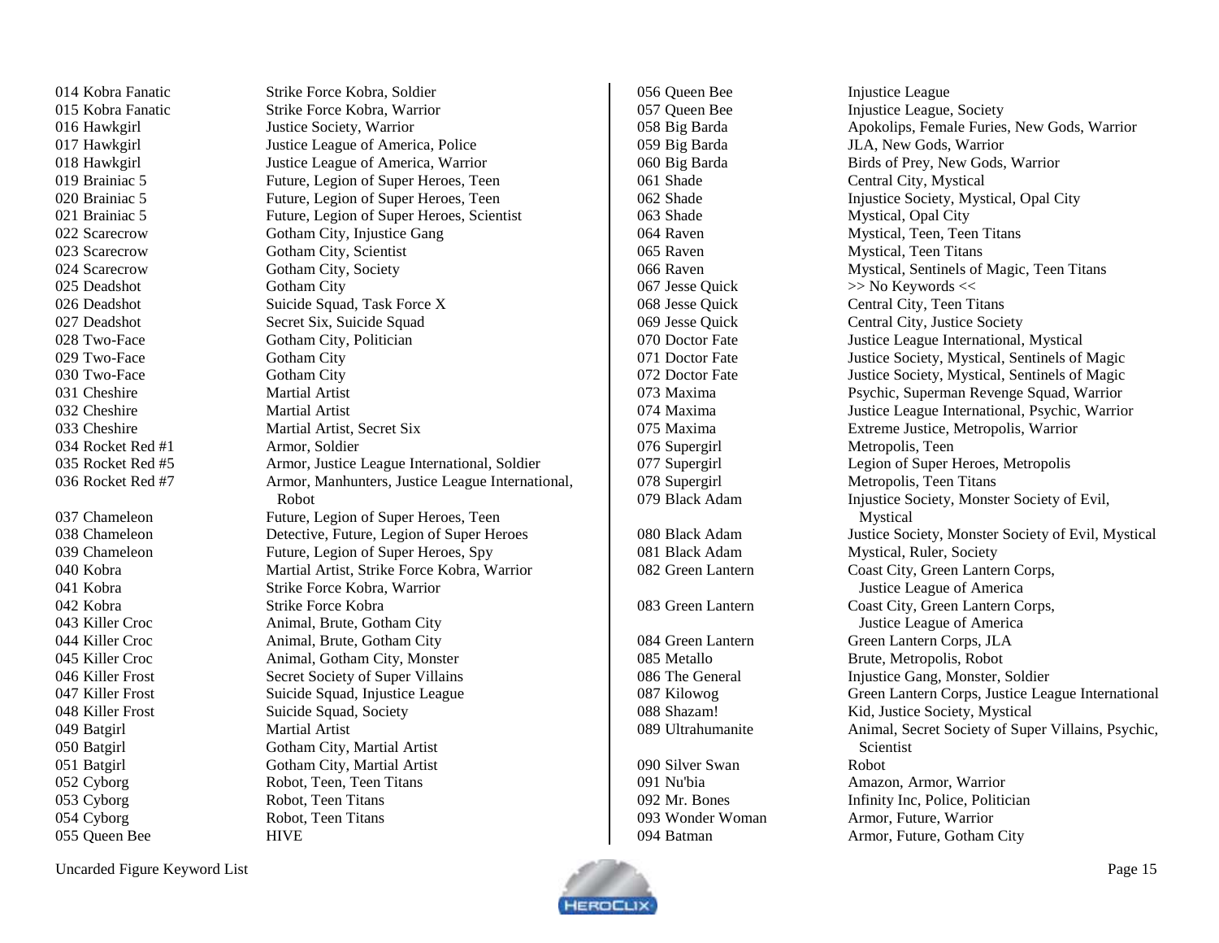| Figure | Keywords |
|---|---|
| 014 Kobra Fanatic | Strike Force Kobra, Soldier |
| 015 Kobra Fanatic | Strike Force Kobra, Warrior |
| 016 Hawkgirl | Justice Society, Warrior |
| 017 Hawkgirl | Justice League of America, Police |
| 018 Hawkgirl | Justice League of America, Warrior |
| 019 Brainiac 5 | Future, Legion of Super Heroes, Teen |
| 020 Brainiac 5 | Future, Legion of Super Heroes, Teen |
| 021 Brainiac 5 | Future, Legion of Super Heroes, Scientist |
| 022 Scarecrow | Gotham City, Injustice Gang |
| 023 Scarecrow | Gotham City, Scientist |
| 024 Scarecrow | Gotham City, Society |
| 025 Deadshot | Gotham City |
| 026 Deadshot | Suicide Squad, Task Force X |
| 027 Deadshot | Secret Six, Suicide Squad |
| 028 Two-Face | Gotham City, Politician |
| 029 Two-Face | Gotham City |
| 030 Two-Face | Gotham City |
| 031 Cheshire | Martial Artist |
| 032 Cheshire | Martial Artist |
| 033 Cheshire | Martial Artist, Secret Six |
| 034 Rocket Red #1 | Armor, Soldier |
| 035 Rocket Red #5 | Armor, Justice League International, Soldier |
| 036 Rocket Red #7 | Armor, Manhunters, Justice League International, Robot |
| 037 Chameleon | Future, Legion of Super Heroes, Teen |
| 038 Chameleon | Detective, Future, Legion of Super Heroes |
| 039 Chameleon | Future, Legion of Super Heroes, Spy |
| 040 Kobra | Martial Artist, Strike Force Kobra, Warrior |
| 041 Kobra | Strike Force Kobra, Warrior |
| 042 Kobra | Strike Force Kobra |
| 043 Killer Croc | Animal, Brute, Gotham City |
| 044 Killer Croc | Animal, Brute, Gotham City |
| 045 Killer Croc | Animal, Gotham City, Monster |
| 046 Killer Frost | Secret Society of Super Villains |
| 047 Killer Frost | Suicide Squad, Injustice League |
| 048 Killer Frost | Suicide Squad, Society |
| 049 Batgirl | Martial Artist |
| 050 Batgirl | Gotham City, Martial Artist |
| 051 Batgirl | Gotham City, Martial Artist |
| 052 Cyborg | Robot, Teen, Teen Titans |
| 053 Cyborg | Robot, Teen Titans |
| 054 Cyborg | Robot, Teen Titans |
| 055 Queen Bee | HIVE |
| 056 Queen Bee | Injustice League |
| 057 Queen Bee | Injustice League, Society |
| 058 Big Barda | Apokolips, Female Furies, New Gods, Warrior |
| 059 Big Barda | JLA, New Gods, Warrior |
| 060 Big Barda | Birds of Prey, New Gods, Warrior |
| 061 Shade | Central City, Mystical |
| 062 Shade | Injustice Society, Mystical, Opal City |
| 063 Shade | Mystical, Opal City |
| 064 Raven | Mystical, Teen, Teen Titans |
| 065 Raven | Mystical, Teen Titans |
| 066 Raven | Mystical, Sentinels of Magic, Teen Titans |
| 067 Jesse Quick | >> No Keywords << |
| 068 Jesse Quick | Central City, Teen Titans |
| 069 Jesse Quick | Central City, Justice Society |
| 070 Doctor Fate | Justice League International, Mystical |
| 071 Doctor Fate | Justice Society, Mystical, Sentinels of Magic |
| 072 Doctor Fate | Justice Society, Mystical, Sentinels of Magic |
| 073 Maxima | Psychic, Superman Revenge Squad, Warrior |
| 074 Maxima | Justice League International, Psychic, Warrior |
| 075 Maxima | Extreme Justice, Metropolis, Warrior |
| 076 Supergirl | Metropolis, Teen |
| 077 Supergirl | Legion of Super Heroes, Metropolis |
| 078 Supergirl | Metropolis, Teen Titans |
| 079 Black Adam | Injustice Society, Monster Society of Evil, Mystical |
| 080 Black Adam | Justice Society, Monster Society of Evil, Mystical |
| 081 Black Adam | Mystical, Ruler, Society |
| 082 Green Lantern | Coast City, Green Lantern Corps, Justice League of America |
| 083 Green Lantern | Coast City, Green Lantern Corps, Justice League of America |
| 084 Green Lantern | Green Lantern Corps, JLA |
| 085 Metallo | Brute, Metropolis, Robot |
| 086 The General | Injustice Gang, Monster, Soldier |
| 087 Kilowog | Green Lantern Corps, Justice League International |
| 088 Shazam! | Kid, Justice Society, Mystical |
| 089 Ultrahumanite | Animal, Secret Society of Super Villains, Psychic, Scientist |
| 090 Silver Swan | Robot |
| 091 Nu'bia | Amazon, Armor, Warrior |
| 092 Mr. Bones | Infinity Inc, Police, Politician |
| 093 Wonder Woman | Armor, Future, Warrior |
| 094 Batman | Armor, Future, Gotham City |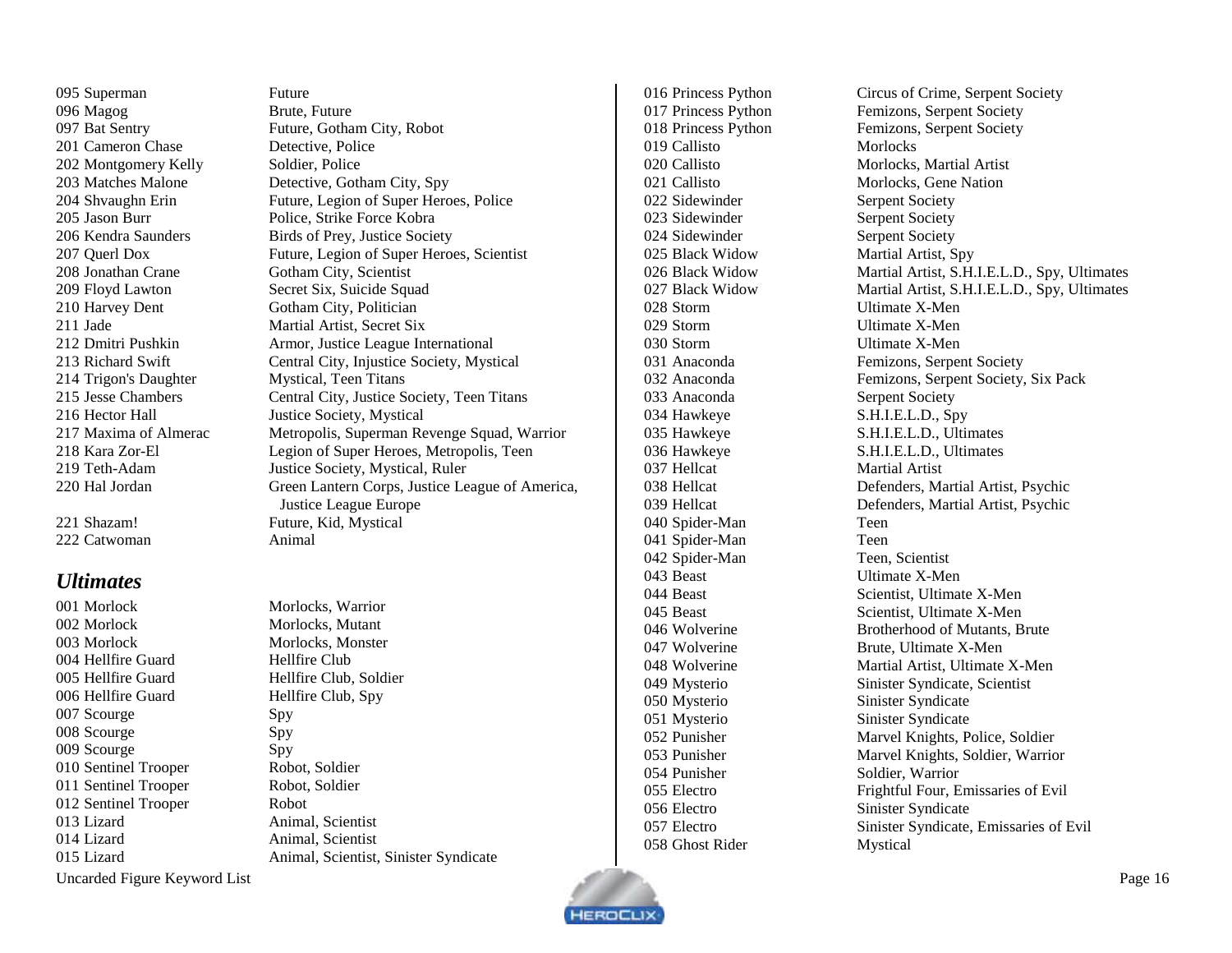095 Superman — Future
096 Magog — Brute, Future
097 Bat Sentry — Future, Gotham City, Robot
201 Cameron Chase — Detective, Police
202 Montgomery Kelly — Soldier, Police
203 Matches Malone — Detective, Gotham City, Spy
204 Shvaughn Erin — Future, Legion of Super Heroes, Police
205 Jason Burr — Police, Strike Force Kobra
206 Kendra Saunders — Birds of Prey, Justice Society
207 Querl Dox — Future, Legion of Super Heroes, Scientist
208 Jonathan Crane — Gotham City, Scientist
209 Floyd Lawton — Secret Six, Suicide Squad
210 Harvey Dent — Gotham City, Politician
211 Jade — Martial Artist, Secret Six
212 Dmitri Pushkin — Armor, Justice League International
213 Richard Swift — Central City, Injustice Society, Mystical
214 Trigon's Daughter — Mystical, Teen Titans
215 Jesse Chambers — Central City, Justice Society, Teen Titans
216 Hector Hall — Justice Society, Mystical
217 Maxima of Almerac — Metropolis, Superman Revenge Squad, Warrior
218 Kara Zor-El — Legion of Super Heroes, Metropolis, Teen
219 Teth-Adam — Justice Society, Mystical, Ruler
220 Hal Jordan — Green Lantern Corps, Justice League of America, Justice League Europe
221 Shazam! — Future, Kid, Mystical
222 Catwoman — Animal

## *Ultimates*

001 Morlock — Morlocks, Warrior
002 Morlock — Morlocks, Mutant
003 Morlock — Morlocks, Monster
004 Hellfire Guard — Hellfire Club
005 Hellfire Guard — Hellfire Club, Soldier
006 Hellfire Guard — Hellfire Club, Spy
007 Scourge — Spy
008 Scourge — Spy
009 Scourge — Spy
010 Sentinel Trooper — Robot, Soldier
011 Sentinel Trooper — Robot, Soldier
012 Sentinel Trooper — Robot
013 Lizard — Animal, Scientist
014 Lizard — Animal, Scientist
015 Lizard — Animal, Scientist, Sinister Syndicate
016 Princess Python — Circus of Crime, Serpent Society
017 Princess Python — Femizons, Serpent Society
018 Princess Python — Femizons, Serpent Society
019 Callisto — Morlocks
020 Callisto — Morlocks, Martial Artist
021 Callisto — Morlocks, Gene Nation
022 Sidewinder — Serpent Society
023 Sidewinder — Serpent Society
024 Sidewinder — Serpent Society
025 Black Widow — Martial Artist, Spy
026 Black Widow — Martial Artist, S.H.I.E.L.D., Spy, Ultimates
027 Black Widow — Martial Artist, S.H.I.E.L.D., Spy, Ultimates
028 Storm — Ultimate X-Men
029 Storm — Ultimate X-Men
030 Storm — Ultimate X-Men
031 Anaconda — Femizons, Serpent Society
032 Anaconda — Femizons, Serpent Society, Six Pack
033 Anaconda — Serpent Society
034 Hawkeye — S.H.I.E.L.D., Spy
035 Hawkeye — S.H.I.E.L.D., Ultimates
036 Hawkeye — S.H.I.E.L.D., Ultimates
037 Hellcat — Martial Artist
038 Hellcat — Defenders, Martial Artist, Psychic
039 Hellcat — Defenders, Martial Artist, Psychic
040 Spider-Man — Teen
041 Spider-Man — Teen
042 Spider-Man — Teen, Scientist
043 Beast — Ultimate X-Men
044 Beast — Scientist, Ultimate X-Men
045 Beast — Scientist, Ultimate X-Men
046 Wolverine — Brotherhood of Mutants, Brute
047 Wolverine — Brute, Ultimate X-Men
048 Wolverine — Martial Artist, Ultimate X-Men
049 Mysterio — Sinister Syndicate, Scientist
050 Mysterio — Sinister Syndicate
051 Mysterio — Sinister Syndicate
052 Punisher — Marvel Knights, Police, Soldier
053 Punisher — Marvel Knights, Soldier, Warrior
054 Punisher — Soldier, Warrior
055 Electro — Frightful Four, Emissaries of Evil
056 Electro — Sinister Syndicate
057 Electro — Sinister Syndicate, Emissaries of Evil
058 Ghost Rider — Mystical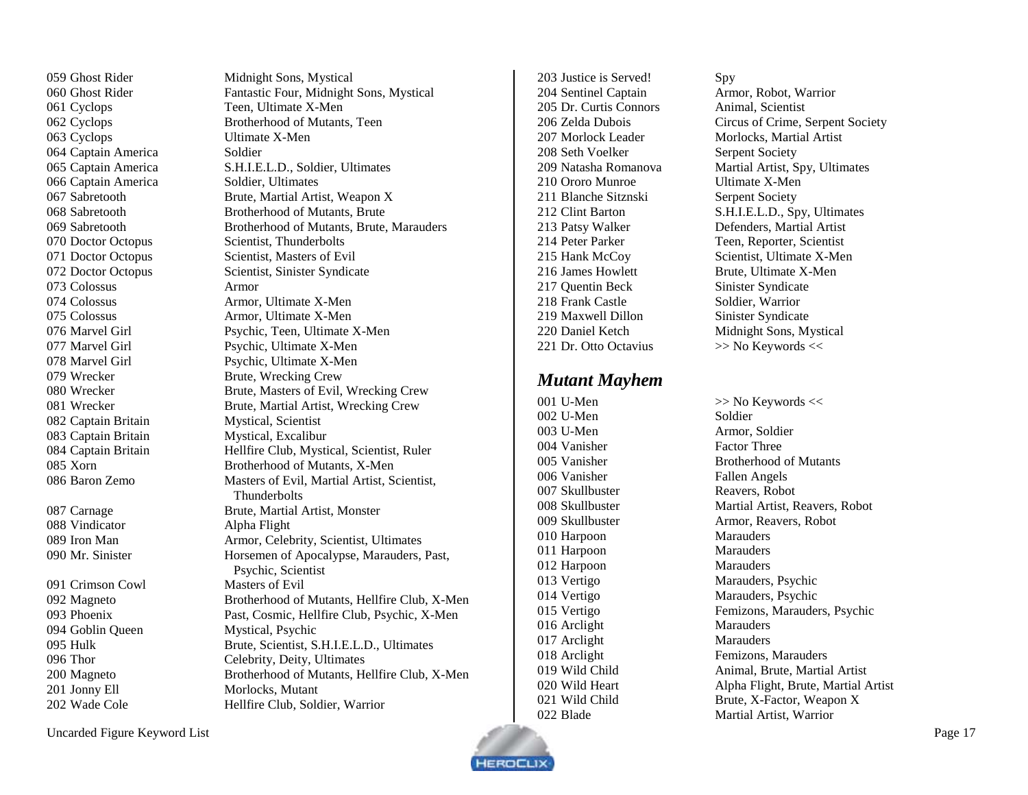059 Ghost Rider — Midnight Sons, Mystical
060 Ghost Rider — Fantastic Four, Midnight Sons, Mystical
061 Cyclops — Teen, Ultimate X-Men
062 Cyclops — Brotherhood of Mutants, Teen
063 Cyclops — Ultimate X-Men
064 Captain America — Soldier
065 Captain America — S.H.I.E.L.D., Soldier, Ultimates
066 Captain America — Soldier, Ultimates
067 Sabretooth — Brute, Martial Artist, Weapon X
068 Sabretooth — Brotherhood of Mutants, Brute
069 Sabretooth — Brotherhood of Mutants, Brute, Marauders
070 Doctor Octopus — Scientist, Thunderbolts
071 Doctor Octopus — Scientist, Masters of Evil
072 Doctor Octopus — Scientist, Sinister Syndicate
073 Colossus — Armor
074 Colossus — Armor, Ultimate X-Men
075 Colossus — Armor, Ultimate X-Men
076 Marvel Girl — Psychic, Teen, Ultimate X-Men
077 Marvel Girl — Psychic, Ultimate X-Men
078 Marvel Girl — Psychic, Ultimate X-Men
079 Wrecker — Brute, Wrecking Crew
080 Wrecker — Brute, Masters of Evil, Wrecking Crew
081 Wrecker — Brute, Martial Artist, Wrecking Crew
082 Captain Britain — Mystical, Scientist
083 Captain Britain — Mystical, Excalibur
084 Captain Britain — Hellfire Club, Mystical, Scientist, Ruler
085 Xorn — Brotherhood of Mutants, X-Men
086 Baron Zemo — Masters of Evil, Martial Artist, Scientist, Thunderbolts
087 Carnage — Brute, Martial Artist, Monster
088 Vindicator — Alpha Flight
089 Iron Man — Armor, Celebrity, Scientist, Ultimates
090 Mr. Sinister — Horsemen of Apocalypse, Marauders, Past, Psychic, Scientist
091 Crimson Cowl — Masters of Evil
092 Magneto — Brotherhood of Mutants, Hellfire Club, X-Men
093 Phoenix — Past, Cosmic, Hellfire Club, Psychic, X-Men
094 Goblin Queen — Mystical, Psychic
095 Hulk — Brute, Scientist, S.H.I.E.L.D., Ultimates
096 Thor — Celebrity, Deity, Ultimates
200 Magneto — Brotherhood of Mutants, Hellfire Club, X-Men
201 Jonny Ell — Morlocks, Mutant
202 Wade Cole — Hellfire Club, Soldier, Warrior
203 Justice is Served! — Spy
204 Sentinel Captain — Armor, Robot, Warrior
205 Dr. Curtis Connors — Animal, Scientist
206 Zelda Dubois — Circus of Crime, Serpent Society
207 Morlock Leader — Morlocks, Martial Artist
208 Seth Voelker — Serpent Society
209 Natasha Romanova — Martial Artist, Spy, Ultimates
210 Ororo Munroe — Ultimate X-Men
211 Blanche Sitznski — Serpent Society
212 Clint Barton — S.H.I.E.L.D., Spy, Ultimates
213 Patsy Walker — Defenders, Martial Artist
214 Peter Parker — Teen, Reporter, Scientist
215 Hank McCoy — Scientist, Ultimate X-Men
216 James Howlett — Brute, Ultimate X-Men
217 Quentin Beck — Sinister Syndicate
218 Frank Castle — Soldier, Warrior
219 Maxwell Dillon — Sinister Syndicate
220 Daniel Ketch — Midnight Sons, Mystical
221 Dr. Otto Octavius — >> No Keywords <<

## *Mutant Mayhem*

001 U-Men — >> No Keywords <<
002 U-Men — Soldier
003 U-Men — Armor, Soldier
004 Vanisher — Factor Three
005 Vanisher — Brotherhood of Mutants
006 Vanisher — Fallen Angels
007 Skullbuster — Reavers, Robot
008 Skullbuster — Martial Artist, Reavers, Robot
009 Skullbuster — Armor, Reavers, Robot
010 Harpoon — Marauders
011 Harpoon — Marauders
012 Harpoon — Marauders
013 Vertigo — Marauders, Psychic
014 Vertigo — Marauders, Psychic
015 Vertigo — Femizons, Marauders, Psychic
016 Arclight — Marauders
017 Arclight — Marauders
018 Arclight — Femizons, Marauders
019 Wild Child — Animal, Brute, Martial Artist
020 Wild Heart — Alpha Flight, Brute, Martial Artist
021 Wild Child — Brute, X-Factor, Weapon X
022 Blade — Martial Artist, Warrior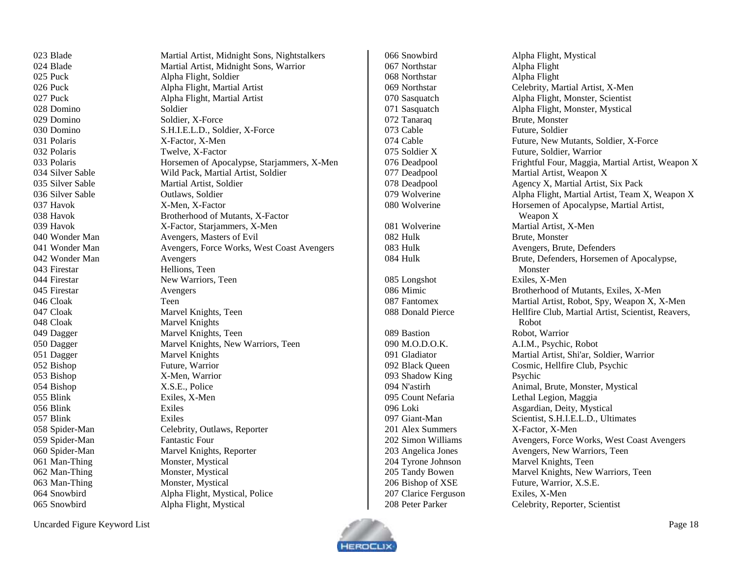| Figure | Keywords |
| --- | --- |
| 023 Blade | Martial Artist, Midnight Sons, Nightstalkers |
| 024 Blade | Martial Artist, Midnight Sons, Warrior |
| 025 Puck | Alpha Flight, Soldier |
| 026 Puck | Alpha Flight, Martial Artist |
| 027 Puck | Alpha Flight, Martial Artist |
| 028 Domino | Soldier |
| 029 Domino | Soldier, X-Force |
| 030 Domino | S.H.I.E.L.D., Soldier, X-Force |
| 031 Polaris | X-Factor, X-Men |
| 032 Polaris | Twelve, X-Factor |
| 033 Polaris | Horsemen of Apocalypse, Starjammers, X-Men |
| 034 Silver Sable | Wild Pack, Martial Artist, Soldier |
| 035 Silver Sable | Martial Artist, Soldier |
| 036 Silver Sable | Outlaws, Soldier |
| 037 Havok | X-Men, X-Factor |
| 038 Havok | Brotherhood of Mutants, X-Factor |
| 039 Havok | X-Factor, Starjammers, X-Men |
| 040 Wonder Man | Avengers, Masters of Evil |
| 041 Wonder Man | Avengers, Force Works, West Coast Avengers |
| 042 Wonder Man | Avengers |
| 043 Firestar | Hellions, Teen |
| 044 Firestar | New Warriors, Teen |
| 045 Firestar | Avengers |
| 046 Cloak | Teen |
| 047 Cloak | Marvel Knights, Teen |
| 048 Cloak | Marvel Knights |
| 049 Dagger | Marvel Knights, Teen |
| 050 Dagger | Marvel Knights, New Warriors, Teen |
| 051 Dagger | Marvel Knights |
| 052 Bishop | Future, Warrior |
| 053 Bishop | X-Men, Warrior |
| 054 Bishop | X.S.E., Police |
| 055 Blink | Exiles, X-Men |
| 056 Blink | Exiles |
| 057 Blink | Exiles |
| 058 Spider-Man | Celebrity, Outlaws, Reporter |
| 059 Spider-Man | Fantastic Four |
| 060 Spider-Man | Marvel Knights, Reporter |
| 061 Man-Thing | Monster, Mystical |
| 062 Man-Thing | Monster, Mystical |
| 063 Man-Thing | Monster, Mystical |
| 064 Snowbird | Alpha Flight, Mystical, Police |
| 065 Snowbird | Alpha Flight, Mystical |
| 066 Snowbird | Alpha Flight, Mystical |
| 067 Northstar | Alpha Flight |
| 068 Northstar | Alpha Flight |
| 069 Northstar | Celebrity, Martial Artist, X-Men |
| 070 Sasquatch | Alpha Flight, Monster, Scientist |
| 071 Sasquatch | Alpha Flight, Monster, Mystical |
| 072 Tanaraq | Brute, Monster |
| 073 Cable | Future, Soldier |
| 074 Cable | Future, New Mutants, Soldier, X-Force |
| 075 Soldier X | Future, Soldier, Warrior |
| 076 Deadpool | Frightful Four, Maggia, Martial Artist, Weapon X |
| 077 Deadpool | Martial Artist, Weapon X |
| 078 Deadpool | Agency X, Martial Artist, Six Pack |
| 079 Wolverine | Alpha Flight, Martial Artist, Team X, Weapon X |
| 080 Wolverine | Horsemen of Apocalypse, Martial Artist, Weapon X |
| 081 Wolverine | Martial Artist, X-Men |
| 082 Hulk | Brute, Monster |
| 083 Hulk | Avengers, Brute, Defenders |
| 084 Hulk | Brute, Defenders, Horsemen of Apocalypse, Monster |
| 085 Longshot | Exiles, X-Men |
| 086 Mimic | Brotherhood of Mutants, Exiles, X-Men |
| 087 Fantomex | Martial Artist, Robot, Spy, Weapon X, X-Men |
| 088 Donald Pierce | Hellfire Club, Martial Artist, Scientist, Reavers, Robot |
| 089 Bastion | Robot, Warrior |
| 090 M.O.D.O.K. | A.I.M., Psychic, Robot |
| 091 Gladiator | Martial Artist, Shi'ar, Soldier, Warrior |
| 092 Black Queen | Cosmic, Hellfire Club, Psychic |
| 093 Shadow King | Psychic |
| 094 N'astirh | Animal, Brute, Monster, Mystical |
| 095 Count Nefaria | Lethal Legion, Maggia |
| 096 Loki | Asgardian, Deity, Mystical |
| 097 Giant-Man | Scientist, S.H.I.E.L.D., Ultimates |
| 201 Alex Summers | X-Factor, X-Men |
| 202 Simon Williams | Avengers, Force Works, West Coast Avengers |
| 203 Angelica Jones | Avengers, New Warriors, Teen |
| 204 Tyrone Johnson | Marvel Knights, Teen |
| 205 Tandy Bowen | Marvel Knights, New Warriors, Teen |
| 206 Bishop of XSE | Future, Warrior, X.S.E. |
| 207 Clarice Ferguson | Exiles, X-Men |
| 208 Peter Parker | Celebrity, Reporter, Scientist |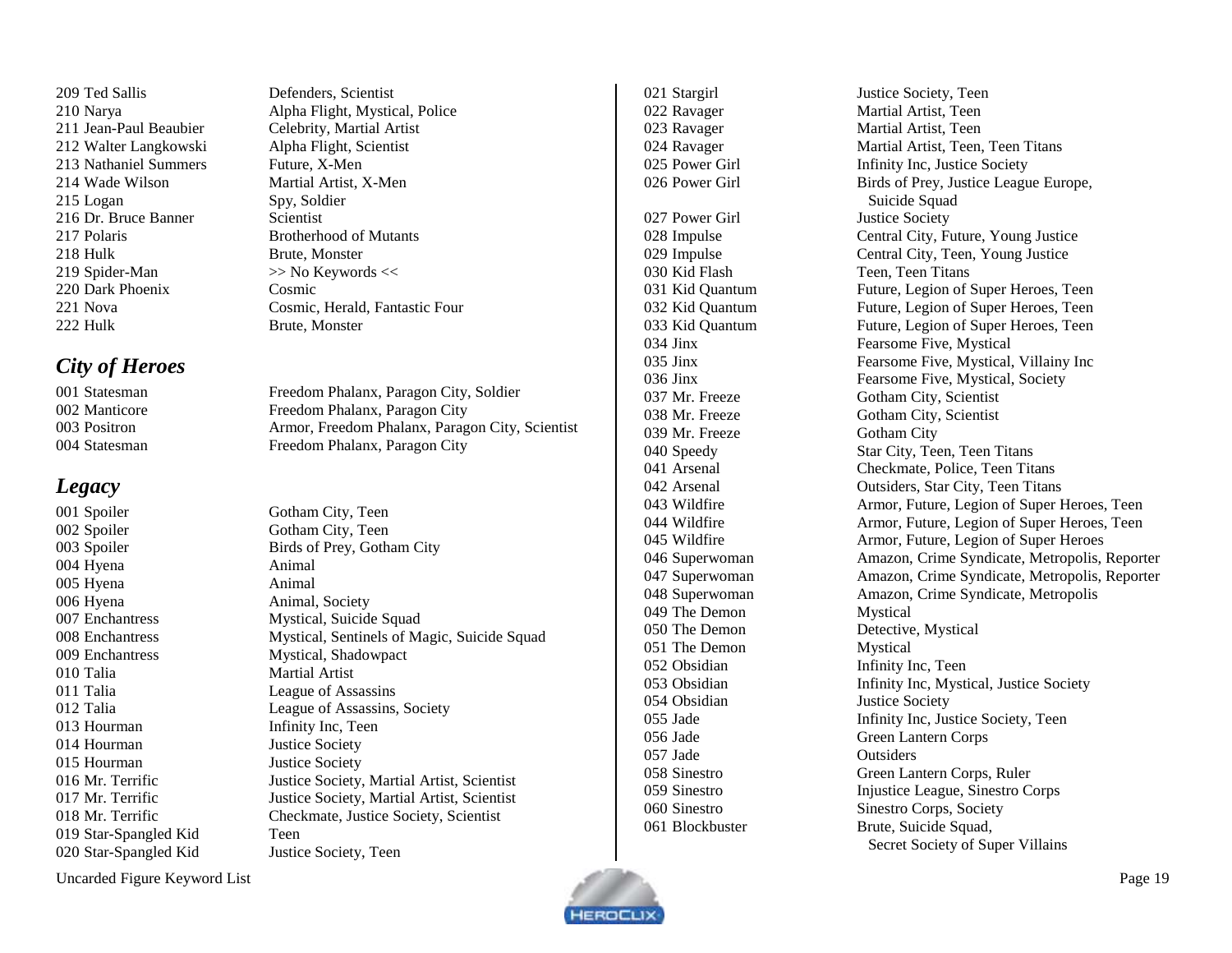| | |
|---|---|
| 209 Ted Sallis | Defenders, Scientist |
| 210 Narya | Alpha Flight, Mystical, Police |
| 211 Jean-Paul Beaubier | Celebrity, Martial Artist |
| 212 Walter Langkowski | Alpha Flight, Scientist |
| 213 Nathaniel Summers | Future, X-Men |
| 214 Wade Wilson | Martial Artist, X-Men |
| 215 Logan | Spy, Soldier |
| 216 Dr. Bruce Banner | Scientist |
| 217 Polaris | Brotherhood of Mutants |
| 218 Hulk | Brute, Monster |
| 219 Spider-Man | >> No Keywords << |
| 220 Dark Phoenix | Cosmic |
| 221 Nova | Cosmic, Herald, Fantastic Four |
| 222 Hulk | Brute, Monster |

## *City of Heroes*

| | |
|---|---|
| 001 Statesman | Freedom Phalanx, Paragon City, Soldier |
| 002 Manticore | Freedom Phalanx, Paragon City |
| 003 Positron | Armor, Freedom Phalanx, Paragon City, Scientist |
| 004 Statesman | Freedom Phalanx, Paragon City |

## *Legacy*

| | |
|---|---|
| 001 Spoiler | Gotham City, Teen |
| 002 Spoiler | Gotham City, Teen |
| 003 Spoiler | Birds of Prey, Gotham City |
| 004 Hyena | Animal |
| 005 Hyena | Animal |
| 006 Hyena | Animal, Society |
| 007 Enchantress | Mystical, Suicide Squad |
| 008 Enchantress | Mystical, Sentinels of Magic, Suicide Squad |
| 009 Enchantress | Mystical, Shadowpact |
| 010 Talia | Martial Artist |
| 011 Talia | League of Assassins |
| 012 Talia | League of Assassins, Society |
| 013 Hourman | Infinity Inc, Teen |
| 014 Hourman | Justice Society |
| 015 Hourman | Justice Society |
| 016 Mr. Terrific | Justice Society, Martial Artist, Scientist |
| 017 Mr. Terrific | Justice Society, Martial Artist, Scientist |
| 018 Mr. Terrific | Checkmate, Justice Society, Scientist |
| 019 Star-Spangled Kid | Teen |
| 020 Star-Spangled Kid | Justice Society, Teen |
| 021 Stargirl | Justice Society, Teen |
| 022 Ravager | Martial Artist, Teen |
| 023 Ravager | Martial Artist, Teen |
| 024 Ravager | Martial Artist, Teen, Teen Titans |
| 025 Power Girl | Infinity Inc, Justice Society |
| 026 Power Girl | Birds of Prey, Justice League Europe, Suicide Squad |
| 027 Power Girl | Justice Society |
| 028 Impulse | Central City, Future, Young Justice |
| 029 Impulse | Central City, Teen, Young Justice |
| 030 Kid Flash | Teen, Teen Titans |
| 031 Kid Quantum | Future, Legion of Super Heroes, Teen |
| 032 Kid Quantum | Future, Legion of Super Heroes, Teen |
| 033 Kid Quantum | Future, Legion of Super Heroes, Teen |
| 034 Jinx | Fearsome Five, Mystical |
| 035 Jinx | Fearsome Five, Mystical, Villainy Inc |
| 036 Jinx | Fearsome Five, Mystical, Society |
| 037 Mr. Freeze | Gotham City, Scientist |
| 038 Mr. Freeze | Gotham City, Scientist |
| 039 Mr. Freeze | Gotham City |
| 040 Speedy | Star City, Teen, Teen Titans |
| 041 Arsenal | Checkmate, Police, Teen Titans |
| 042 Arsenal | Outsiders, Star City, Teen Titans |
| 043 Wildfire | Armor, Future, Legion of Super Heroes, Teen |
| 044 Wildfire | Armor, Future, Legion of Super Heroes, Teen |
| 045 Wildfire | Armor, Future, Legion of Super Heroes |
| 046 Superwoman | Amazon, Crime Syndicate, Metropolis, Reporter |
| 047 Superwoman | Amazon, Crime Syndicate, Metropolis, Reporter |
| 048 Superwoman | Amazon, Crime Syndicate, Metropolis |
| 049 The Demon | Mystical |
| 050 The Demon | Detective, Mystical |
| 051 The Demon | Mystical |
| 052 Obsidian | Infinity Inc, Teen |
| 053 Obsidian | Infinity Inc, Mystical, Justice Society |
| 054 Obsidian | Justice Society |
| 055 Jade | Infinity Inc, Justice Society, Teen |
| 056 Jade | Green Lantern Corps |
| 057 Jade | Outsiders |
| 058 Sinestro | Green Lantern Corps, Ruler |
| 059 Sinestro | Injustice League, Sinestro Corps |
| 060 Sinestro | Sinestro Corps, Society |
| 061 Blockbuster | Brute, Suicide Squad, Secret Society of Super Villains |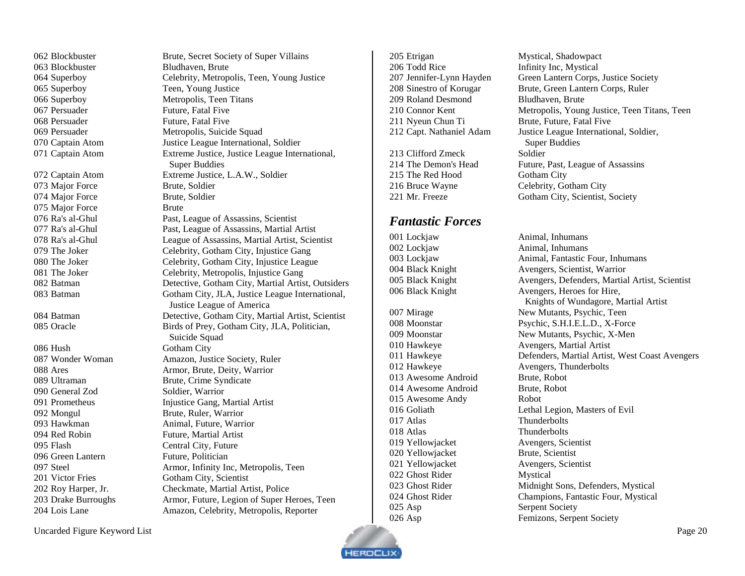| | |
|---|---|
| 062 Blockbuster | Brute, Secret Society of Super Villains |
| 063 Blockbuster | Bludhaven, Brute |
| 064 Superboy | Celebrity, Metropolis, Teen, Young Justice |
| 065 Superboy | Teen, Young Justice |
| 066 Superboy | Metropolis, Teen Titans |
| 067 Persuader | Future, Fatal Five |
| 068 Persuader | Future, Fatal Five |
| 069 Persuader | Metropolis, Suicide Squad |
| 070 Captain Atom | Justice League International, Soldier |
| 071 Captain Atom | Extreme Justice, Justice League International, Super Buddies |
| 072 Captain Atom | Extreme Justice, L.A.W., Soldier |
| 073 Major Force | Brute, Soldier |
| 074 Major Force | Brute, Soldier |
| 075 Major Force | Brute |
| 076 Ra's al-Ghul | Past, League of Assassins, Scientist |
| 077 Ra's al-Ghul | Past, League of Assassins, Martial Artist |
| 078 Ra's al-Ghul | League of Assassins, Martial Artist, Scientist |
| 079 The Joker | Celebrity, Gotham City, Injustice Gang |
| 080 The Joker | Celebrity, Gotham City, Injustice League |
| 081 The Joker | Celebrity, Metropolis, Injustice Gang |
| 082 Batman | Detective, Gotham City, Martial Artist, Outsiders |
| 083 Batman | Gotham City, JLA, Justice League International, Justice League of America |
| 084 Batman | Detective, Gotham City, Martial Artist, Scientist |
| 085 Oracle | Birds of Prey, Gotham City, JLA, Politician, Suicide Squad |
| 086 Hush | Gotham City |
| 087 Wonder Woman | Amazon, Justice Society, Ruler |
| 088 Ares | Armor, Brute, Deity, Warrior |
| 089 Ultraman | Brute, Crime Syndicate |
| 090 General Zod | Soldier, Warrior |
| 091 Prometheus | Injustice Gang, Martial Artist |
| 092 Mongul | Brute, Ruler, Warrior |
| 093 Hawkman | Animal, Future, Warrior |
| 094 Red Robin | Future, Martial Artist |
| 095 Flash | Central City, Future |
| 096 Green Lantern | Future, Politician |
| 097 Steel | Armor, Infinity Inc, Metropolis, Teen |
| 201 Victor Fries | Gotham City, Scientist |
| 202 Roy Harper, Jr. | Checkmate, Martial Artist, Police |
| 203 Drake Burroughs | Armor, Future, Legion of Super Heroes, Teen |
| 204 Lois Lane | Amazon, Celebrity, Metropolis, Reporter |
| 205 Etrigan | Mystical, Shadowpact |
| 206 Todd Rice | Infinity Inc, Mystical |
| 207 Jennifer-Lynn Hayden | Green Lantern Corps, Justice Society |
| 208 Sinestro of Korugar | Brute, Green Lantern Corps, Ruler |
| 209 Roland Desmond | Bludhaven, Brute |
| 210 Connor Kent | Metropolis, Young Justice, Teen Titans, Teen |
| 211 Nyeun Chun Ti | Brute, Future, Fatal Five |
| 212 Capt. Nathaniel Adam | Justice League International, Soldier, Super Buddies |
| 213 Clifford Zmeck | Soldier |
| 214 The Demon's Head | Future, Past, League of Assassins |
| 215 The Red Hood | Gotham City |
| 216 Bruce Wayne | Celebrity, Gotham City |
| 221 Mr. Freeze | Gotham City, Scientist, Society |

## *Fantastic Forces*

| | |
|---|---|
| 001 Lockjaw | Animal, Inhumans |
| 002 Lockjaw | Animal, Inhumans |
| 003 Lockjaw | Animal, Fantastic Four, Inhumans |
| 004 Black Knight | Avengers, Scientist, Warrior |
| 005 Black Knight | Avengers, Defenders, Martial Artist, Scientist |
| 006 Black Knight | Avengers, Heroes for Hire, Knights of Wundagore, Martial Artist |
| 007 Mirage | New Mutants, Psychic, Teen |
| 008 Moonstar | Psychic, S.H.I.E.L.D., X-Force |
| 009 Moonstar | New Mutants, Psychic, X-Men |
| 010 Hawkeye | Avengers, Martial Artist |
| 011 Hawkeye | Defenders, Martial Artist, West Coast Avengers |
| 012 Hawkeye | Avengers, Thunderbolts |
| 013 Awesome Android | Brute, Robot |
| 014 Awesome Android | Brute, Robot |
| 015 Awesome Andy | Robot |
| 016 Goliath | Lethal Legion, Masters of Evil |
| 017 Atlas | Thunderbolts |
| 018 Atlas | Thunderbolts |
| 019 Yellowjacket | Avengers, Scientist |
| 020 Yellowjacket | Brute, Scientist |
| 021 Yellowjacket | Avengers, Scientist |
| 022 Ghost Rider | Mystical |
| 023 Ghost Rider | Midnight Sons, Defenders, Mystical |
| 024 Ghost Rider | Champions, Fantastic Four, Mystical |
| 025 Asp | Serpent Society |
| 026 Asp | Femizons, Serpent Society |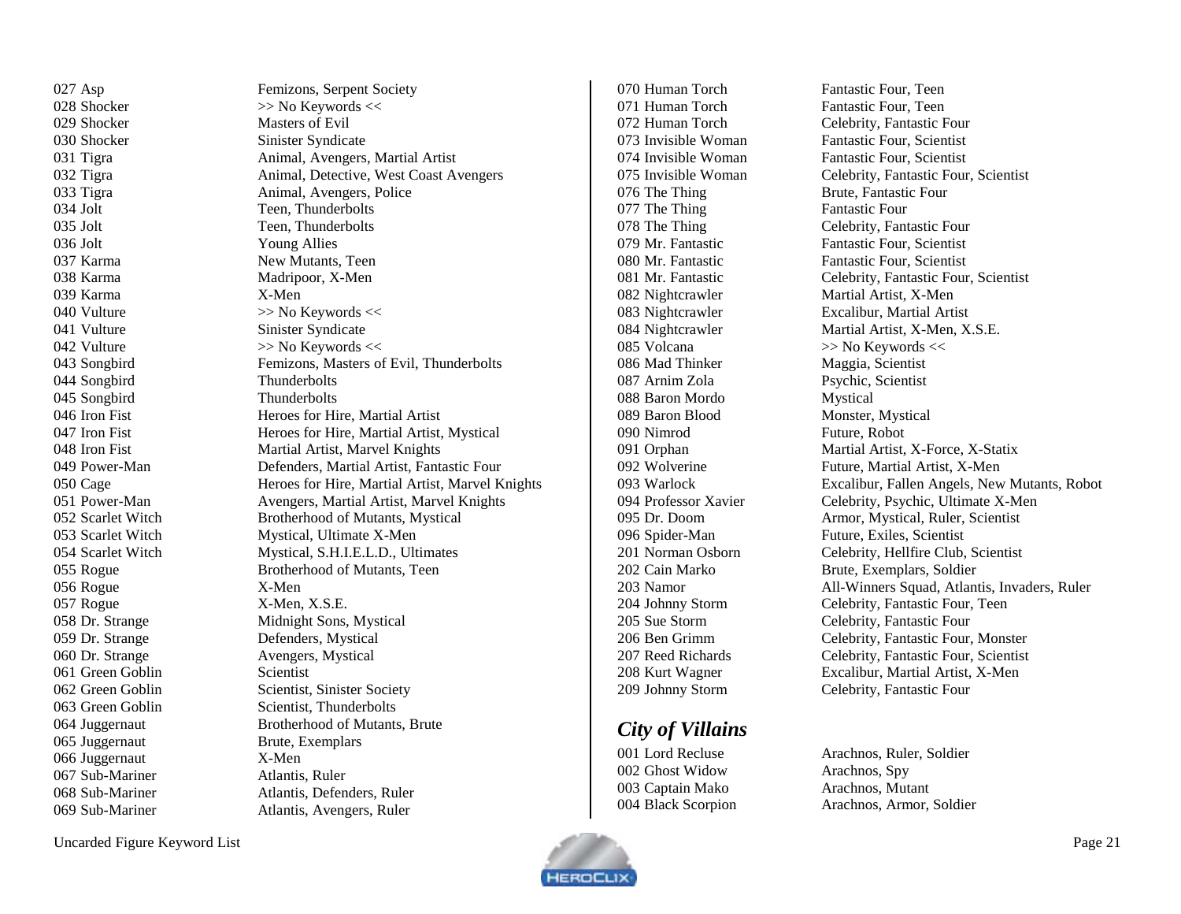| Figure | Keywords |
|---|---|
| 027 Asp | Femizons, Serpent Society |
| 028 Shocker | >> No Keywords << |
| 029 Shocker | Masters of Evil |
| 030 Shocker | Sinister Syndicate |
| 031 Tigra | Animal, Avengers, Martial Artist |
| 032 Tigra | Animal, Detective, West Coast Avengers |
| 033 Tigra | Animal, Avengers, Police |
| 034 Jolt | Teen, Thunderbolts |
| 035 Jolt | Teen, Thunderbolts |
| 036 Jolt | Young Allies |
| 037 Karma | New Mutants, Teen |
| 038 Karma | Madripoor, X-Men |
| 039 Karma | X-Men |
| 040 Vulture | >> No Keywords << |
| 041 Vulture | Sinister Syndicate |
| 042 Vulture | >> No Keywords << |
| 043 Songbird | Femizons, Masters of Evil, Thunderbolts |
| 044 Songbird | Thunderbolts |
| 045 Songbird | Thunderbolts |
| 046 Iron Fist | Heroes for Hire, Martial Artist |
| 047 Iron Fist | Heroes for Hire, Martial Artist, Mystical |
| 048 Iron Fist | Martial Artist, Marvel Knights |
| 049 Power-Man | Defenders, Martial Artist, Fantastic Four |
| 050 Cage | Heroes for Hire, Martial Artist, Marvel Knights |
| 051 Power-Man | Avengers, Martial Artist, Marvel Knights |
| 052 Scarlet Witch | Brotherhood of Mutants, Mystical |
| 053 Scarlet Witch | Mystical, Ultimate X-Men |
| 054 Scarlet Witch | Mystical, S.H.I.E.L.D., Ultimates |
| 055 Rogue | Brotherhood of Mutants, Teen |
| 056 Rogue | X-Men |
| 057 Rogue | X-Men, X.S.E. |
| 058 Dr. Strange | Midnight Sons, Mystical |
| 059 Dr. Strange | Defenders, Mystical |
| 060 Dr. Strange | Avengers, Mystical |
| 061 Green Goblin | Scientist |
| 062 Green Goblin | Scientist, Sinister Society |
| 063 Green Goblin | Scientist, Thunderbolts |
| 064 Juggernaut | Brotherhood of Mutants, Brute |
| 065 Juggernaut | Brute, Exemplars |
| 066 Juggernaut | X-Men |
| 067 Sub-Mariner | Atlantis, Ruler |
| 068 Sub-Mariner | Atlantis, Defenders, Ruler |
| 069 Sub-Mariner | Atlantis, Avengers, Ruler |
| 070 Human Torch | Fantastic Four, Teen |
| 071 Human Torch | Fantastic Four, Teen |
| 072 Human Torch | Celebrity, Fantastic Four |
| 073 Invisible Woman | Fantastic Four, Scientist |
| 074 Invisible Woman | Fantastic Four, Scientist |
| 075 Invisible Woman | Celebrity, Fantastic Four, Scientist |
| 076 The Thing | Brute, Fantastic Four |
| 077 The Thing | Fantastic Four |
| 078 The Thing | Celebrity, Fantastic Four |
| 079 Mr. Fantastic | Fantastic Four, Scientist |
| 080 Mr. Fantastic | Fantastic Four, Scientist |
| 081 Mr. Fantastic | Celebrity, Fantastic Four, Scientist |
| 082 Nightcrawler | Martial Artist, X-Men |
| 083 Nightcrawler | Excalibur, Martial Artist |
| 084 Nightcrawler | Martial Artist, X-Men, X.S.E. |
| 085 Volcana | >> No Keywords << |
| 086 Mad Thinker | Maggia, Scientist |
| 087 Arnim Zola | Psychic, Scientist |
| 088 Baron Mordo | Mystical |
| 089 Baron Blood | Monster, Mystical |
| 090 Nimrod | Future, Robot |
| 091 Orphan | Martial Artist, X-Force, X-Statix |
| 092 Wolverine | Future, Martial Artist, X-Men |
| 093 Warlock | Excalibur, Fallen Angels, New Mutants, Robot |
| 094 Professor Xavier | Celebrity, Psychic, Ultimate X-Men |
| 095 Dr. Doom | Armor, Mystical, Ruler, Scientist |
| 096 Spider-Man | Future, Exiles, Scientist |
| 201 Norman Osborn | Celebrity, Hellfire Club, Scientist |
| 202 Cain Marko | Brute, Exemplars, Soldier |
| 203 Namor | All-Winners Squad, Atlantis, Invaders, Ruler |
| 204 Johnny Storm | Celebrity, Fantastic Four, Teen |
| 205 Sue Storm | Celebrity, Fantastic Four |
| 206 Ben Grimm | Celebrity, Fantastic Four, Monster |
| 207 Reed Richards | Celebrity, Fantastic Four, Scientist |
| 208 Kurt Wagner | Excalibur, Martial Artist, X-Men |
| 209 Johnny Storm | Celebrity, Fantastic Four |

## *City of Villains*

| Figure | Keywords |
|---|---|
| 001 Lord Recluse | Arachnos, Ruler, Soldier |
| 002 Ghost Widow | Arachnos, Spy |
| 003 Captain Mako | Arachnos, Mutant |
| 004 Black Scorpion | Arachnos, Armor, Soldier |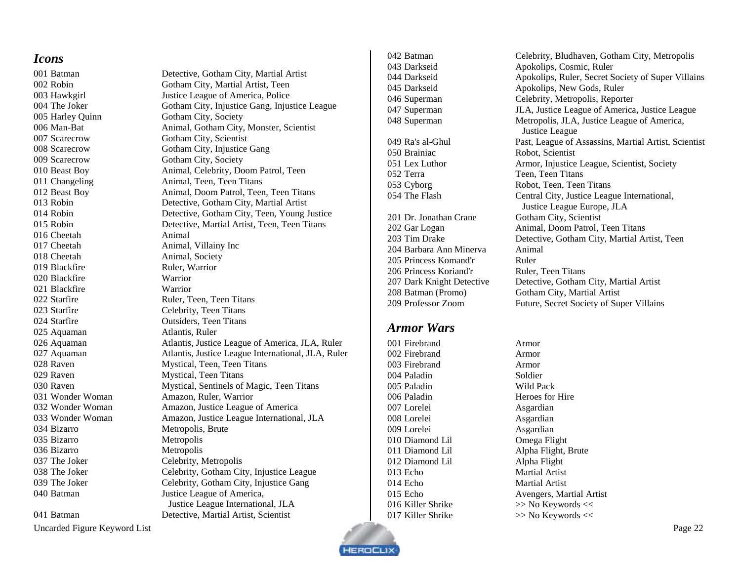## *Icons*

| | |
|---|---|
| 001 Batman | Detective, Gotham City, Martial Artist |
| 002 Robin | Gotham City, Martial Artist, Teen |
| 003 Hawkgirl | Justice League of America, Police |
| 004 The Joker | Gotham City, Injustice Gang, Injustice League |
| 005 Harley Quinn | Gotham City, Society |
| 006 Man-Bat | Animal, Gotham City, Monster, Scientist |
| 007 Scarecrow | Gotham City, Scientist |
| 008 Scarecrow | Gotham City, Injustice Gang |
| 009 Scarecrow | Gotham City, Society |
| 010 Beast Boy | Animal, Celebrity, Doom Patrol, Teen |
| 011 Changeling | Animal, Teen, Teen Titans |
| 012 Beast Boy | Animal, Doom Patrol, Teen, Teen Titans |
| 013 Robin | Detective, Gotham City, Martial Artist |
| 014 Robin | Detective, Gotham City, Teen, Young Justice |
| 015 Robin | Detective, Martial Artist, Teen, Teen Titans |
| 016 Cheetah | Animal |
| 017 Cheetah | Animal, Villainy Inc |
| 018 Cheetah | Animal, Society |
| 019 Blackfire | Ruler, Warrior |
| 020 Blackfire | Warrior |
| 021 Blackfire | Warrior |
| 022 Starfire | Ruler, Teen, Teen Titans |
| 023 Starfire | Celebrity, Teen Titans |
| 024 Starfire | Outsiders, Teen Titans |
| 025 Aquaman | Atlantis, Ruler |
| 026 Aquaman | Atlantis, Justice League of America, JLA, Ruler |
| 027 Aquaman | Atlantis, Justice League International, JLA, Ruler |
| 028 Raven | Mystical, Teen, Teen Titans |
| 029 Raven | Mystical, Teen Titans |
| 030 Raven | Mystical, Sentinels of Magic, Teen Titans |
| 031 Wonder Woman | Amazon, Ruler, Warrior |
| 032 Wonder Woman | Amazon, Justice League of America |
| 033 Wonder Woman | Amazon, Justice League International, JLA |
| 034 Bizarro | Metropolis, Brute |
| 035 Bizarro | Metropolis |
| 036 Bizarro | Metropolis |
| 037 The Joker | Celebrity, Metropolis |
| 038 The Joker | Celebrity, Gotham City, Injustice League |
| 039 The Joker | Celebrity, Gotham City, Injustice Gang |
| 040 Batman | Justice League of America, Justice League International, JLA |
| 041 Batman | Detective, Martial Artist, Scientist |
| 042 Batman | Celebrity, Bludhaven, Gotham City, Metropolis |
| 043 Darkseid | Apokolips, Cosmic, Ruler |
| 044 Darkseid | Apokolips, Ruler, Secret Society of Super Villains |
| 045 Darkseid | Apokolips, New Gods, Ruler |
| 046 Superman | Celebrity, Metropolis, Reporter |
| 047 Superman | JLA, Justice League of America, Justice League |
| 048 Superman | Metropolis, JLA, Justice League of America, Justice League |
| 049 Ra's al-Ghul | Past, League of Assassins, Martial Artist, Scientist |
| 050 Brainiac | Robot, Scientist |
| 051 Lex Luthor | Armor, Injustice League, Scientist, Society |
| 052 Terra | Teen, Teen Titans |
| 053 Cyborg | Robot, Teen, Teen Titans |
| 054 The Flash | Central City, Justice League International, Justice League Europe, JLA |
| 201 Dr. Jonathan Crane | Gotham City, Scientist |
| 202 Gar Logan | Animal, Doom Patrol, Teen Titans |
| 203 Tim Drake | Detective, Gotham City, Martial Artist, Teen |
| 204 Barbara Ann Minerva | Animal |
| 205 Princess Komand'r | Ruler |
| 206 Princess Koriand'r | Ruler, Teen Titans |
| 207 Dark Knight Detective | Detective, Gotham City, Martial Artist |
| 208 Batman (Promo) | Gotham City, Martial Artist |
| 209 Professor Zoom | Future, Secret Society of Super Villains |

## *Armor Wars*

| | |
|---|---|
| 001 Firebrand | Armor |
| 002 Firebrand | Armor |
| 003 Firebrand | Armor |
| 004 Paladin | Soldier |
| 005 Paladin | Wild Pack |
| 006 Paladin | Heroes for Hire |
| 007 Lorelei | Asgardian |
| 008 Lorelei | Asgardian |
| 009 Lorelei | Asgardian |
| 010 Diamond Lil | Omega Flight |
| 011 Diamond Lil | Alpha Flight, Brute |
| 012 Diamond Lil | Alpha Flight |
| 013 Echo | Martial Artist |
| 014 Echo | Martial Artist |
| 015 Echo | Avengers, Martial Artist |
| 016 Killer Shrike | >> No Keywords << |
| 017 Killer Shrike | >> No Keywords << |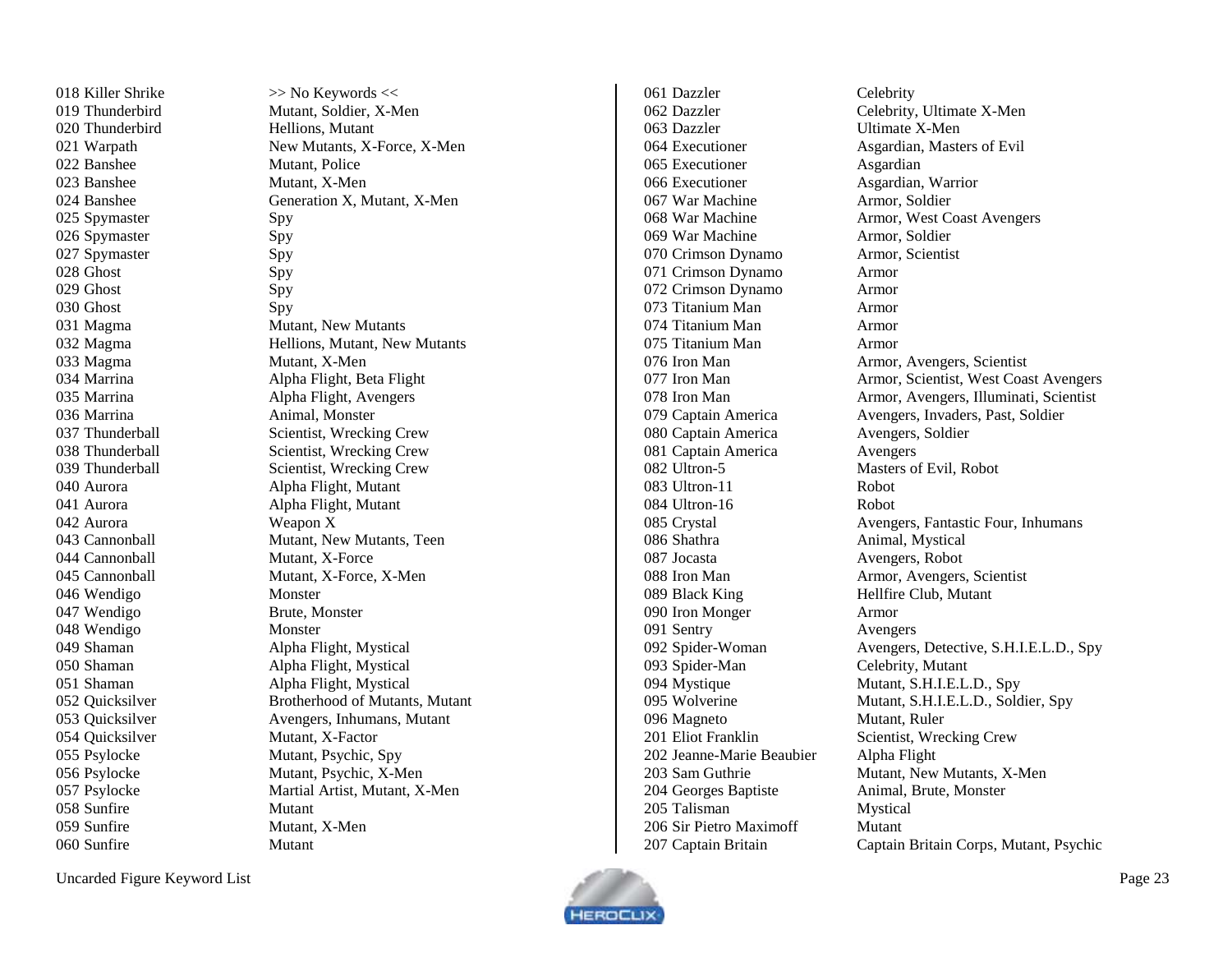| Figure | Keywords |
|---|---|
| 018 Killer Shrike | >> No Keywords << |
| 019 Thunderbird | Mutant, Soldier, X-Men |
| 020 Thunderbird | Hellions, Mutant |
| 021 Warpath | New Mutants, X-Force, X-Men |
| 022 Banshee | Mutant, Police |
| 023 Banshee | Mutant, X-Men |
| 024 Banshee | Generation X, Mutant, X-Men |
| 025 Spymaster | Spy |
| 026 Spymaster | Spy |
| 027 Spymaster | Spy |
| 028 Ghost | Spy |
| 029 Ghost | Spy |
| 030 Ghost | Spy |
| 031 Magma | Mutant, New Mutants |
| 032 Magma | Hellions, Mutant, New Mutants |
| 033 Magma | Mutant, X-Men |
| 034 Marrina | Alpha Flight, Beta Flight |
| 035 Marrina | Alpha Flight, Avengers |
| 036 Marrina | Animal, Monster |
| 037 Thunderball | Scientist, Wrecking Crew |
| 038 Thunderball | Scientist, Wrecking Crew |
| 039 Thunderball | Scientist, Wrecking Crew |
| 040 Aurora | Alpha Flight, Mutant |
| 041 Aurora | Alpha Flight, Mutant |
| 042 Aurora | Weapon X |
| 043 Cannonball | Mutant, New Mutants, Teen |
| 044 Cannonball | Mutant, X-Force |
| 045 Cannonball | Mutant, X-Force, X-Men |
| 046 Wendigo | Monster |
| 047 Wendigo | Brute, Monster |
| 048 Wendigo | Monster |
| 049 Shaman | Alpha Flight, Mystical |
| 050 Shaman | Alpha Flight, Mystical |
| 051 Shaman | Alpha Flight, Mystical |
| 052 Quicksilver | Brotherhood of Mutants, Mutant |
| 053 Quicksilver | Avengers, Inhumans, Mutant |
| 054 Quicksilver | Mutant, X-Factor |
| 055 Psylocke | Mutant, Psychic, Spy |
| 056 Psylocke | Mutant, Psychic, X-Men |
| 057 Psylocke | Martial Artist, Mutant, X-Men |
| 058 Sunfire | Mutant |
| 059 Sunfire | Mutant, X-Men |
| 060 Sunfire | Mutant |
| 061 Dazzler | Celebrity |
| 062 Dazzler | Celebrity, Ultimate X-Men |
| 063 Dazzler | Ultimate X-Men |
| 064 Executioner | Asgardian, Masters of Evil |
| 065 Executioner | Asgardian |
| 066 Executioner | Asgardian, Warrior |
| 067 War Machine | Armor, Soldier |
| 068 War Machine | Armor, West Coast Avengers |
| 069 War Machine | Armor, Soldier |
| 070 Crimson Dynamo | Armor, Scientist |
| 071 Crimson Dynamo | Armor |
| 072 Crimson Dynamo | Armor |
| 073 Titanium Man | Armor |
| 074 Titanium Man | Armor |
| 075 Titanium Man | Armor |
| 076 Iron Man | Armor, Avengers, Scientist |
| 077 Iron Man | Armor, Scientist, West Coast Avengers |
| 078 Iron Man | Armor, Avengers, Illuminati, Scientist |
| 079 Captain America | Avengers, Invaders, Past, Soldier |
| 080 Captain America | Avengers, Soldier |
| 081 Captain America | Avengers |
| 082 Ultron-5 | Masters of Evil, Robot |
| 083 Ultron-11 | Robot |
| 084 Ultron-16 | Robot |
| 085 Crystal | Avengers, Fantastic Four, Inhumans |
| 086 Shathra | Animal, Mystical |
| 087 Jocasta | Avengers, Robot |
| 088 Iron Man | Armor, Avengers, Scientist |
| 089 Black King | Hellfire Club, Mutant |
| 090 Iron Monger | Armor |
| 091 Sentry | Avengers |
| 092 Spider-Woman | Avengers, Detective, S.H.I.E.L.D., Spy |
| 093 Spider-Man | Celebrity, Mutant |
| 094 Mystique | Mutant, S.H.I.E.L.D., Spy |
| 095 Wolverine | Mutant, S.H.I.E.L.D., Soldier, Spy |
| 096 Magneto | Mutant, Ruler |
| 201 Eliot Franklin | Scientist, Wrecking Crew |
| 202 Jeanne-Marie Beaubier | Alpha Flight |
| 203 Sam Guthrie | Mutant, New Mutants, X-Men |
| 204 Georges Baptiste | Animal, Brute, Monster |
| 205 Talisman | Mystical |
| 206 Sir Pietro Maximoff | Mutant |
| 207 Captain Britain | Captain Britain Corps, Mutant, Psychic |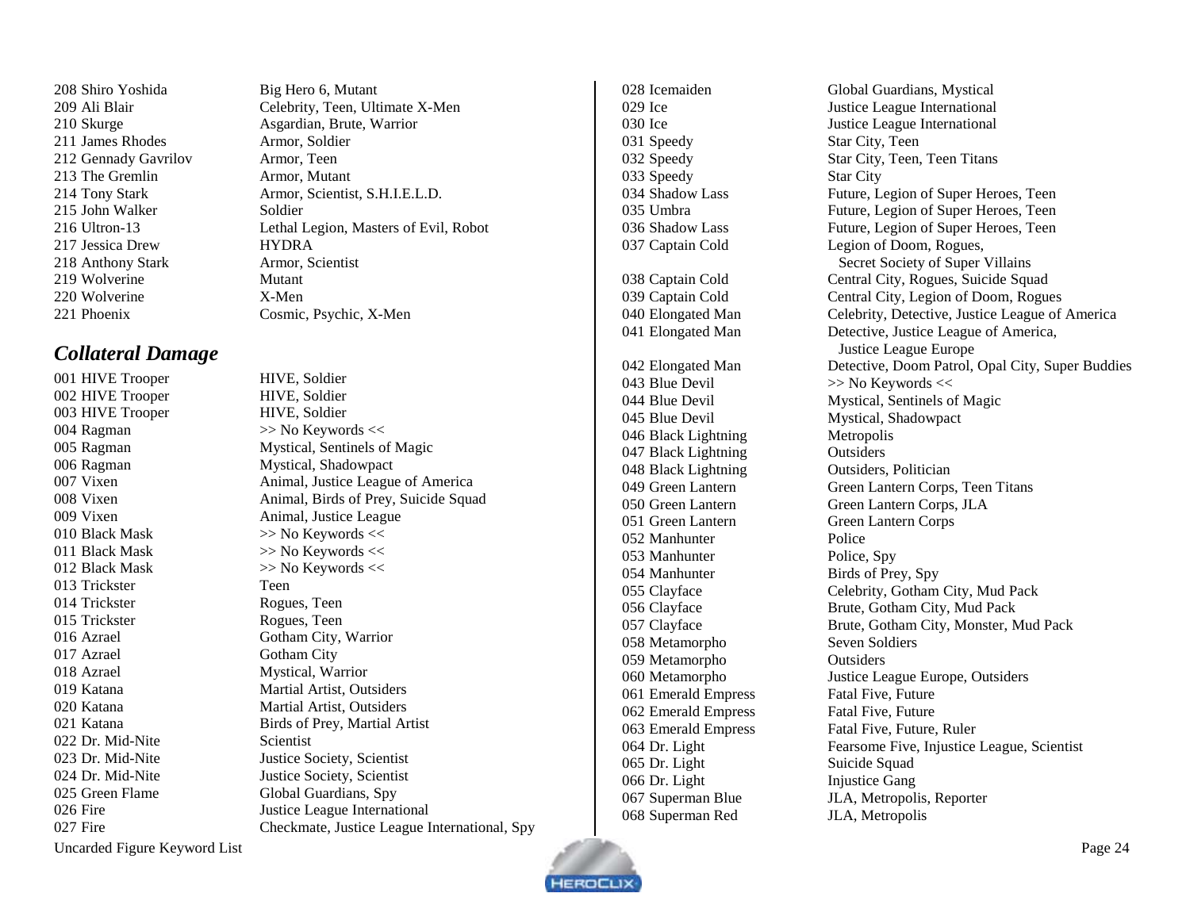208 Shiro Yoshida — Big Hero 6, Mutant
209 Ali Blair — Celebrity, Teen, Ultimate X-Men
210 Skurge — Asgardian, Brute, Warrior
211 James Rhodes — Armor, Soldier
212 Gennady Gavrilov — Armor, Teen
213 The Gremlin — Armor, Mutant
214 Tony Stark — Armor, Scientist, S.H.I.E.L.D.
215 John Walker — Soldier
216 Ultron-13 — Lethal Legion, Masters of Evil, Robot
217 Jessica Drew — HYDRA
218 Anthony Stark — Armor, Scientist
219 Wolverine — Mutant
220 Wolverine — X-Men
221 Phoenix — Cosmic, Psychic, X-Men

## *Collateral Damage*

| # | Name | Keywords |
|---|---|---|
| 001 | HIVE Trooper | HIVE, Soldier |
| 002 | HIVE Trooper | HIVE, Soldier |
| 003 | HIVE Trooper | HIVE, Soldier |
| 004 | Ragman | >> No Keywords << |
| 005 | Ragman | Mystical, Sentinels of Magic |
| 006 | Ragman | Mystical, Shadowpact |
| 007 | Vixen | Animal, Justice League of America |
| 008 | Vixen | Animal, Birds of Prey, Suicide Squad |
| 009 | Vixen | Animal, Justice League |
| 010 | Black Mask | >> No Keywords << |
| 011 | Black Mask | >> No Keywords << |
| 012 | Black Mask | >> No Keywords << |
| 013 | Trickster | Teen |
| 014 | Trickster | Rogues, Teen |
| 015 | Trickster | Rogues, Teen |
| 016 | Azrael | Gotham City, Warrior |
| 017 | Azrael | Gotham City |
| 018 | Azrael | Mystical, Warrior |
| 019 | Katana | Martial Artist, Outsiders |
| 020 | Katana | Martial Artist, Outsiders |
| 021 | Katana | Birds of Prey, Martial Artist |
| 022 | Dr. Mid-Nite | Scientist |
| 023 | Dr. Mid-Nite | Justice Society, Scientist |
| 024 | Dr. Mid-Nite | Justice Society, Scientist |
| 025 | Green Flame | Global Guardians, Spy |
| 026 | Fire | Justice League International |
| 027 | Fire | Checkmate, Justice League International, Spy |
| 028 | Icemaiden | Global Guardians, Mystical |
| 029 | Ice | Justice League International |
| 030 | Ice | Justice League International |
| 031 | Speedy | Star City, Teen |
| 032 | Speedy | Star City, Teen, Teen Titans |
| 033 | Speedy | Star City |
| 034 | Shadow Lass | Future, Legion of Super Heroes, Teen |
| 035 | Umbra | Future, Legion of Super Heroes, Teen |
| 036 | Shadow Lass | Future, Legion of Super Heroes, Teen |
| 037 | Captain Cold | Legion of Doom, Rogues, Secret Society of Super Villains |
| 038 | Captain Cold | Central City, Rogues, Suicide Squad |
| 039 | Captain Cold | Central City, Legion of Doom, Rogues |
| 040 | Elongated Man | Celebrity, Detective, Justice League of America |
| 041 | Elongated Man | Detective, Justice League of America, Justice League Europe |
| 042 | Elongated Man | Detective, Doom Patrol, Opal City, Super Buddies |
| 043 | Blue Devil | >> No Keywords << |
| 044 | Blue Devil | Mystical, Sentinels of Magic |
| 045 | Blue Devil | Mystical, Shadowpact |
| 046 | Black Lightning | Metropolis |
| 047 | Black Lightning | Outsiders |
| 048 | Black Lightning | Outsiders, Politician |
| 049 | Green Lantern | Green Lantern Corps, Teen Titans |
| 050 | Green Lantern | Green Lantern Corps, JLA |
| 051 | Green Lantern | Green Lantern Corps |
| 052 | Manhunter | Police |
| 053 | Manhunter | Police, Spy |
| 054 | Manhunter | Birds of Prey, Spy |
| 055 | Clayface | Celebrity, Gotham City, Mud Pack |
| 056 | Clayface | Brute, Gotham City, Mud Pack |
| 057 | Clayface | Brute, Gotham City, Monster, Mud Pack |
| 058 | Metamorpho | Seven Soldiers |
| 059 | Metamorpho | Outsiders |
| 060 | Metamorpho | Justice League Europe, Outsiders |
| 061 | Emerald Empress | Fatal Five, Future |
| 062 | Emerald Empress | Fatal Five, Future |
| 063 | Emerald Empress | Fatal Five, Future, Ruler |
| 064 | Dr. Light | Fearsome Five, Injustice League, Scientist |
| 065 | Dr. Light | Suicide Squad |
| 066 | Dr. Light | Injustice Gang |
| 067 | Superman Blue | JLA, Metropolis, Reporter |
| 068 | Superman Red | JLA, Metropolis |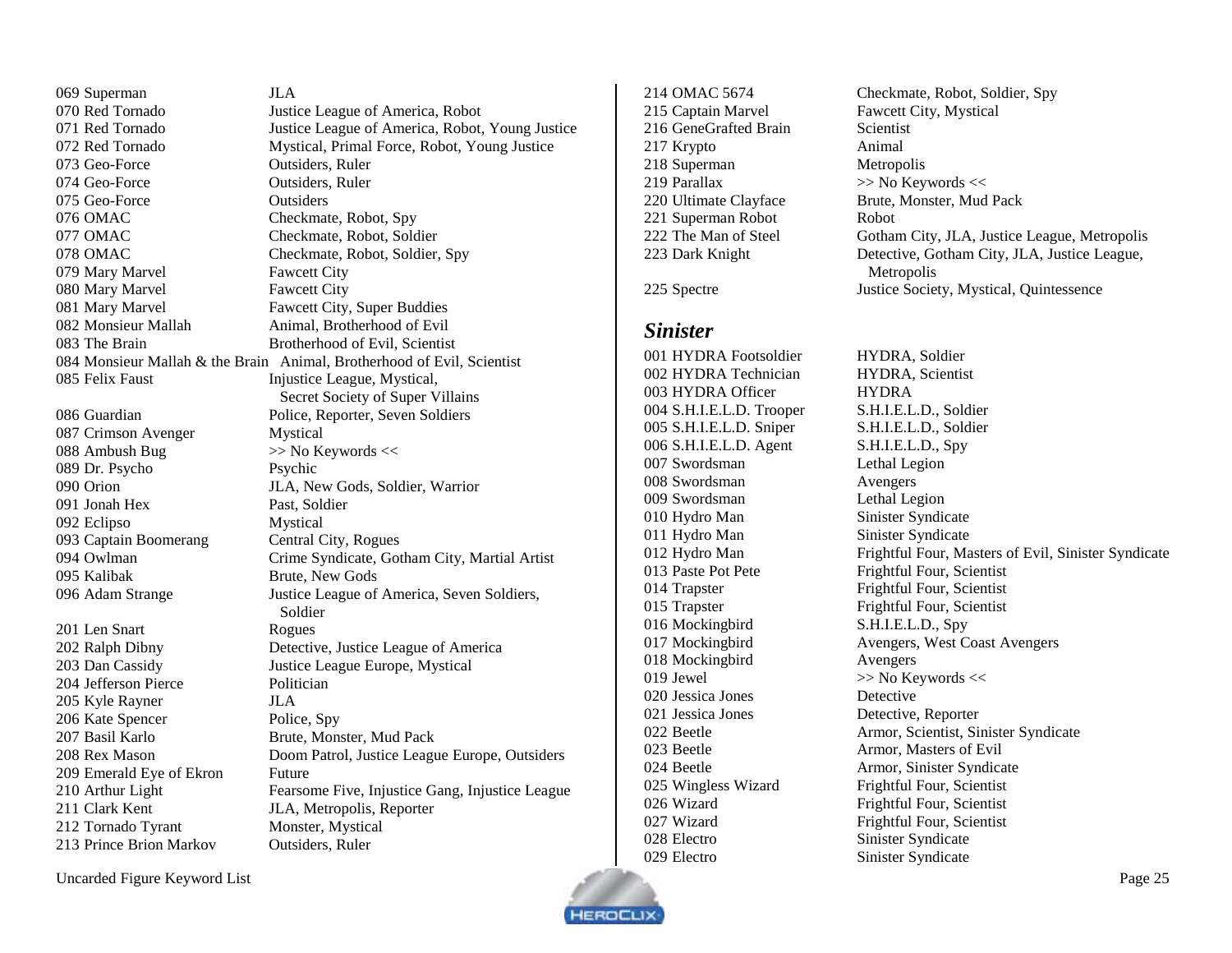069 Superman JLA
070 Red Tornado Justice League of America, Robot
071 Red Tornado Justice League of America, Robot, Young Justice
072 Red Tornado Mystical, Primal Force, Robot, Young Justice
073 Geo-Force Outsiders, Ruler
074 Geo-Force Outsiders, Ruler
075 Geo-Force Outsiders
076 OMAC Checkmate, Robot, Spy
077 OMAC Checkmate, Robot, Soldier
078 OMAC Checkmate, Robot, Soldier, Spy
079 Mary Marvel Fawcett City
080 Mary Marvel Fawcett City
081 Mary Marvel Fawcett City, Super Buddies
082 Monsieur Mallah Animal, Brotherhood of Evil
083 The Brain Brotherhood of Evil, Scientist
084 Monsieur Mallah & the Brain Animal, Brotherhood of Evil, Scientist
085 Felix Faust Injustice League, Mystical, Secret Society of Super Villains
086 Guardian Police, Reporter, Seven Soldiers
087 Crimson Avenger Mystical
088 Ambush Bug >> No Keywords <<
089 Dr. Psycho Psychic
090 Orion JLA, New Gods, Soldier, Warrior
091 Jonah Hex Past, Soldier
092 Eclipso Mystical
093 Captain Boomerang Central City, Rogues
094 Owlman Crime Syndicate, Gotham City, Martial Artist
095 Kalibak Brute, New Gods
096 Adam Strange Justice League of America, Seven Soldiers, Soldier
201 Len Snart Rogues
202 Ralph Dibny Detective, Justice League of America
203 Dan Cassidy Justice League Europe, Mystical
204 Jefferson Pierce Politician
205 Kyle Rayner JLA
206 Kate Spencer Police, Spy
207 Basil Karlo Brute, Monster, Mud Pack
208 Rex Mason Doom Patrol, Justice League Europe, Outsiders
209 Emerald Eye of Ekron Future
210 Arthur Light Fearsome Five, Injustice Gang, Injustice League
211 Clark Kent JLA, Metropolis, Reporter
212 Tornado Tyrant Monster, Mystical
213 Prince Brion Markov Outsiders, Ruler
214 OMAC 5674 Checkmate, Robot, Soldier, Spy
215 Captain Marvel Fawcett City, Mystical
216 GeneGrafted Brain Scientist
217 Krypto Animal
218 Superman Metropolis
219 Parallax >> No Keywords <<
220 Ultimate Clayface Brute, Monster, Mud Pack
221 Superman Robot Robot
222 The Man of Steel Gotham City, JLA, Justice League, Metropolis
223 Dark Knight Detective, Gotham City, JLA, Justice League, Metropolis
225 Spectre Justice Society, Mystical, Quintessence

## *Sinister*

001 HYDRA Footsoldier HYDRA, Soldier
002 HYDRA Technician HYDRA, Scientist
003 HYDRA Officer HYDRA
004 S.H.I.E.L.D. Trooper S.H.I.E.L.D., Soldier
005 S.H.I.E.L.D. Sniper S.H.I.E.L.D., Soldier
006 S.H.I.E.L.D. Agent S.H.I.E.L.D., Spy
007 Swordsman Lethal Legion
008 Swordsman Avengers
009 Swordsman Lethal Legion
010 Hydro Man Sinister Syndicate
011 Hydro Man Sinister Syndicate
012 Hydro Man Frightful Four, Masters of Evil, Sinister Syndicate
013 Paste Pot Pete Frightful Four, Scientist
014 Trapster Frightful Four, Scientist
015 Trapster Frightful Four, Scientist
016 Mockingbird S.H.I.E.L.D., Spy
017 Mockingbird Avengers, West Coast Avengers
018 Mockingbird Avengers
019 Jewel >> No Keywords <<
020 Jessica Jones Detective
021 Jessica Jones Detective, Reporter
022 Beetle Armor, Scientist, Sinister Syndicate
023 Beetle Armor, Masters of Evil
024 Beetle Armor, Sinister Syndicate
025 Wingless Wizard Frightful Four, Scientist
026 Wizard Frightful Four, Scientist
027 Wizard Frightful Four, Scientist
028 Electro Sinister Syndicate
029 Electro Sinister Syndicate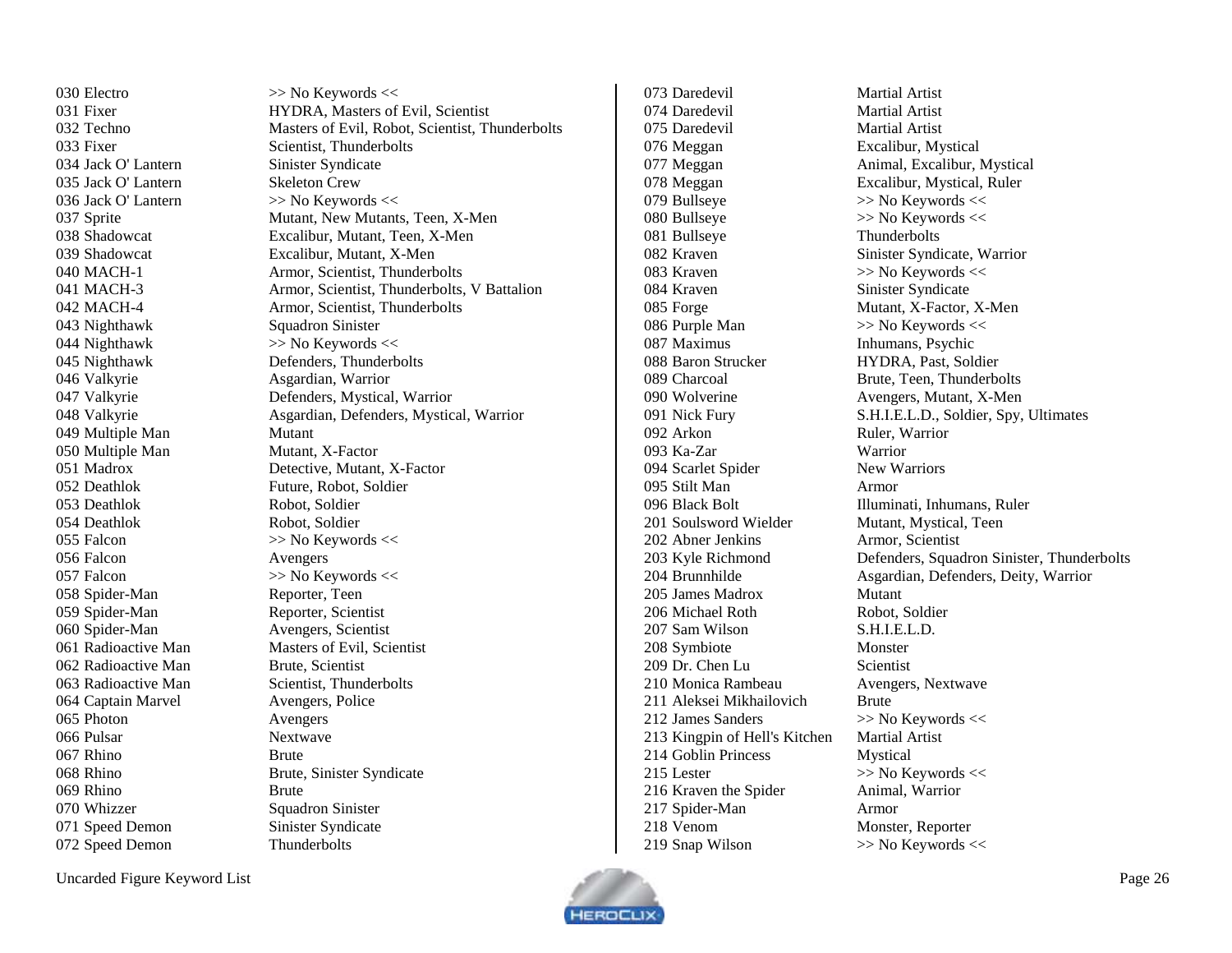| Figure | Keywords |
|---|---|
| 030 Electro | >> No Keywords << |
| 031 Fixer | HYDRA, Masters of Evil, Scientist |
| 032 Techno | Masters of Evil, Robot, Scientist, Thunderbolts |
| 033 Fixer | Scientist, Thunderbolts |
| 034 Jack O' Lantern | Sinister Syndicate |
| 035 Jack O' Lantern | Skeleton Crew |
| 036 Jack O' Lantern | >> No Keywords << |
| 037 Sprite | Mutant, New Mutants, Teen, X-Men |
| 038 Shadowcat | Excalibur, Mutant, Teen, X-Men |
| 039 Shadowcat | Excalibur, Mutant, X-Men |
| 040 MACH-1 | Armor, Scientist, Thunderbolts |
| 041 MACH-3 | Armor, Scientist, Thunderbolts, V Battalion |
| 042 MACH-4 | Armor, Scientist, Thunderbolts |
| 043 Nighthawk | Squadron Sinister |
| 044 Nighthawk | >> No Keywords << |
| 045 Nighthawk | Defenders, Thunderbolts |
| 046 Valkyrie | Asgardian, Warrior |
| 047 Valkyrie | Defenders, Mystical, Warrior |
| 048 Valkyrie | Asgardian, Defenders, Mystical, Warrior |
| 049 Multiple Man | Mutant |
| 050 Multiple Man | Mutant, X-Factor |
| 051 Madrox | Detective, Mutant, X-Factor |
| 052 Deathlok | Future, Robot, Soldier |
| 053 Deathlok | Robot, Soldier |
| 054 Deathlok | Robot, Soldier |
| 055 Falcon | >> No Keywords << |
| 056 Falcon | Avengers |
| 057 Falcon | >> No Keywords << |
| 058 Spider-Man | Reporter, Teen |
| 059 Spider-Man | Reporter, Scientist |
| 060 Spider-Man | Avengers, Scientist |
| 061 Radioactive Man | Masters of Evil, Scientist |
| 062 Radioactive Man | Brute, Scientist |
| 063 Radioactive Man | Scientist, Thunderbolts |
| 064 Captain Marvel | Avengers, Police |
| 065 Photon | Avengers |
| 066 Pulsar | Nextwave |
| 067 Rhino | Brute |
| 068 Rhino | Brute, Sinister Syndicate |
| 069 Rhino | Brute |
| 070 Whizzer | Squadron Sinister |
| 071 Speed Demon | Sinister Syndicate |
| 072 Speed Demon | Thunderbolts |
| 073 Daredevil | Martial Artist |
| 074 Daredevil | Martial Artist |
| 075 Daredevil | Martial Artist |
| 076 Meggan | Excalibur, Mystical |
| 077 Meggan | Animal, Excalibur, Mystical |
| 078 Meggan | Excalibur, Mystical, Ruler |
| 079 Bullseye | >> No Keywords << |
| 080 Bullseye | >> No Keywords << |
| 081 Bullseye | Thunderbolts |
| 082 Kraven | Sinister Syndicate, Warrior |
| 083 Kraven | >> No Keywords << |
| 084 Kraven | Sinister Syndicate |
| 085 Forge | Mutant, X-Factor, X-Men |
| 086 Purple Man | >> No Keywords << |
| 087 Maximus | Inhumans, Psychic |
| 088 Baron Strucker | HYDRA, Past, Soldier |
| 089 Charcoal | Brute, Teen, Thunderbolts |
| 090 Wolverine | Avengers, Mutant, X-Men |
| 091 Nick Fury | S.H.I.E.L.D., Soldier, Spy, Ultimates |
| 092 Arkon | Ruler, Warrior |
| 093 Ka-Zar | Warrior |
| 094 Scarlet Spider | New Warriors |
| 095 Stilt Man | Armor |
| 096 Black Bolt | Illuminati, Inhumans, Ruler |
| 201 Soulsword Wielder | Mutant, Mystical, Teen |
| 202 Abner Jenkins | Armor, Scientist |
| 203 Kyle Richmond | Defenders, Squadron Sinister, Thunderbolts |
| 204 Brunnhilde | Asgardian, Defenders, Deity, Warrior |
| 205 James Madrox | Mutant |
| 206 Michael Roth | Robot, Soldier |
| 207 Sam Wilson | S.H.I.E.L.D. |
| 208 Symbiote | Monster |
| 209 Dr. Chen Lu | Scientist |
| 210 Monica Rambeau | Avengers, Nextwave |
| 211 Aleksei Mikhailovich | Brute |
| 212 James Sanders | >> No Keywords << |
| 213 Kingpin of Hell's Kitchen | Martial Artist |
| 214 Goblin Princess | Mystical |
| 215 Lester | >> No Keywords << |
| 216 Kraven the Spider | Animal, Warrior |
| 217 Spider-Man | Armor |
| 218 Venom | Monster, Reporter |
| 219 Snap Wilson | >> No Keywords << |

Uncarded Figure Keyword List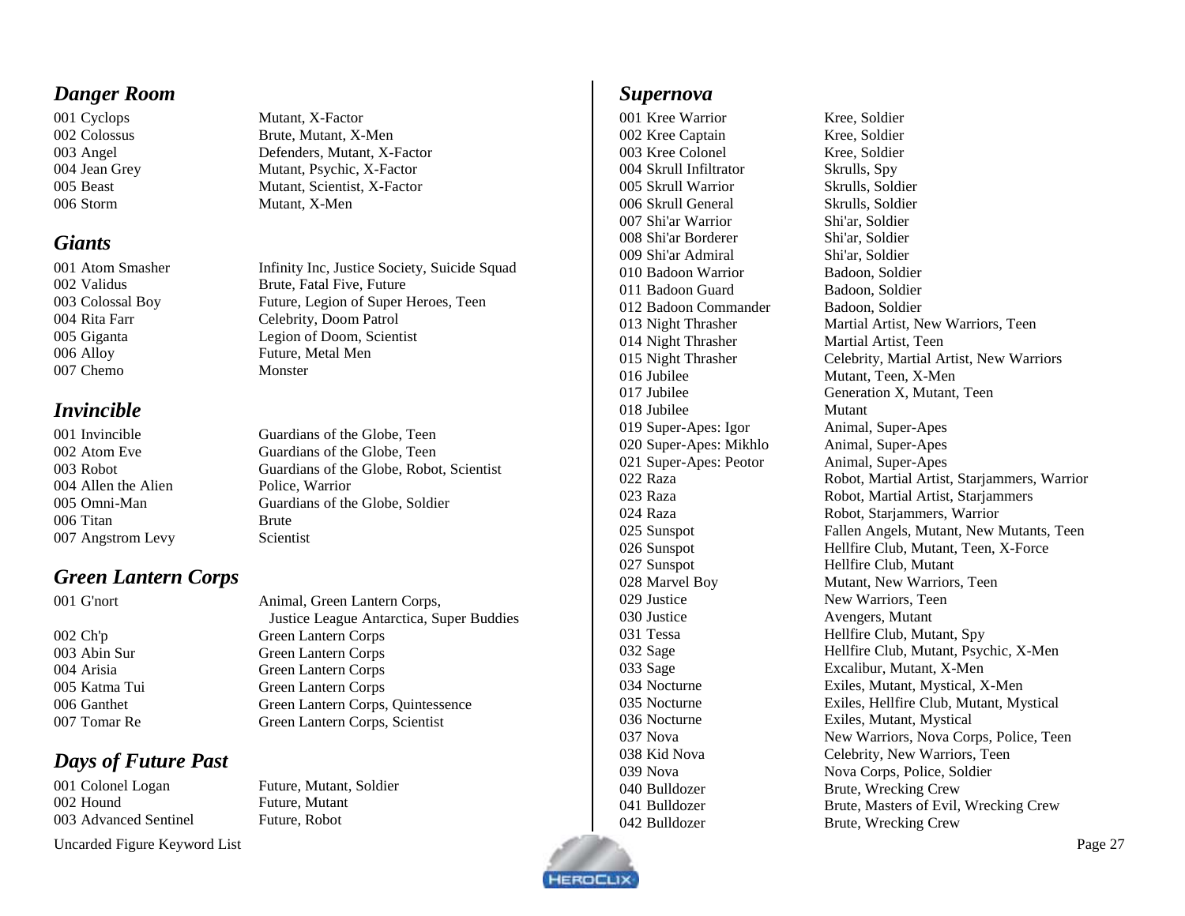## *Danger Room*

| | |
|---|---|
| 001 Cyclops | Mutant, X-Factor |
| 002 Colossus | Brute, Mutant, X-Men |
| 003 Angel | Defenders, Mutant, X-Factor |
| 004 Jean Grey | Mutant, Psychic, X-Factor |
| 005 Beast | Mutant, Scientist, X-Factor |
| 006 Storm | Mutant, X-Men |

## *Giants*

| | |
|---|---|
| 001 Atom Smasher | Infinity Inc, Justice Society, Suicide Squad |
| 002 Validus | Brute, Fatal Five, Future |
| 003 Colossal Boy | Future, Legion of Super Heroes, Teen |
| 004 Rita Farr | Celebrity, Doom Patrol |
| 005 Giganta | Legion of Doom, Scientist |
| 006 Alloy | Future, Metal Men |
| 007 Chemo | Monster |

## *Invincible*

| | |
|---|---|
| 001 Invincible | Guardians of the Globe, Teen |
| 002 Atom Eve | Guardians of the Globe, Teen |
| 003 Robot | Guardians of the Globe, Robot, Scientist |
| 004 Allen the Alien | Police, Warrior |
| 005 Omni-Man | Guardians of the Globe, Soldier |
| 006 Titan | Brute |
| 007 Angstrom Levy | Scientist |

## *Green Lantern Corps*

| | |
|---|---|
| 001 G'nort | Animal, Green Lantern Corps, Justice League Antarctica, Super Buddies |
| 002 Ch'p | Green Lantern Corps |
| 003 Abin Sur | Green Lantern Corps |
| 004 Arisia | Green Lantern Corps |
| 005 Katma Tui | Green Lantern Corps |
| 006 Ganthet | Green Lantern Corps, Quintessence |
| 007 Tomar Re | Green Lantern Corps, Scientist |

## *Days of Future Past*

| | |
|---|---|
| 001 Colonel Logan | Future, Mutant, Soldier |
| 002 Hound | Future, Mutant |
| 003 Advanced Sentinel | Future, Robot |

## *Supernova*

| | |
|---|---|
| 001 Kree Warrior | Kree, Soldier |
| 002 Kree Captain | Kree, Soldier |
| 003 Kree Colonel | Kree, Soldier |
| 004 Skrull Infiltrator | Skrulls, Spy |
| 005 Skrull Warrior | Skrulls, Soldier |
| 006 Skrull General | Skrulls, Soldier |
| 007 Shi'ar Warrior | Shi'ar, Soldier |
| 008 Shi'ar Borderer | Shi'ar, Soldier |
| 009 Shi'ar Admiral | Shi'ar, Soldier |
| 010 Badoon Warrior | Badoon, Soldier |
| 011 Badoon Guard | Badoon, Soldier |
| 012 Badoon Commander | Badoon, Soldier |
| 013 Night Thrasher | Martial Artist, New Warriors, Teen |
| 014 Night Thrasher | Martial Artist, Teen |
| 015 Night Thrasher | Celebrity, Martial Artist, New Warriors |
| 016 Jubilee | Mutant, Teen, X-Men |
| 017 Jubilee | Generation X, Mutant, Teen |
| 018 Jubilee | Mutant |
| 019 Super-Apes: Igor | Animal, Super-Apes |
| 020 Super-Apes: Mikhlo | Animal, Super-Apes |
| 021 Super-Apes: Peotor | Animal, Super-Apes |
| 022 Raza | Robot, Martial Artist, Starjammers, Warrior |
| 023 Raza | Robot, Martial Artist, Starjammers |
| 024 Raza | Robot, Starjammers, Warrior |
| 025 Sunspot | Fallen Angels, Mutant, New Mutants, Teen |
| 026 Sunspot | Hellfire Club, Mutant, Teen, X-Force |
| 027 Sunspot | Hellfire Club, Mutant |
| 028 Marvel Boy | Mutant, New Warriors, Teen |
| 029 Justice | New Warriors, Teen |
| 030 Justice | Avengers, Mutant |
| 031 Tessa | Hellfire Club, Mutant, Spy |
| 032 Sage | Hellfire Club, Mutant, Psychic, X-Men |
| 033 Sage | Excalibur, Mutant, X-Men |
| 034 Nocturne | Exiles, Mutant, Mystical, X-Men |
| 035 Nocturne | Exiles, Hellfire Club, Mutant, Mystical |
| 036 Nocturne | Exiles, Mutant, Mystical |
| 037 Nova | New Warriors, Nova Corps, Police, Teen |
| 038 Kid Nova | Celebrity, New Warriors, Teen |
| 039 Nova | Nova Corps, Police, Soldier |
| 040 Bulldozer | Brute, Wrecking Crew |
| 041 Bulldozer | Brute, Masters of Evil, Wrecking Crew |
| 042 Bulldozer | Brute, Wrecking Crew |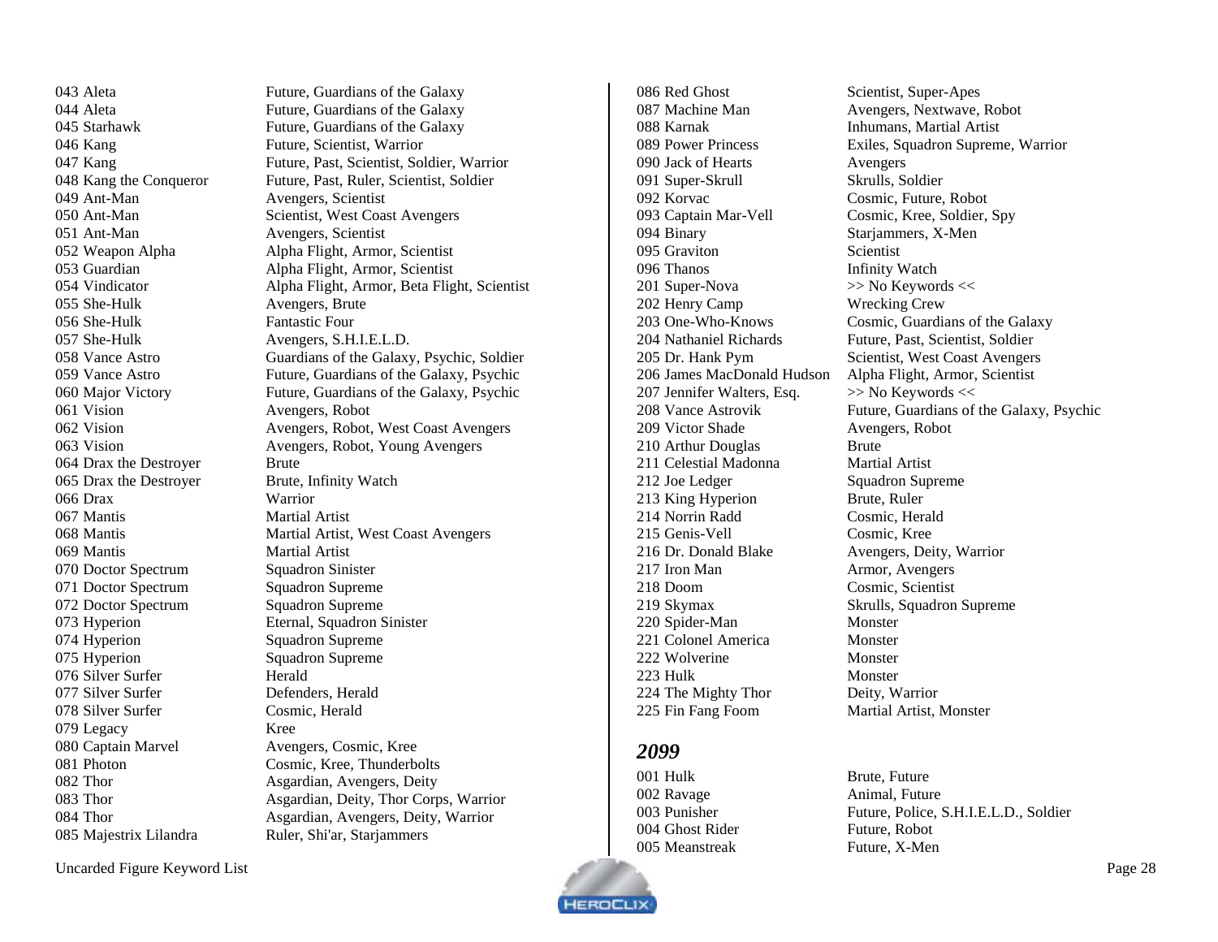| Figure | Keywords |
|---|---|
| 043 Aleta | Future, Guardians of the Galaxy |
| 044 Aleta | Future, Guardians of the Galaxy |
| 045 Starhawk | Future, Guardians of the Galaxy |
| 046 Kang | Future, Scientist, Warrior |
| 047 Kang | Future, Past, Scientist, Soldier, Warrior |
| 048 Kang the Conqueror | Future, Past, Ruler, Scientist, Soldier |
| 049 Ant-Man | Avengers, Scientist |
| 050 Ant-Man | Scientist, West Coast Avengers |
| 051 Ant-Man | Avengers, Scientist |
| 052 Weapon Alpha | Alpha Flight, Armor, Scientist |
| 053 Guardian | Alpha Flight, Armor, Scientist |
| 054 Vindicator | Alpha Flight, Armor, Beta Flight, Scientist |
| 055 She-Hulk | Avengers, Brute |
| 056 She-Hulk | Fantastic Four |
| 057 She-Hulk | Avengers, S.H.I.E.L.D. |
| 058 Vance Astro | Guardians of the Galaxy, Psychic, Soldier |
| 059 Vance Astro | Future, Guardians of the Galaxy, Psychic |
| 060 Major Victory | Future, Guardians of the Galaxy, Psychic |
| 061 Vision | Avengers, Robot |
| 062 Vision | Avengers, Robot, West Coast Avengers |
| 063 Vision | Avengers, Robot, Young Avengers |
| 064 Drax the Destroyer | Brute |
| 065 Drax the Destroyer | Brute, Infinity Watch |
| 066 Drax | Warrior |
| 067 Mantis | Martial Artist |
| 068 Mantis | Martial Artist, West Coast Avengers |
| 069 Mantis | Martial Artist |
| 070 Doctor Spectrum | Squadron Sinister |
| 071 Doctor Spectrum | Squadron Supreme |
| 072 Doctor Spectrum | Squadron Supreme |
| 073 Hyperion | Eternal, Squadron Sinister |
| 074 Hyperion | Squadron Supreme |
| 075 Hyperion | Squadron Supreme |
| 076 Silver Surfer | Herald |
| 077 Silver Surfer | Defenders, Herald |
| 078 Silver Surfer | Cosmic, Herald |
| 079 Legacy | Kree |
| 080 Captain Marvel | Avengers, Cosmic, Kree |
| 081 Photon | Cosmic, Kree, Thunderbolts |
| 082 Thor | Asgardian, Avengers, Deity |
| 083 Thor | Asgardian, Deity, Thor Corps, Warrior |
| 084 Thor | Asgardian, Avengers, Deity, Warrior |
| 085 Majestrix Lilandra | Ruler, Shi'ar, Starjammers |
| 086 Red Ghost | Scientist, Super-Apes |
| 087 Machine Man | Avengers, Nextwave, Robot |
| 088 Karnak | Inhumans, Martial Artist |
| 089 Power Princess | Exiles, Squadron Supreme, Warrior |
| 090 Jack of Hearts | Avengers |
| 091 Super-Skrull | Skrulls, Soldier |
| 092 Korvac | Cosmic, Future, Robot |
| 093 Captain Mar-Vell | Cosmic, Kree, Soldier, Spy |
| 094 Binary | Starjammers, X-Men |
| 095 Graviton | Scientist |
| 096 Thanos | Infinity Watch |
| 201 Super-Nova | >> No Keywords << |
| 202 Henry Camp | Wrecking Crew |
| 203 One-Who-Knows | Cosmic, Guardians of the Galaxy |
| 204 Nathaniel Richards | Future, Past, Scientist, Soldier |
| 205 Dr. Hank Pym | Scientist, West Coast Avengers |
| 206 James MacDonald Hudson | Alpha Flight, Armor, Scientist |
| 207 Jennifer Walters, Esq. | >> No Keywords << |
| 208 Vance Astrovik | Future, Guardians of the Galaxy, Psychic |
| 209 Victor Shade | Avengers, Robot |
| 210 Arthur Douglas | Brute |
| 211 Celestial Madonna | Martial Artist |
| 212 Joe Ledger | Squadron Supreme |
| 213 King Hyperion | Brute, Ruler |
| 214 Norrin Radd | Cosmic, Herald |
| 215 Genis-Vell | Cosmic, Kree |
| 216 Dr. Donald Blake | Avengers, Deity, Warrior |
| 217 Iron Man | Armor, Avengers |
| 218 Doom | Cosmic, Scientist |
| 219 Skymax | Skrulls, Squadron Supreme |
| 220 Spider-Man | Monster |
| 221 Colonel America | Monster |
| 222 Wolverine | Monster |
| 223 Hulk | Monster |
| 224 The Mighty Thor | Deity, Warrior |
| 225 Fin Fang Foom | Martial Artist, Monster |

## *2099*

| Figure | Keywords |
|---|---|
| 001 Hulk | Brute, Future |
| 002 Ravage | Animal, Future |
| 003 Punisher | Future, Police, S.H.I.E.L.D., Soldier |
| 004 Ghost Rider | Future, Robot |
| 005 Meanstreak | Future, X-Men |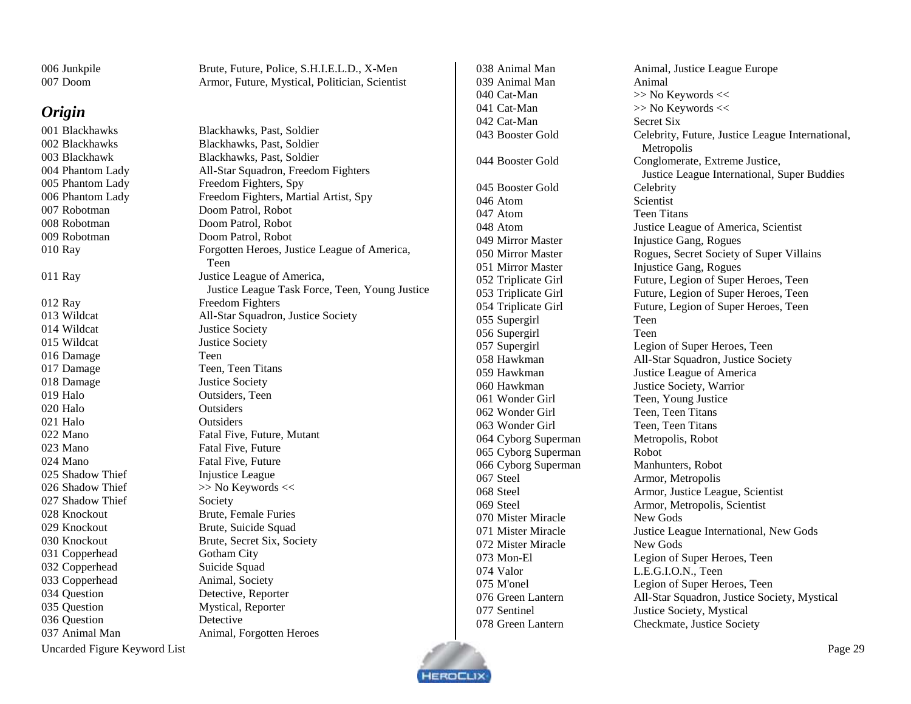| | |
|---|---|
| 006 Junkpile | Brute, Future, Police, S.H.I.E.L.D., X-Men |
| 007 Doom | Armor, Future, Mystical, Politician, Scientist |

## *Origin*

| | |
|---|---|
| 001 Blackhawks | Blackhawks, Past, Soldier |
| 002 Blackhawks | Blackhawks, Past, Soldier |
| 003 Blackhawk | Blackhawks, Past, Soldier |
| 004 Phantom Lady | All-Star Squadron, Freedom Fighters |
| 005 Phantom Lady | Freedom Fighters, Spy |
| 006 Phantom Lady | Freedom Fighters, Martial Artist, Spy |
| 007 Robotman | Doom Patrol, Robot |
| 008 Robotman | Doom Patrol, Robot |
| 009 Robotman | Doom Patrol, Robot |
| 010 Ray | Forgotten Heroes, Justice League of America, Teen |
| 011 Ray | Justice League of America, Justice League Task Force, Teen, Young Justice |
| 012 Ray | Freedom Fighters |
| 013 Wildcat | All-Star Squadron, Justice Society |
| 014 Wildcat | Justice Society |
| 015 Wildcat | Justice Society |
| 016 Damage | Teen |
| 017 Damage | Teen, Teen Titans |
| 018 Damage | Justice Society |
| 019 Halo | Outsiders, Teen |
| 020 Halo | Outsiders |
| 021 Halo | Outsiders |
| 022 Mano | Fatal Five, Future, Mutant |
| 023 Mano | Fatal Five, Future |
| 024 Mano | Fatal Five, Future |
| 025 Shadow Thief | Injustice League |
| 026 Shadow Thief | >> No Keywords << |
| 027 Shadow Thief | Society |
| 028 Knockout | Brute, Female Furies |
| 029 Knockout | Brute, Suicide Squad |
| 030 Knockout | Brute, Secret Six, Society |
| 031 Copperhead | Gotham City |
| 032 Copperhead | Suicide Squad |
| 033 Copperhead | Animal, Society |
| 034 Question | Detective, Reporter |
| 035 Question | Mystical, Reporter |
| 036 Question | Detective |
| 037 Animal Man | Animal, Forgotten Heroes |
| 038 Animal Man | Animal, Justice League Europe |
| 039 Animal Man | Animal |
| 040 Cat-Man | >> No Keywords << |
| 041 Cat-Man | >> No Keywords << |
| 042 Cat-Man | Secret Six |
| 043 Booster Gold | Celebrity, Future, Justice League International, Metropolis |
| 044 Booster Gold | Conglomerate, Extreme Justice, Justice League International, Super Buddies |
| 045 Booster Gold | Celebrity |
| 046 Atom | Scientist |
| 047 Atom | Teen Titans |
| 048 Atom | Justice League of America, Scientist |
| 049 Mirror Master | Injustice Gang, Rogues |
| 050 Mirror Master | Rogues, Secret Society of Super Villains |
| 051 Mirror Master | Injustice Gang, Rogues |
| 052 Triplicate Girl | Future, Legion of Super Heroes, Teen |
| 053 Triplicate Girl | Future, Legion of Super Heroes, Teen |
| 054 Triplicate Girl | Future, Legion of Super Heroes, Teen |
| 055 Supergirl | Teen |
| 056 Supergirl | Teen |
| 057 Supergirl | Legion of Super Heroes, Teen |
| 058 Hawkman | All-Star Squadron, Justice Society |
| 059 Hawkman | Justice League of America |
| 060 Hawkman | Justice Society, Warrior |
| 061 Wonder Girl | Teen, Young Justice |
| 062 Wonder Girl | Teen, Teen Titans |
| 063 Wonder Girl | Teen, Teen Titans |
| 064 Cyborg Superman | Metropolis, Robot |
| 065 Cyborg Superman | Robot |
| 066 Cyborg Superman | Manhunters, Robot |
| 067 Steel | Armor, Metropolis |
| 068 Steel | Armor, Justice League, Scientist |
| 069 Steel | Armor, Metropolis, Scientist |
| 070 Mister Miracle | New Gods |
| 071 Mister Miracle | Justice League International, New Gods |
| 072 Mister Miracle | New Gods |
| 073 Mon-El | Legion of Super Heroes, Teen |
| 074 Valor | L.E.G.I.O.N., Teen |
| 075 M'onel | Legion of Super Heroes, Teen |
| 076 Green Lantern | All-Star Squadron, Justice Society, Mystical |
| 077 Sentinel | Justice Society, Mystical |
| 078 Green Lantern | Checkmate, Justice Society |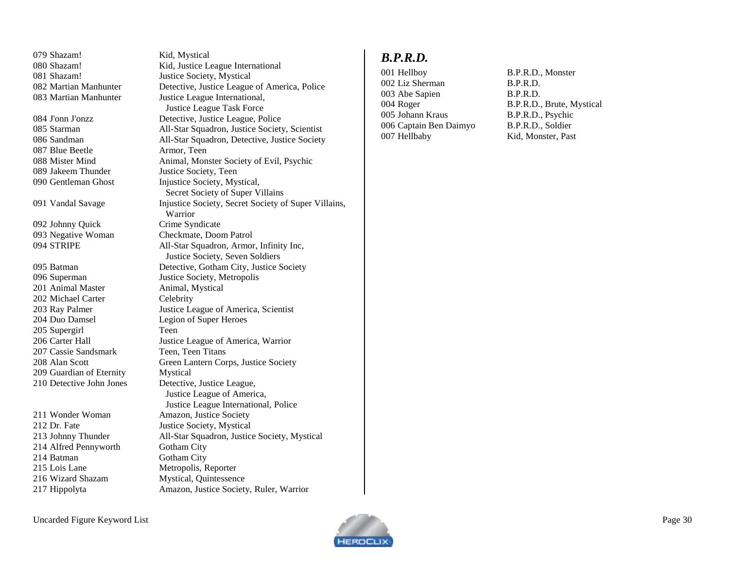| | |
|---|---|
| 079 Shazam! | Kid, Mystical |
| 080 Shazam! | Kid, Justice League International |
| 081 Shazam! | Justice Society, Mystical |
| 082 Martian Manhunter | Detective, Justice League of America, Police |
| 083 Martian Manhunter | Justice League International, Justice League Task Force |
| 084 J'onn J'onzz | Detective, Justice League, Police |
| 085 Starman | All-Star Squadron, Justice Society, Scientist |
| 086 Sandman | All-Star Squadron, Detective, Justice Society |
| 087 Blue Beetle | Armor, Teen |
| 088 Mister Mind | Animal, Monster Society of Evil, Psychic |
| 089 Jakeem Thunder | Justice Society, Teen |
| 090 Gentleman Ghost | Injustice Society, Mystical, Secret Society of Super Villains |
| 091 Vandal Savage | Injustice Society, Secret Society of Super Villains, Warrior |
| 092 Johnny Quick | Crime Syndicate |
| 093 Negative Woman | Checkmate, Doom Patrol |
| 094 STRIPE | All-Star Squadron, Armor, Infinity Inc, Justice Society, Seven Soldiers |
| 095 Batman | Detective, Gotham City, Justice Society |
| 096 Superman | Justice Society, Metropolis |
| 201 Animal Master | Animal, Mystical |
| 202 Michael Carter | Celebrity |
| 203 Ray Palmer | Justice League of America, Scientist |
| 204 Duo Damsel | Legion of Super Heroes |
| 205 Supergirl | Teen |
| 206 Carter Hall | Justice League of America, Warrior |
| 207 Cassie Sandsmark | Teen, Teen Titans |
| 208 Alan Scott | Green Lantern Corps, Justice Society |
| 209 Guardian of Eternity | Mystical |
| 210 Detective John Jones | Detective, Justice League, Justice League of America, Justice League International, Police |
| 211 Wonder Woman | Amazon, Justice Society |
| 212 Dr. Fate | Justice Society, Mystical |
| 213 Johnny Thunder | All-Star Squadron, Justice Society, Mystical |
| 214 Alfred Pennyworth | Gotham City |
| 214 Batman | Gotham City |
| 215 Lois Lane | Metropolis, Reporter |
| 216 Wizard Shazam | Mystical, Quintessence |
| 217 Hippolyta | Amazon, Justice Society, Ruler, Warrior |

## *B.P.R.D.*

| | |
|---|---|
| 001 Hellboy | B.P.R.D., Monster |
| 002 Liz Sherman | B.P.R.D. |
| 003 Abe Sapien | B.P.R.D. |
| 004 Roger | B.P.R.D., Brute, Mystical |
| 005 Johann Kraus | B.P.R.D., Psychic |
| 006 Captain Ben Daimyo | B.P.R.D., Soldier |
| 007 Hellbaby | Kid, Monster, Past |